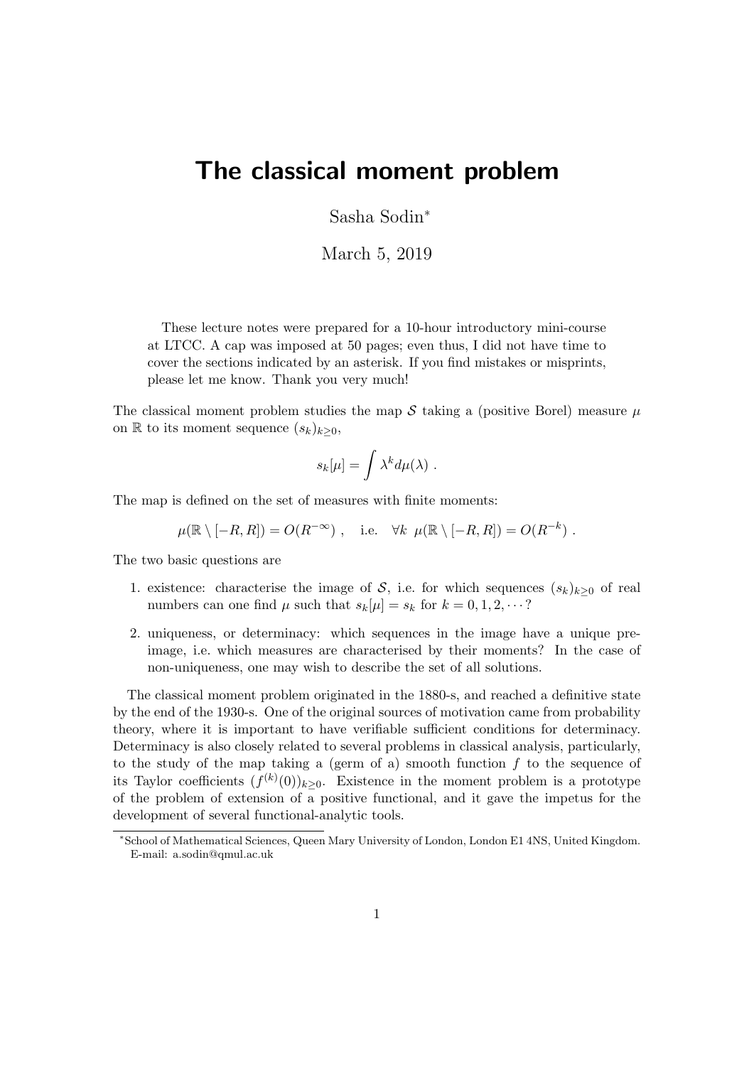# The classical moment problem

Sasha Sodin[*]

March 5, 2019

These lecture notes were prepared for a 10-hour introductory mini-course at LTCC. A cap was imposed at 50 pages; even thus, I did not have time to cover the sections indicated by an asterisk. If you find mistakes or misprints, please let me know. Thank you very much!

The classical moment problem studies the map $\mathcal{S}$ taking a (positive Borel) measure $\mu$ on $\mathbb{R}$ to its moment sequence $(s_k)_{k\geq 0}$,

$$s_k[\mu] = \int \lambda^k d\mu(\lambda) \ .$$

The map is defined on the set of measures with finite moments:

$$\mu(\mathbb{R} \setminus [-R, R]) = O(R^{-\infty}) \ , \quad \text{i.e.} \quad \forall k \ \ \mu(\mathbb{R} \setminus [-R, R]) = O(R^{-k}) \ .$$

The two basic questions are

1. existence: characterise the image of $\mathcal{S}$, i.e. for which sequences $(s_k)_{k\geq 0}$ of real numbers can one find $\mu$ such that $s_k[\mu] = s_k$ for $k = 0, 1, 2, \cdots$?
2. uniqueness, or determinacy: which sequences in the image have a unique pre-image, i.e. which measures are characterised by their moments? In the case of non-uniqueness, one may wish to describe the set of all solutions.

The classical moment problem originated in the 1880-s, and reached a definitive state by the end of the 1930-s. One of the original sources of motivation came from probability theory, where it is important to have verifiable sufficient conditions for determinacy. Determinacy is also closely related to several problems in classical analysis, particularly, to the study of the map taking a (germ of a) smooth function $f$ to the sequence of its Taylor coefficients $(f^{(k)}(0))_{k\geq 0}$. Existence in the moment problem is a prototype of the problem of extension of a positive functional, and it gave the impetus for the development of several functional-analytic tools.

[*]School of Mathematical Sciences, Queen Mary University of London, London E1 4NS, United Kingdom. E-mail: a.sodin@qmul.ac.uk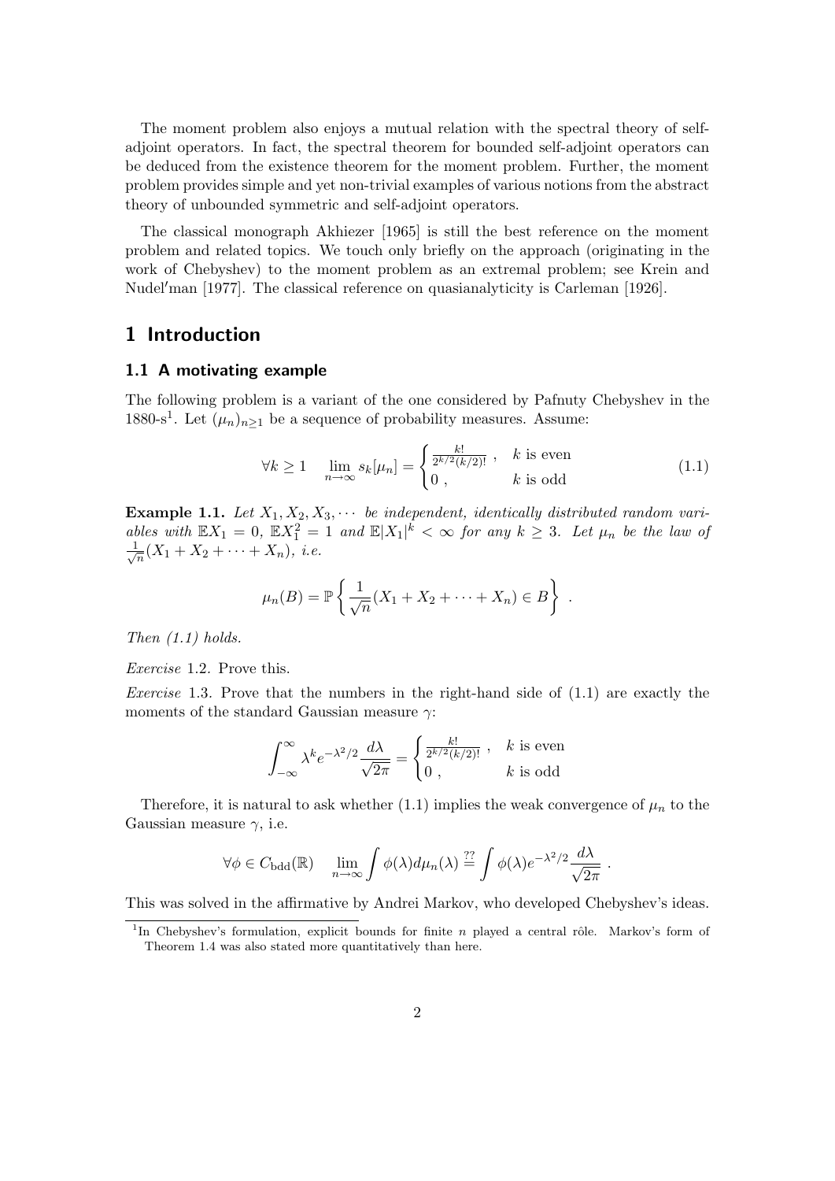The moment problem also enjoys a mutual relation with the spectral theory of self-adjoint operators. In fact, the spectral theorem for bounded self-adjoint operators can be deduced from the existence theorem for the moment problem. Further, the moment problem provides simple and yet non-trivial examples of various notions from the abstract theory of unbounded symmetric and self-adjoint operators.

The classical monograph Akhiezer [1965] is still the best reference on the moment problem and related topics. We touch only briefly on the approach (originating in the work of Chebyshev) to the moment problem as an extremal problem; see Krein and Nudel′man [1977]. The classical reference on quasianalyticity is Carleman [1926].

# 1 Introduction

## 1.1 A motivating example

The following problem is a variant of the one considered by Pafnuty Chebyshev in the 1880-s[1]. Let $(\mu_n)_{n\geq 1}$ be a sequence of probability measures. Assume:

$$\forall k \geq 1 \quad \lim_{n\to\infty} s_k[\mu_n] = \begin{cases} \frac{k!}{2^{k/2}(k/2)!} \ , & k \text{ is even} \\ 0 \ , & k \text{ is odd} \end{cases} \tag{1.1}$$

**Example 1.1.** *Let $X_1, X_2, X_3, \cdots$ be independent, identically distributed random variables with $\mathbb{E}X_1 = 0$, $\mathbb{E}X_1^2 = 1$ and $\mathbb{E}|X_1|^k < \infty$ for any $k \geq 3$. Let $\mu_n$ be the law of $\frac{1}{\sqrt{n}}(X_1 + X_2 + \cdots + X_n)$, i.e.*

$$\mu_n(B) = \mathbb{P}\left\{ \frac{1}{\sqrt{n}}(X_1 + X_2 + \cdots + X_n) \in B \right\} \ .$$

*Then (1.1) holds.*

*Exercise* 1.2. Prove this.

*Exercise* 1.3. Prove that the numbers in the right-hand side of (1.1) are exactly the moments of the standard Gaussian measure $\gamma$:

$$\int_{-\infty}^{\infty} \lambda^k e^{-\lambda^2/2} \frac{d\lambda}{\sqrt{2\pi}} = \begin{cases} \frac{k!}{2^{k/2}(k/2)!} \ , & k \text{ is even} \\ 0 \ , & k \text{ is odd} \end{cases}$$

Therefore, it is natural to ask whether (1.1) implies the weak convergence of $\mu_n$ to the Gaussian measure $\gamma$, i.e.

$$\forall \phi \in C_{\mathrm{bdd}}(\mathbb{R}) \quad \lim_{n\to\infty} \int \phi(\lambda) d\mu_n(\lambda) \overset{??}{=} \int \phi(\lambda) e^{-\lambda^2/2} \frac{d\lambda}{\sqrt{2\pi}} \ .$$

This was solved in the affirmative by Andrei Markov, who developed Chebyshev's ideas.

[1] In Chebyshev's formulation, explicit bounds for finite $n$ played a central rôle. Markov's form of Theorem 1.4 was also stated more quantitatively than here.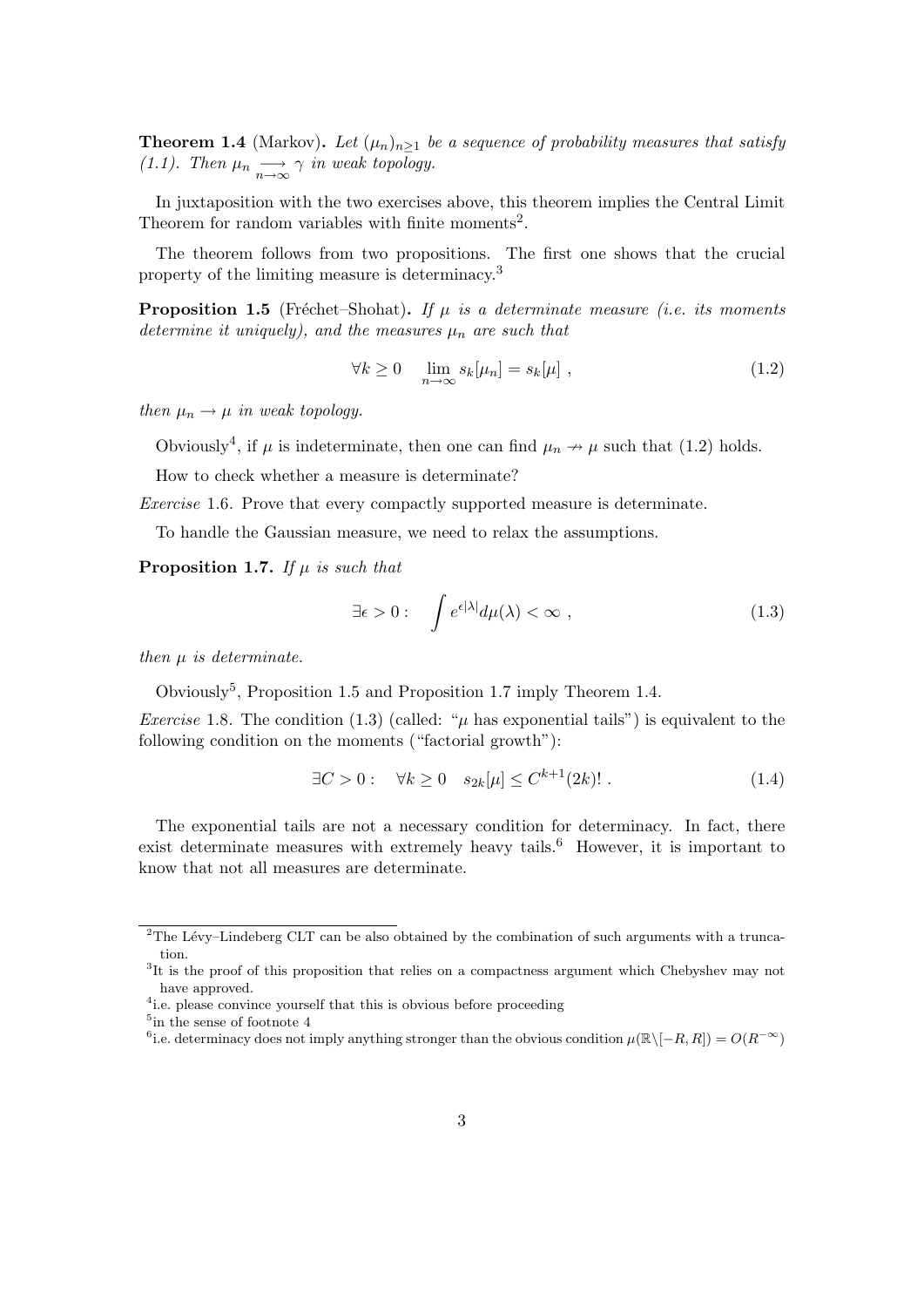**Theorem 1.4** (Markov)**.** *Let $(\mu_n)_{n\geq 1}$ be a sequence of probability measures that satisfy (1.1). Then $\mu_n \underset{n\to\infty}{\longrightarrow} \gamma$ in weak topology.*

In juxtaposition with the two exercises above, this theorem implies the Central Limit Theorem for random variables with finite moments[2].

The theorem follows from two propositions. The first one shows that the crucial property of the limiting measure is determinacy.[3]

**Proposition 1.5** (Fréchet–Shohat)**.** *If $\mu$ is a determinate measure (i.e. its moments determine it uniquely), and the measures $\mu_n$ are such that*

$$\forall k \geq 0 \quad \lim_{n\to\infty} s_k[\mu_n] = s_k[\mu] \ , \tag{1.2}$$

*then $\mu_n \to \mu$ in weak topology.*

Obviously[4], if $\mu$ is indeterminate, then one can find $\mu_n \not\to \mu$ such that (1.2) holds.

How to check whether a measure is determinate?

*Exercise* 1.6. Prove that every compactly supported measure is determinate.

To handle the Gaussian measure, we need to relax the assumptions.

**Proposition 1.7.** *If $\mu$ is such that*

$$\exists \epsilon > 0 : \quad \int e^{\epsilon|\lambda|} d\mu(\lambda) < \infty \ , \tag{1.3}$$

*then $\mu$ is determinate.*

Obviously[5], Proposition 1.5 and Proposition 1.7 imply Theorem 1.4.

*Exercise* 1.8. The condition (1.3) (called: "$\mu$ has exponential tails") is equivalent to the following condition on the moments ("factorial growth"):

$$\exists C > 0 : \quad \forall k \geq 0 \quad s_{2k}[\mu] \leq C^{k+1}(2k)! \ . \tag{1.4}$$

The exponential tails are not a necessary condition for determinacy. In fact, there exist determinate measures with extremely heavy tails.[6] However, it is important to know that not all measures are determinate.

---

[2] The Lévy–Lindeberg CLT can be also obtained by the combination of such arguments with a truncation.

[3] It is the proof of this proposition that relies on a compactness argument which Chebyshev may not have approved.

[4] i.e. please convince yourself that this is obvious before proceeding

[5] in the sense of footnote 4

[6] i.e. determinacy does not imply anything stronger than the obvious condition $\mu(\mathbb{R}\setminus[-R,R]) = O(R^{-\infty})$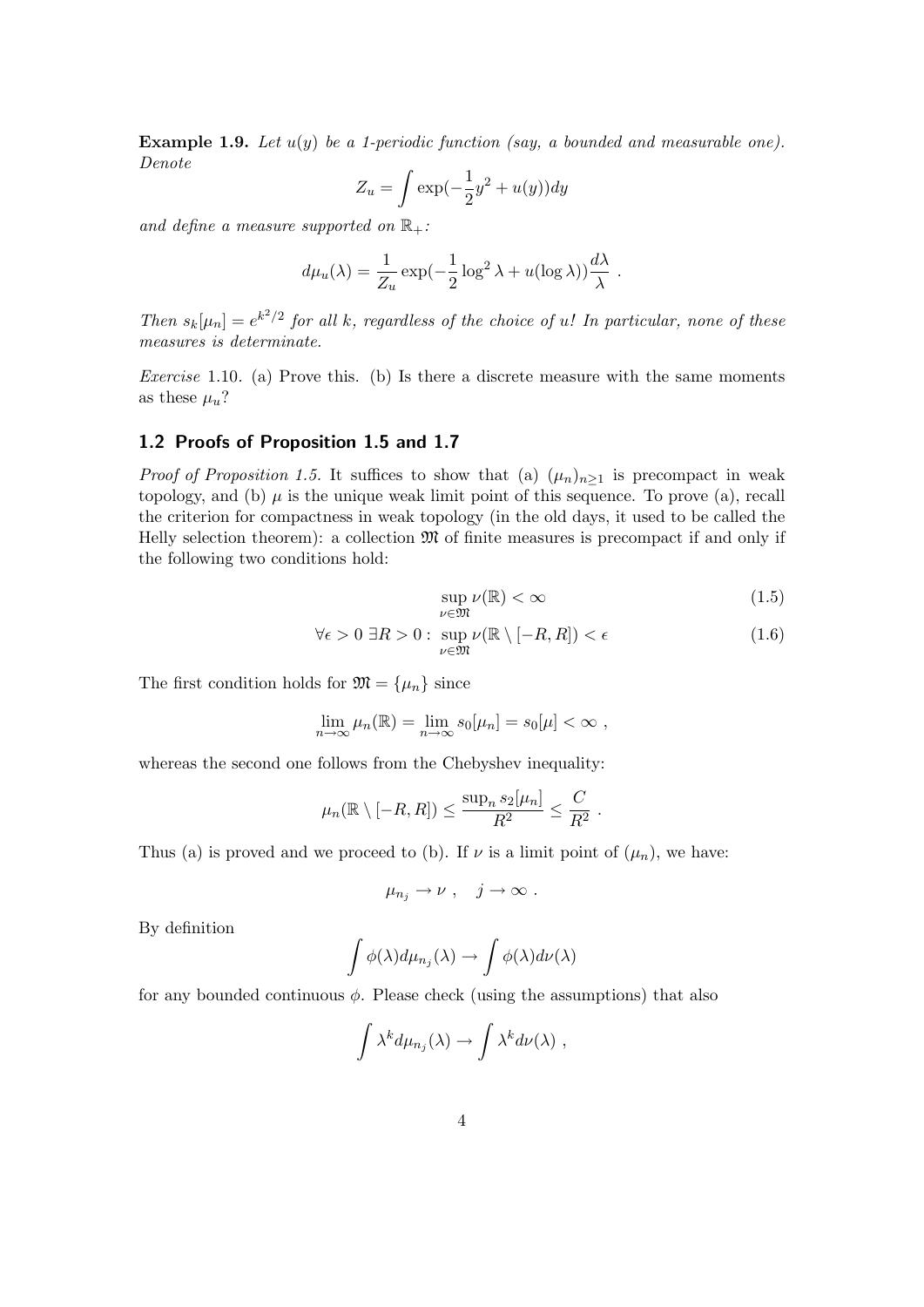**Example 1.9.** *Let $u(y)$ be a 1-periodic function (say, a bounded and measurable one). Denote*

$$Z_u = \int \exp(-\frac{1}{2}y^2 + u(y))dy$$

*and define a measure supported on $\mathbb{R}_+$:*

$$d\mu_u(\lambda) = \frac{1}{Z_u} \exp(-\frac{1}{2}\log^2 \lambda + u(\log \lambda))\frac{d\lambda}{\lambda} \ .$$

*Then $s_k[\mu_n] = e^{k^2/2}$ for all $k$, regardless of the choice of $u$! In particular, none of these measures is determinate.*

*Exercise* 1.10. (a) Prove this. (b) Is there a discrete measure with the same moments as these $\mu_u$?

## 1.2 Proofs of Proposition 1.5 and 1.7

*Proof of Proposition 1.5.* It suffices to show that (a) $(\mu_n)_{n\geq 1}$ is precompact in weak topology, and (b) $\mu$ is the unique weak limit point of this sequence. To prove (a), recall the criterion for compactness in weak topology (in the old days, it used to be called the Helly selection theorem): a collection $\mathfrak{M}$ of finite measures is precompact if and only if the following two conditions hold:

$$\sup_{\nu \in \mathfrak{M}} \nu(\mathbb{R}) < \infty \tag{1.5}$$

$$\forall \epsilon > 0 \ \exists R > 0 : \ \sup_{\nu \in \mathfrak{M}} \nu(\mathbb{R} \setminus [-R, R]) < \epsilon \tag{1.6}$$

The first condition holds for $\mathfrak{M} = \{\mu_n\}$ since

$$\lim_{n\to\infty} \mu_n(\mathbb{R}) = \lim_{n\to\infty} s_0[\mu_n] = s_0[\mu] < \infty \ ,$$

whereas the second one follows from the Chebyshev inequality:

$$\mu_n(\mathbb{R} \setminus [-R, R]) \leq \frac{\sup_n s_2[\mu_n]}{R^2} \leq \frac{C}{R^2} \ .$$

Thus (a) is proved and we proceed to (b). If $\nu$ is a limit point of $(\mu_n)$, we have:

$$\mu_{n_j} \to \nu \ , \quad j \to \infty \ .$$

By definition

$$\int \phi(\lambda) d\mu_{n_j}(\lambda) \to \int \phi(\lambda) d\nu(\lambda)$$

for any bounded continuous $\phi$. Please check (using the assumptions) that also

$$\int \lambda^k d\mu_{n_j}(\lambda) \to \int \lambda^k d\nu(\lambda) \ ,$$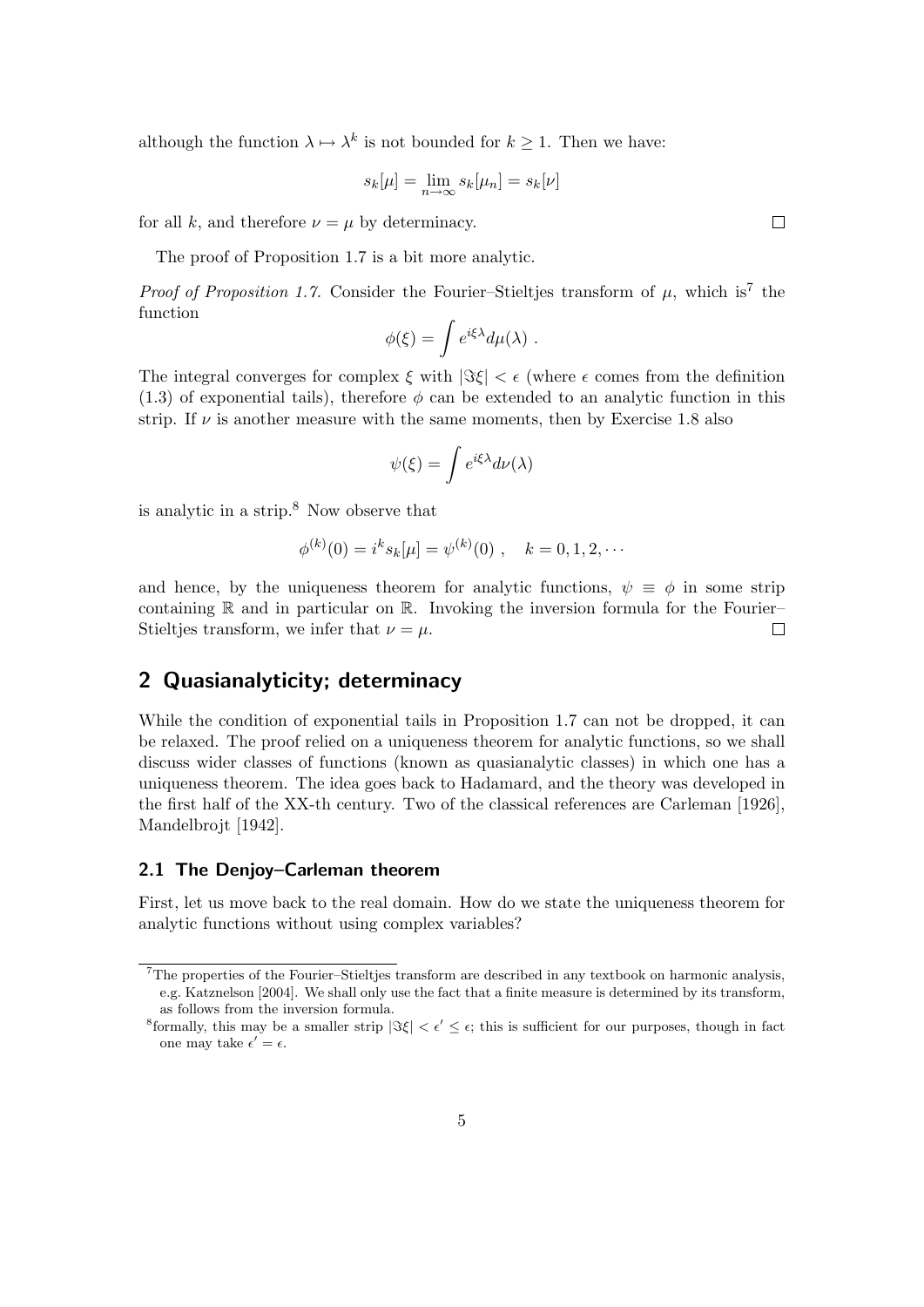although the function $\lambda \mapsto \lambda^k$ is not bounded for $k \geq 1$. Then we have:

$$s_k[\mu] = \lim_{n\to\infty} s_k[\mu_n] = s_k[\nu]$$

for all $k$, and therefore $\nu = \mu$ by determinacy. □

The proof of Proposition 1.7 is a bit more analytic.

*Proof of Proposition 1.7.* Consider the Fourier–Stieltjes transform of $\mu$, which is[7] the function

$$\phi(\xi) = \int e^{i\xi\lambda} d\mu(\lambda) \ .$$

The integral converges for complex $\xi$ with $|\Im\xi| < \epsilon$ (where $\epsilon$ comes from the definition (1.3) of exponential tails), therefore $\phi$ can be extended to an analytic function in this strip. If $\nu$ is another measure with the same moments, then by Exercise 1.8 also

$$\psi(\xi) = \int e^{i\xi\lambda} d\nu(\lambda)$$

is analytic in a strip.[8] Now observe that

$$\phi^{(k)}(0) = i^k s_k[\mu] = \psi^{(k)}(0) \ , \quad k = 0, 1, 2, \cdots$$

and hence, by the uniqueness theorem for analytic functions, $\psi \equiv \phi$ in some strip containing $\mathbb{R}$ and in particular on $\mathbb{R}$. Invoking the inversion formula for the Fourier–Stieltjes transform, we infer that $\nu = \mu$. □

## 2 Quasianalyticity; determinacy

While the condition of exponential tails in Proposition 1.7 can not be dropped, it can be relaxed. The proof relied on a uniqueness theorem for analytic functions, so we shall discuss wider classes of functions (known as quasianalytic classes) in which one has a uniqueness theorem. The idea goes back to Hadamard, and the theory was developed in the first half of the XX-th century. Two of the classical references are Carleman [1926], Mandelbrojt [1942].

### 2.1 The Denjoy–Carleman theorem

First, let us move back to the real domain. How do we state the uniqueness theorem for analytic functions without using complex variables?

---

[7] The properties of the Fourier–Stieltjes transform are described in any textbook on harmonic analysis, e.g. Katznelson [2004]. We shall only use the fact that a finite measure is determined by its transform, as follows from the inversion formula.

[8] formally, this may be a smaller strip $|\Im\xi| < \epsilon' \leq \epsilon$; this is sufficient for our purposes, though in fact one may take $\epsilon' = \epsilon$.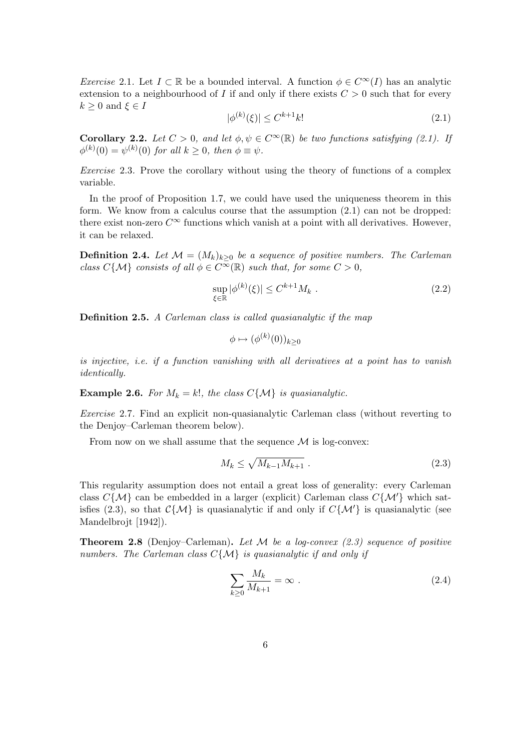*Exercise* 2.1. Let $I \subset \mathbb{R}$ be a bounded interval. A function $\phi \in C^\infty(I)$ has an analytic extension to a neighbourhood of $I$ if and only if there exists $C > 0$ such that for every $k \geq 0$ and $\xi \in I$

$$|\phi^{(k)}(\xi)| \leq C^{k+1} k! \tag{2.1}$$

**Corollary 2.2.** *Let $C > 0$, and let $\phi, \psi \in C^\infty(\mathbb{R})$ be two functions satisfying (2.1). If $\phi^{(k)}(0) = \psi^{(k)}(0)$ for all $k \geq 0$, then $\phi \equiv \psi$.*

*Exercise* 2.3. Prove the corollary without using the theory of functions of a complex variable.

In the proof of Proposition 1.7, we could have used the uniqueness theorem in this form. We know from a calculus course that the assumption (2.1) can not be dropped: there exist non-zero $C^\infty$ functions which vanish at a point with all derivatives. However, it can be relaxed.

**Definition 2.4.** *Let $\mathcal{M} = (M_k)_{k \geq 0}$ be a sequence of positive numbers. The Carleman class $C\{\mathcal{M}\}$ consists of all $\phi \in C^\infty(\mathbb{R})$ such that, for some $C > 0$,*

$$\sup_{\xi \in \mathbb{R}} |\phi^{(k)}(\xi)| \leq C^{k+1} M_k \ . \tag{2.2}$$

**Definition 2.5.** *A Carleman class is called quasianalytic if the map*

$$\phi \mapsto (\phi^{(k)}(0))_{k \geq 0}$$

*is injective, i.e. if a function vanishing with all derivatives at a point has to vanish identically.*

**Example 2.6.** *For $M_k = k!$, the class $C\{\mathcal{M}\}$ is quasianalytic.*

*Exercise* 2.7. Find an explicit non-quasianalytic Carleman class (without reverting to the Denjoy–Carleman theorem below).

From now on we shall assume that the sequence $\mathcal{M}$ is log-convex:

$$M_k \leq \sqrt{M_{k-1} M_{k+1}} \ . \tag{2.3}$$

This regularity assumption does not entail a great loss of generality: every Carleman class $C\{\mathcal{M}\}$ can be embedded in a larger (explicit) Carleman class $C\{\mathcal{M}'\}$ which satisfies (2.3), so that $\mathcal{C}\{\mathcal{M}\}$ is quasianalytic if and only if $C\{\mathcal{M}'\}$ is quasianalytic (see Mandelbrojt [1942]).

**Theorem 2.8** (Denjoy–Carleman)**.** *Let $\mathcal{M}$ be a log-convex (2.3) sequence of positive numbers. The Carleman class $C\{\mathcal{M}\}$ is quasianalytic if and only if*

$$\sum_{k \geq 0} \frac{M_k}{M_{k+1}} = \infty \ . \tag{2.4}$$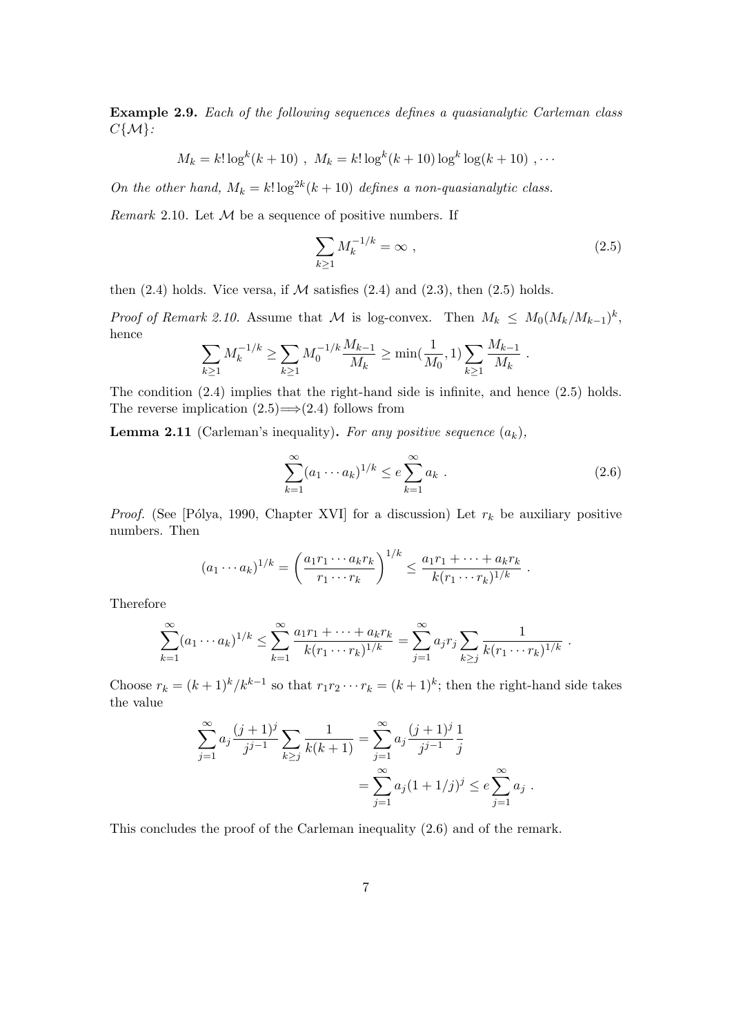**Example 2.9.** *Each of the following sequences defines a quasianalytic Carleman class $C\{\mathcal{M}\}$:*

$$M_k = k! \log^k(k+10) \ , \ M_k = k! \log^k(k+10) \log^k \log(k+10) \ , \cdots$$

*On the other hand, $M_k = k! \log^{2k}(k+10)$ defines a non-quasianalytic class.*

*Remark* 2.10. Let $\mathcal{M}$ be a sequence of positive numbers. If

$$\sum_{k \geq 1} M_k^{-1/k} = \infty \ , \tag{2.5}$$

then (2.4) holds. Vice versa, if $\mathcal{M}$ satisfies (2.4) and (2.3), then (2.5) holds.

*Proof of Remark 2.10.* Assume that $\mathcal{M}$ is log-convex. Then $M_k \leq M_0 (M_k / M_{k-1})^k$, hence

$$\sum_{k \geq 1} M_k^{-1/k} \geq \sum_{k \geq 1} M_0^{-1/k} \frac{M_{k-1}}{M_k} \geq \min(\frac{1}{M_0}, 1) \sum_{k \geq 1} \frac{M_{k-1}}{M_k} \ .$$

The condition (2.4) implies that the right-hand side is infinite, and hence (2.5) holds. The reverse implication (2.5)$\Longrightarrow$(2.4) follows from

**Lemma 2.11** (Carleman's inequality)**.** *For any positive sequence $(a_k)$,*

$$\sum_{k=1}^{\infty} (a_1 \cdots a_k)^{1/k} \leq e \sum_{k=1}^{\infty} a_k \ . \tag{2.6}$$

*Proof.* (See [Pólya, 1990, Chapter XVI] for a discussion) Let $r_k$ be auxiliary positive numbers. Then

$$(a_1 \cdots a_k)^{1/k} = \left( \frac{a_1 r_1 \cdots a_k r_k}{r_1 \cdots r_k} \right)^{1/k} \leq \frac{a_1 r_1 + \cdots + a_k r_k}{k (r_1 \cdots r_k)^{1/k}} \ .$$

Therefore

$$\sum_{k=1}^{\infty} (a_1 \cdots a_k)^{1/k} \leq \sum_{k=1}^{\infty} \frac{a_1 r_1 + \cdots + a_k r_k}{k (r_1 \cdots r_k)^{1/k}} = \sum_{j=1}^{\infty} a_j r_j \sum_{k \geq j} \frac{1}{k (r_1 \cdots r_k)^{1/k}} \ .$$

Choose $r_k = (k+1)^k / k^{k-1}$ so that $r_1 r_2 \cdots r_k = (k+1)^k$; then the right-hand side takes the value

$$\begin{aligned} \sum_{j=1}^{\infty} a_j \frac{(j+1)^j}{j^{j-1}} \sum_{k \geq j} \frac{1}{k(k+1)} &= \sum_{j=1}^{\infty} a_j \frac{(j+1)^j}{j^{j-1}} \frac{1}{j} \\ &= \sum_{j=1}^{\infty} a_j (1 + 1/j)^j \leq e \sum_{j=1}^{\infty} a_j \ . \end{aligned}$$

This concludes the proof of the Carleman inequality (2.6) and of the remark.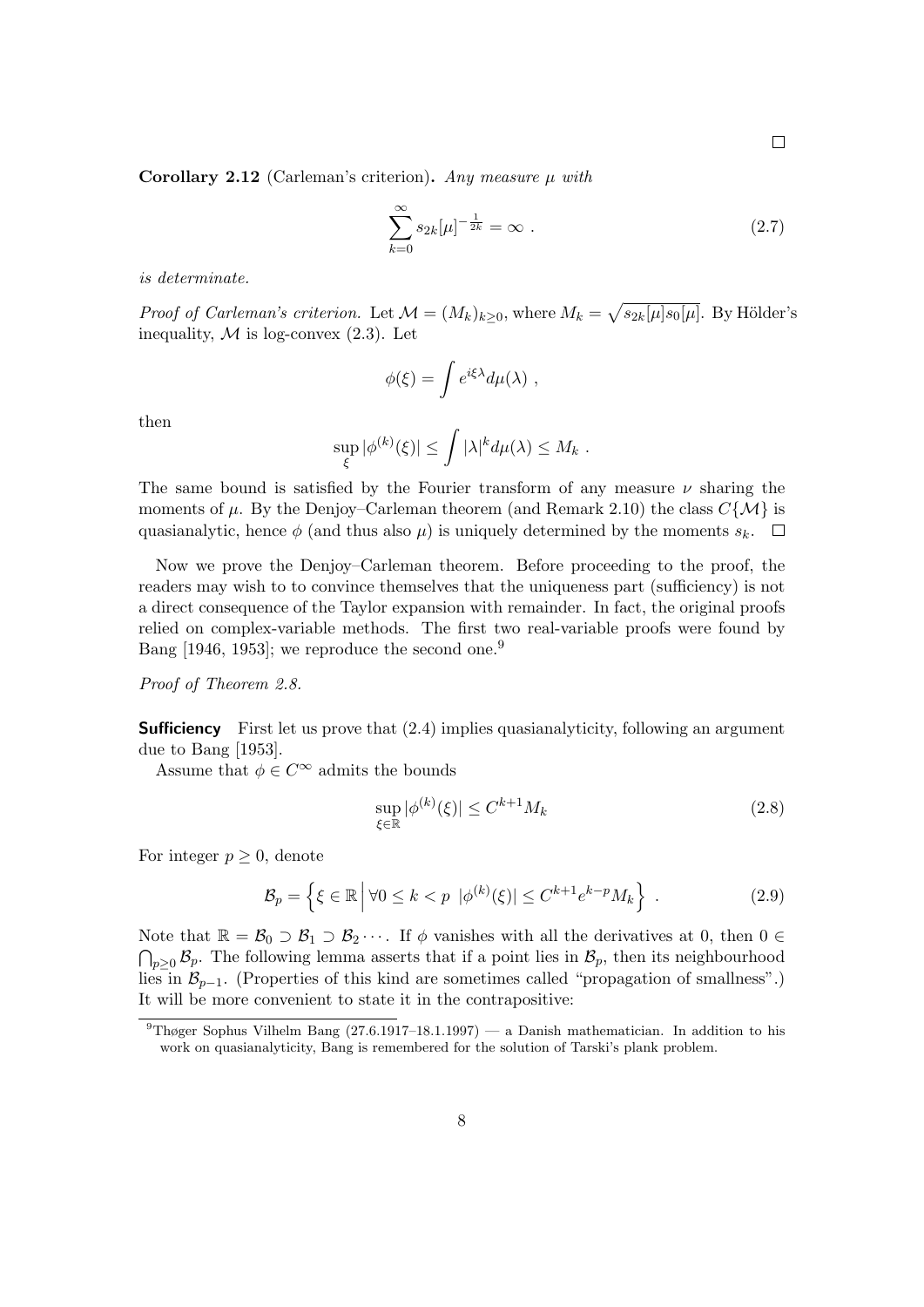□

**Corollary 2.12** (Carleman's criterion)**.** *Any measure $\mu$ with*

$$\sum_{k=0}^{\infty} s_{2k}[\mu]^{-\frac{1}{2k}} = \infty \ . \tag{2.7}$$

*is determinate.*

*Proof of Carleman's criterion.* Let $\mathcal{M} = (M_k)_{k \geq 0}$, where $M_k = \sqrt{s_{2k}[\mu] s_0[\mu]}$. By Hölder's inequality, $\mathcal{M}$ is log-convex (2.3). Let

$$\phi(\xi) = \int e^{i\xi\lambda} d\mu(\lambda) \ ,$$

then

$$\sup_{\xi} |\phi^{(k)}(\xi)| \leq \int |\lambda|^k d\mu(\lambda) \leq M_k \ .$$

The same bound is satisfied by the Fourier transform of any measure $\nu$ sharing the moments of $\mu$. By the Denjoy–Carleman theorem (and Remark 2.10) the class $C\{\mathcal{M}\}$ is quasianalytic, hence $\phi$ (and thus also $\mu$) is uniquely determined by the moments $s_k$. □

Now we prove the Denjoy–Carleman theorem. Before proceeding to the proof, the readers may wish to to convince themselves that the uniqueness part (sufficiency) is not a direct consequence of the Taylor expansion with remainder. In fact, the original proofs relied on complex-variable methods. The first two real-variable proofs were found by Bang [1946, 1953]; we reproduce the second one.[9]

*Proof of Theorem 2.8.*

**Sufficiency** First let us prove that (2.4) implies quasianalyticity, following an argument due to Bang [1953].

Assume that $\phi \in C^\infty$ admits the bounds

$$\sup_{\xi \in \mathbb{R}} |\phi^{(k)}(\xi)| \leq C^{k+1} M_k \tag{2.8}$$

For integer $p \geq 0$, denote

$$\mathcal{B}_p = \left\{ \xi \in \mathbb{R} \,\middle|\, \forall 0 \leq k < p \ \ |\phi^{(k)}(\xi)| \leq C^{k+1} e^{k-p} M_k \right\} \ . \tag{2.9}$$

Note that $\mathbb{R} = \mathcal{B}_0 \supset \mathcal{B}_1 \supset \mathcal{B}_2 \cdots$. If $\phi$ vanishes with all the derivatives at 0, then $0 \in \bigcap_{p \geq 0} \mathcal{B}_p$. The following lemma asserts that if a point lies in $\mathcal{B}_p$, then its neighbourhood lies in $\mathcal{B}_{p-1}$. (Properties of this kind are sometimes called "propagation of smallness".) It will be more convenient to state it in the contrapositive:

[9] Thøger Sophus Vilhelm Bang (27.6.1917–18.1.1997) — a Danish mathematician. In addition to his work on quasianalyticity, Bang is remembered for the solution of Tarski's plank problem.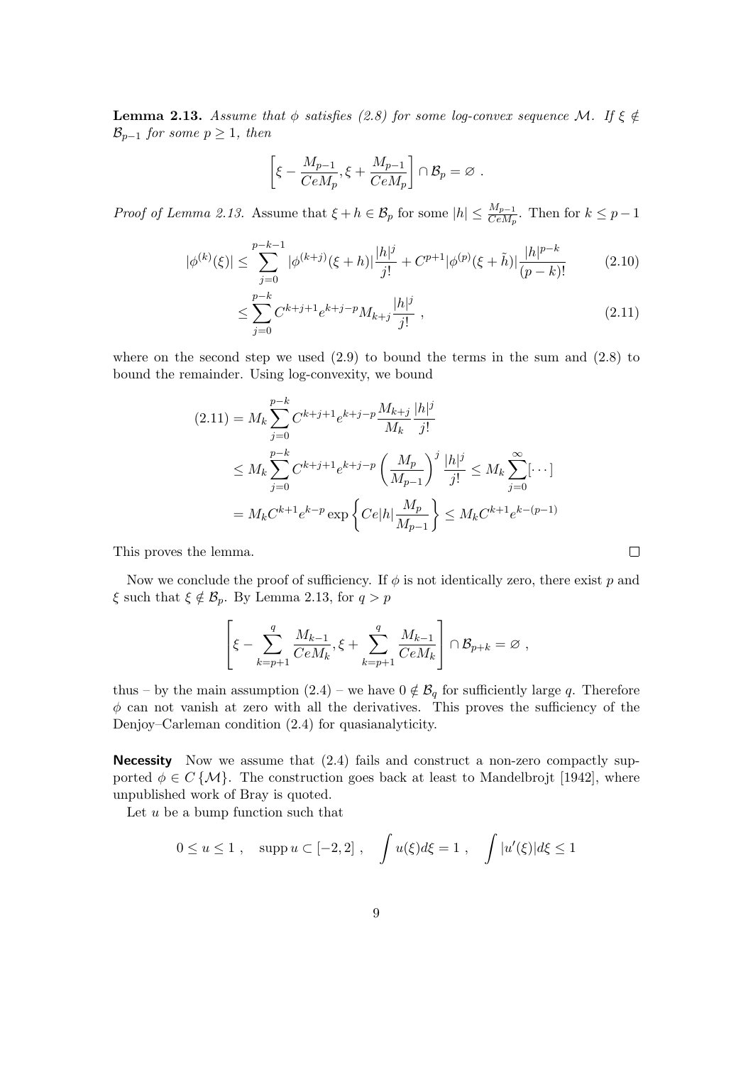**Lemma 2.13.** *Assume that $\phi$ satisfies (2.8) for some log-convex sequence $\mathcal{M}$. If $\xi \notin \mathcal{B}_{p-1}$ for some $p \geq 1$, then*

$$\left[\xi - \frac{M_{p-1}}{CeM_p}, \xi + \frac{M_{p-1}}{CeM_p}\right] \cap \mathcal{B}_p = \varnothing \ .$$

*Proof of Lemma 2.13.* Assume that $\xi + h \in \mathcal{B}_p$ for some $|h| \leq \frac{M_{p-1}}{CeM_p}$. Then for $k \leq p-1$

$$|\phi^{(k)}(\xi)| \leq \sum_{j=0}^{p-k-1} |\phi^{(k+j)}(\xi + h)| \frac{|h|^j}{j!} + C^{p+1} |\phi^{(p)}(\xi + \tilde{h})| \frac{|h|^{p-k}}{(p-k)!} \tag{2.10}$$

$$\leq \sum_{j=0}^{p-k} C^{k+j+1} e^{k+j-p} M_{k+j} \frac{|h|^j}{j!} \ , \tag{2.11}$$

where on the second step we used (2.9) to bound the terms in the sum and (2.8) to bound the remainder. Using log-convexity, we bound

$$\begin{aligned}
(2.11) &= M_k \sum_{j=0}^{p-k} C^{k+j+1} e^{k+j-p} \frac{M_{k+j}}{M_k} \frac{|h|^j}{j!} \\
&\leq M_k \sum_{j=0}^{p-k} C^{k+j+1} e^{k+j-p} \left(\frac{M_p}{M_{p-1}}\right)^j \frac{|h|^j}{j!} \leq M_k \sum_{j=0}^{\infty} [\cdots] \\
&= M_k C^{k+1} e^{k-p} \exp\left\{ Ce|h| \frac{M_p}{M_{p-1}} \right\} \leq M_k C^{k+1} e^{k-(p-1)}
\end{aligned}$$

This proves the lemma. $\square$

Now we conclude the proof of sufficiency. If $\phi$ is not identically zero, there exist $p$ and $\xi$ such that $\xi \notin \mathcal{B}_p$. By Lemma 2.13, for $q > p$

$$\left[\xi - \sum_{k=p+1}^{q} \frac{M_{k-1}}{CeM_k}, \xi + \sum_{k=p+1}^{q} \frac{M_{k-1}}{CeM_k}\right] \cap \mathcal{B}_{p+k} = \varnothing \ ,$$

thus – by the main assumption (2.4) – we have $0 \notin \mathcal{B}_q$ for sufficiently large $q$. Therefore $\phi$ can not vanish at zero with all the derivatives. This proves the sufficiency of the Denjoy–Carleman condition (2.4) for quasianalyticity.

**Necessity** Now we assume that (2.4) fails and construct a non-zero compactly supported $\phi \in C\{\mathcal{M}\}$. The construction goes back at least to Mandelbrojt [1942], where unpublished work of Bray is quoted.

Let $u$ be a bump function such that

$$0 \leq u \leq 1 \ , \quad \operatorname{supp} u \subset [-2, 2] \ , \quad \int u(\xi) d\xi = 1 \ , \quad \int |u'(\xi)| d\xi \leq 1$$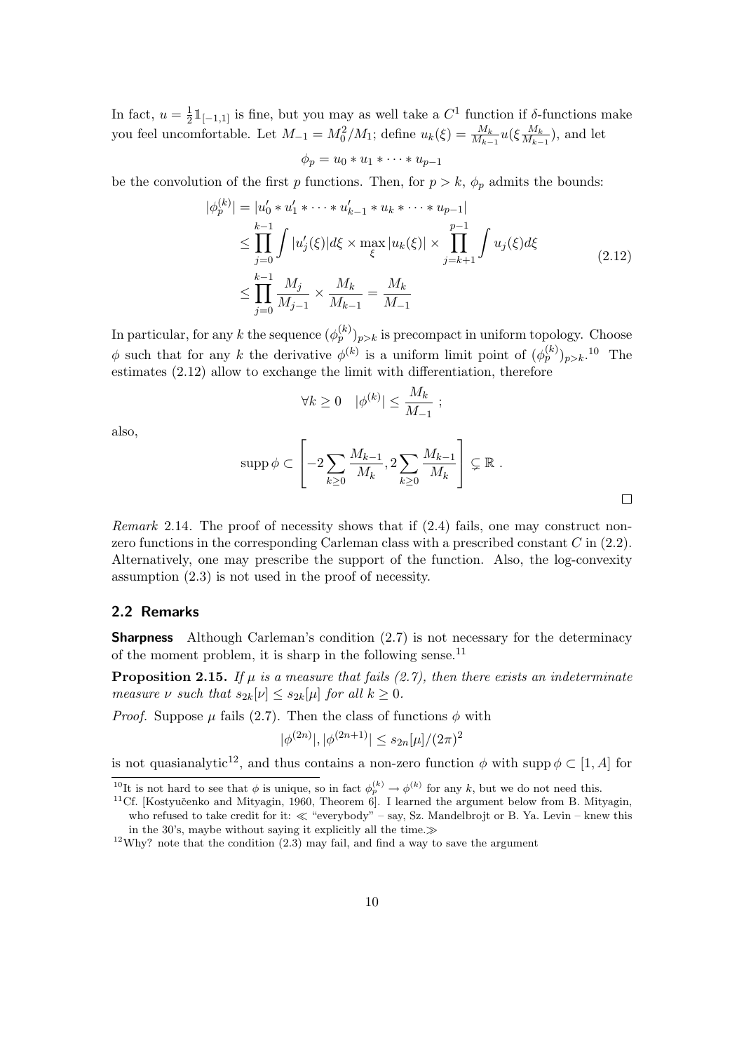In fact, $u = \frac{1}{2}\mathbb{1}_{[-1,1]}$ is fine, but you may as well take a $C^1$ function if $\delta$-functions make you feel uncomfortable. Let $M_{-1} = M_0^2/M_1$; define $u_k(\xi) = \frac{M_k}{M_{k-1}} u(\xi \frac{M_k}{M_{k-1}})$, and let

$$\phi_p = u_0 * u_1 * \cdots * u_{p-1}$$

be the convolution of the first $p$ functions. Then, for $p > k$, $\phi_p$ admits the bounds:

$$\begin{aligned}
|\phi_p^{(k)}| &= |u_0' * u_1' * \cdots * u_{k-1}' * u_k * \cdots * u_{p-1}| \\
&\leq \prod_{j=0}^{k-1} \int |u_j'(\xi)| d\xi \times \max_\xi |u_k(\xi)| \times \prod_{j=k+1}^{p-1} \int u_j(\xi) d\xi \\
&\leq \prod_{j=0}^{k-1} \frac{M_j}{M_{j-1}} \times \frac{M_k}{M_{k-1}} = \frac{M_k}{M_{-1}}
\end{aligned} \tag{2.12}$$

In particular, for any $k$ the sequence $(\phi_p^{(k)})_{p>k}$ is precompact in uniform topology. Choose $\phi$ such that for any $k$ the derivative $\phi^{(k)}$ is a uniform limit point of $(\phi_p^{(k)})_{p>k}$.[10] The estimates (2.12) allow to exchange the limit with differentiation, therefore

$$\forall k \geq 0 \quad |\phi^{(k)}| \leq \frac{M_k}{M_{-1}} ;$$

also,

$$\operatorname{supp} \phi \subset \left[ -2 \sum_{k \geq 0} \frac{M_{k-1}}{M_k}, 2 \sum_{k \geq 0} \frac{M_{k-1}}{M_k} \right] \subsetneq \mathbb{R} .$$

□

*Remark* 2.14. The proof of necessity shows that if (2.4) fails, one may construct non-zero functions in the corresponding Carleman class with a prescribed constant $C$ in (2.2). Alternatively, one may prescribe the support of the function. Also, the log-convexity assumption (2.3) is not used in the proof of necessity.

## 2.2 Remarks

**Sharpness** Although Carleman's condition (2.7) is not necessary for the determinacy of the moment problem, it is sharp in the following sense.[11]

**Proposition 2.15.** *If $\mu$ is a measure that fails (2.7), then there exists an indeterminate measure $\nu$ such that $s_{2k}[\nu] \leq s_{2k}[\mu]$ for all $k \geq 0$.*

*Proof.* Suppose $\mu$ fails (2.7). Then the class of functions $\phi$ with

$$|\phi^{(2n)}|, |\phi^{(2n+1)}| \leq s_{2n}[\mu]/(2\pi)^2$$

is not quasianalytic[12], and thus contains a non-zero function $\phi$ with $\operatorname{supp} \phi \subset [1, A]$ for

---

[10] It is not hard to see that $\phi$ is unique, so in fact $\phi_p^{(k)} \to \phi^{(k)}$ for any $k$, but we do not need this.

[11] Cf. [Kostyučenko and Mityagin, 1960, Theorem 6]. I learned the argument below from B. Mityagin, who refused to take credit for it: ≪ "everybody" – say, Sz. Mandelbrojt or B. Ya. Levin – knew this in the 30's, maybe without saying it explicitly all the time.≫

[12] Why? note that the condition (2.3) may fail, and find a way to save the argument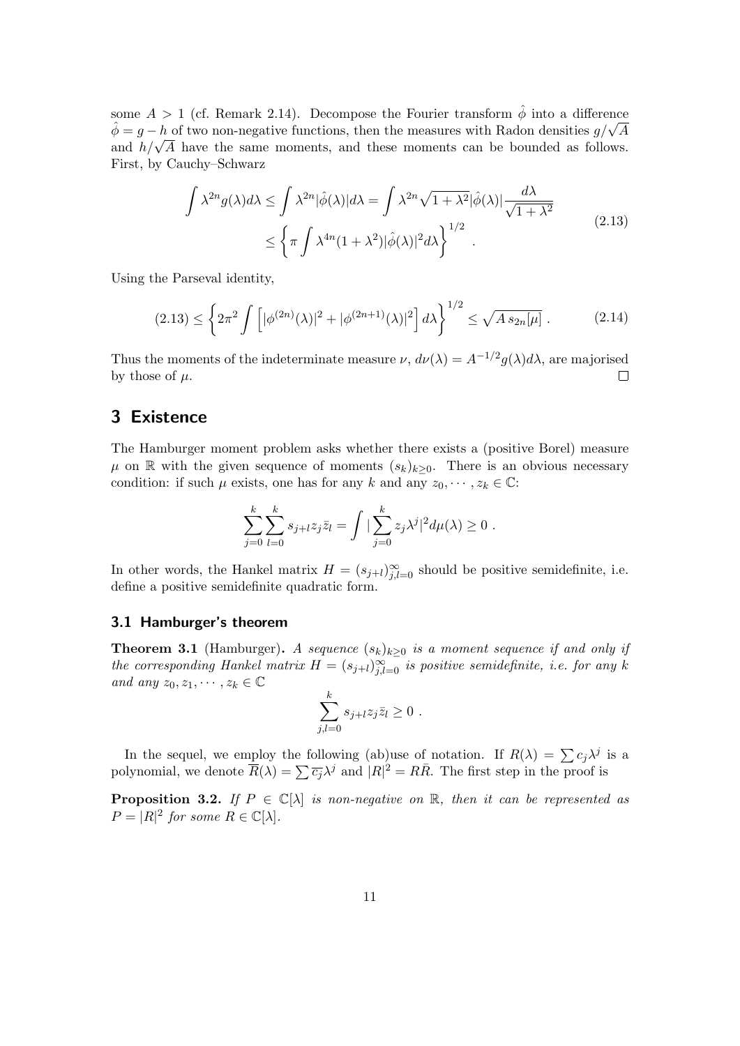some $A > 1$ (cf. Remark 2.14). Decompose the Fourier transform $\hat{\phi}$ into a difference $\hat{\phi} = g - h$ of two non-negative functions, then the measures with Radon densities $g/\sqrt{A}$ and $h/\sqrt{A}$ have the same moments, and these moments can be bounded as follows. First, by Cauchy–Schwarz

$$
\begin{aligned}
\int \lambda^{2n} g(\lambda) d\lambda \leq \int \lambda^{2n} |\hat{\phi}(\lambda)| d\lambda &= \int \lambda^{2n} \sqrt{1+\lambda^2} |\hat{\phi}(\lambda)| \frac{d\lambda}{\sqrt{1+\lambda^2}} \\
&\leq \left\{ \pi \int \lambda^{4n} (1+\lambda^2) |\hat{\phi}(\lambda)|^2 d\lambda \right\}^{1/2} .
\end{aligned}
\tag{2.13}
$$

Using the Parseval identity,

$$
(2.13) \leq \left\{ 2\pi^2 \int \left[ |\phi^{(2n)}(\lambda)|^2 + |\phi^{(2n+1)}(\lambda)|^2 \right] d\lambda \right\}^{1/2} \leq \sqrt{A \, s_{2n}[\mu]} \; . \tag{2.14}
$$

Thus the moments of the indeterminate measure $\nu$, $d\nu(\lambda) = A^{-1/2} g(\lambda) d\lambda$, are majorised by those of $\mu$. ◻

## 3 Existence

The Hamburger moment problem asks whether there exists a (positive Borel) measure $\mu$ on $\mathbb{R}$ with the given sequence of moments $(s_k)_{k \geq 0}$. There is an obvious necessary condition: if such $\mu$ exists, one has for any $k$ and any $z_0, \cdots, z_k \in \mathbb{C}$:

$$
\sum_{j=0}^{k} \sum_{l=0}^{k} s_{j+l} z_j \bar{z}_l = \int |\sum_{j=0}^{k} z_j \lambda^j|^2 d\mu(\lambda) \geq 0 \; .
$$

In other words, the Hankel matrix $H = (s_{j+l})_{j,l=0}^{\infty}$ should be positive semidefinite, i.e. define a positive semidefinite quadratic form.

### 3.1 Hamburger's theorem

**Theorem 3.1** (Hamburger)**.** *A sequence $(s_k)_{k \geq 0}$ is a moment sequence if and only if the corresponding Hankel matrix $H = (s_{j+l})_{j,l=0}^{\infty}$ is positive semidefinite, i.e. for any $k$ and any $z_0, z_1, \cdots, z_k \in \mathbb{C}$*

$$
\sum_{j,l=0}^{k} s_{j+l} z_j \bar{z}_l \geq 0 \; .
$$

In the sequel, we employ the following (ab)use of notation. If $R(\lambda) = \sum c_j \lambda^j$ is a polynomial, we denote $\overline{R}(\lambda) = \sum \overline{c_j} \lambda^j$ and $|R|^2 = R\bar{R}$. The first step in the proof is

**Proposition 3.2.** *If $P \in \mathbb{C}[\lambda]$ is non-negative on $\mathbb{R}$, then it can be represented as $P = |R|^2$ for some $R \in \mathbb{C}[\lambda]$.*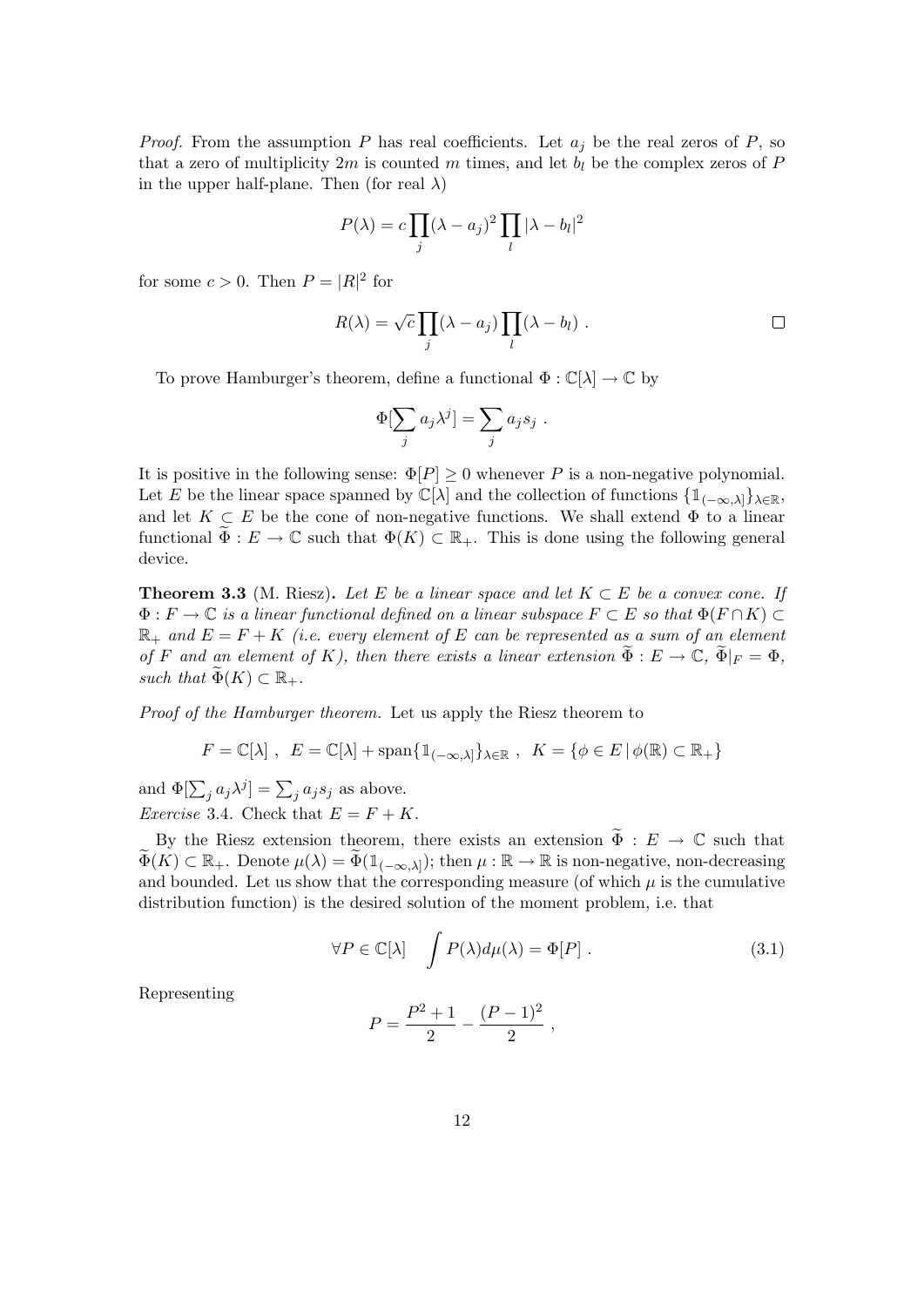*Proof.* From the assumption $P$ has real coefficients. Let $a_j$ be the real zeros of $P$, so that a zero of multiplicity $2m$ is counted $m$ times, and let $b_l$ be the complex zeros of $P$ in the upper half-plane. Then (for real $\lambda$)

$$P(\lambda) = c \prod_j (\lambda - a_j)^2 \prod_l |\lambda - b_l|^2$$

for some $c > 0$. Then $P = |R|^2$ for

$$R(\lambda) = \sqrt{c} \prod_j (\lambda - a_j) \prod_l (\lambda - b_l) \ . \qquad \square$$

To prove Hamburger's theorem, define a functional $\Phi : \mathbb{C}[\lambda] \to \mathbb{C}$ by

$$\Phi[\sum_j a_j \lambda^j] = \sum_j a_j s_j \ .$$

It is positive in the following sense: $\Phi[P] \geq 0$ whenever $P$ is a non-negative polynomial. Let $E$ be the linear space spanned by $\mathbb{C}[\lambda]$ and the collection of functions $\{\mathbb{1}_{(-\infty,\lambda]}\}_{\lambda \in \mathbb{R}}$, and let $K \subset E$ be the cone of non-negative functions. We shall extend $\Phi$ to a linear functional $\widetilde{\Phi} : E \to \mathbb{C}$ such that $\Phi(K) \subset \mathbb{R}_+$. This is done using the following general device.

**Theorem 3.3** (M. Riesz)**.** *Let $E$ be a linear space and let $K \subset E$ be a convex cone. If $\Phi : F \to \mathbb{C}$ is a linear functional defined on a linear subspace $F \subset E$ so that $\Phi(F \cap K) \subset \mathbb{R}_+$ and $E = F + K$ (i.e. every element of $E$ can be represented as a sum of an element of $F$ and an element of $K$), then there exists a linear extension $\widetilde{\Phi} : E \to \mathbb{C}$, $\widetilde{\Phi}|_F = \Phi$, such that $\widetilde{\Phi}(K) \subset \mathbb{R}_+$.*

*Proof of the Hamburger theorem.* Let us apply the Riesz theorem to

$$F = \mathbb{C}[\lambda] \ , \ \ E = \mathbb{C}[\lambda] + \mathrm{span}\{\mathbb{1}_{(-\infty,\lambda]}\}_{\lambda \in \mathbb{R}} \ , \ \ K = \{\phi \in E \,|\, \phi(\mathbb{R}) \subset \mathbb{R}_+\}$$

and $\Phi[\sum_j a_j \lambda^j] = \sum_j a_j s_j$ as above.

*Exercise* 3.4. Check that $E = F + K$.

By the Riesz extension theorem, there exists an extension $\widetilde{\Phi} : E \to \mathbb{C}$ such that $\widetilde{\Phi}(K) \subset \mathbb{R}_+$. Denote $\mu(\lambda) = \widetilde{\Phi}(\mathbb{1}_{(-\infty,\lambda]})$; then $\mu : \mathbb{R} \to \mathbb{R}$ is non-negative, non-decreasing and bounded. Let us show that the corresponding measure (of which $\mu$ is the cumulative distribution function) is the desired solution of the moment problem, i.e. that

$$\forall P \in \mathbb{C}[\lambda] \quad \int P(\lambda) d\mu(\lambda) = \Phi[P] \ . \tag{3.1}$$

Representing

$$P = \frac{P^2 + 1}{2} - \frac{(P-1)^2}{2} \ ,$$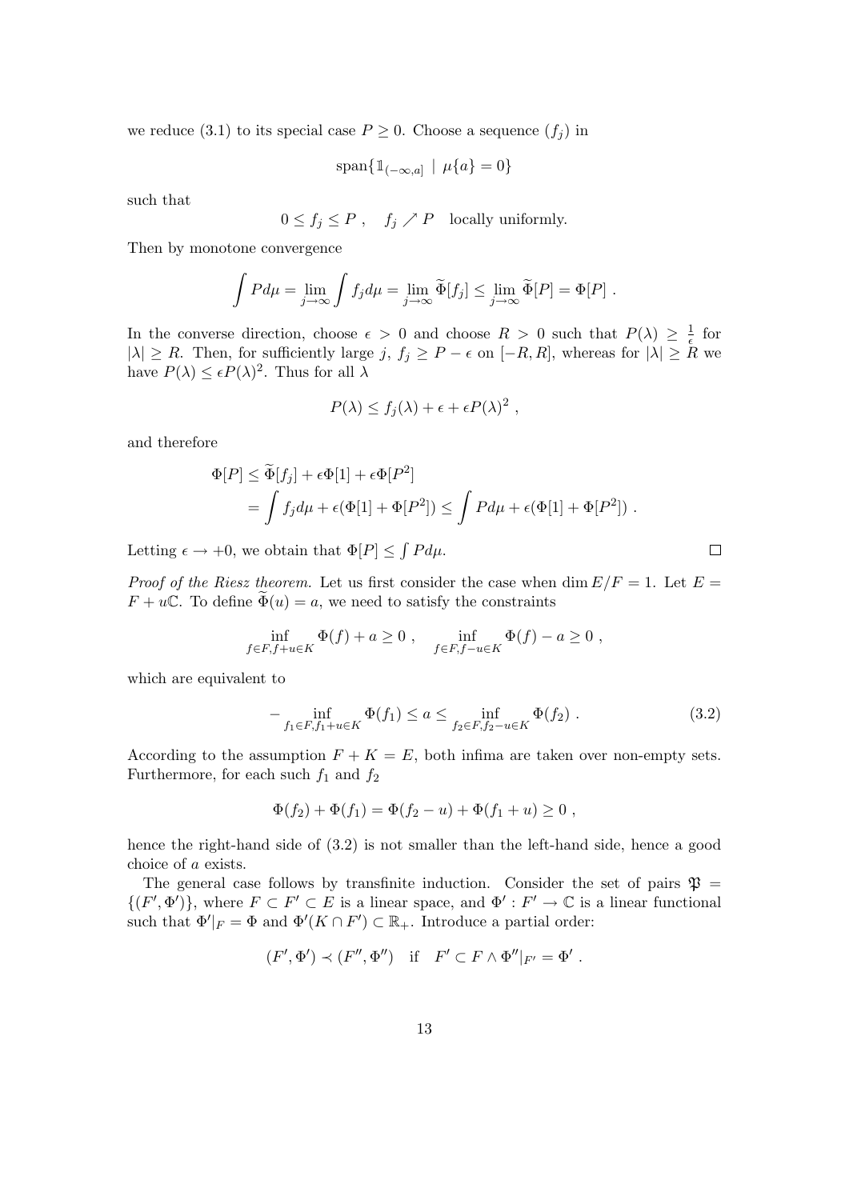we reduce (3.1) to its special case $P \geq 0$. Choose a sequence $(f_j)$ in

$$\mathrm{span}\{\mathbb{1}_{(-\infty,a]} \mid \mu\{a\} = 0\}$$

such that

$$0 \leq f_j \leq P \ , \quad f_j \nearrow P \quad \text{locally uniformly.}$$

Then by monotone convergence

$$\int P d\mu = \lim_{j\to\infty} \int f_j d\mu = \lim_{j\to\infty} \widetilde{\Phi}[f_j] \leq \lim_{j\to\infty} \widetilde{\Phi}[P] = \Phi[P] \ .$$

In the converse direction, choose $\epsilon > 0$ and choose $R > 0$ such that $P(\lambda) \geq \frac{1}{\epsilon}$ for $|\lambda| \geq R$. Then, for sufficiently large $j$, $f_j \geq P - \epsilon$ on $[-R, R]$, whereas for $|\lambda| \geq R$ we have $P(\lambda) \leq \epsilon P(\lambda)^2$. Thus for all $\lambda$

$$P(\lambda) \leq f_j(\lambda) + \epsilon + \epsilon P(\lambda)^2 \ ,$$

and therefore

$$\begin{aligned}
\Phi[P] &\leq \widetilde{\Phi}[f_j] + \epsilon \Phi[1] + \epsilon \Phi[P^2] \\
&= \int f_j d\mu + \epsilon(\Phi[1] + \Phi[P^2]) \leq \int P d\mu + \epsilon(\Phi[1] + \Phi[P^2]) \ .
\end{aligned}$$

Letting $\epsilon \to +0$, we obtain that $\Phi[P] \leq \int P d\mu$. □

*Proof of the Riesz theorem.* Let us first consider the case when $\dim E/F = 1$. Let $E = F + u\mathbb{C}$. To define $\widetilde{\Phi}(u) = a$, we need to satisfy the constraints

$$\inf_{f \in F, f+u \in K} \Phi(f) + a \geq 0 \ , \quad \inf_{f \in F, f-u \in K} \Phi(f) - a \geq 0 \ ,$$

which are equivalent to

$$-\inf_{f_1 \in F, f_1+u \in K} \Phi(f_1) \leq a \leq \inf_{f_2 \in F, f_2-u \in K} \Phi(f_2) \ . \tag{3.2}$$

According to the assumption $F + K = E$, both infima are taken over non-empty sets. Furthermore, for each such $f_1$ and $f_2$

$$\Phi(f_2) + \Phi(f_1) = \Phi(f_2 - u) + \Phi(f_1 + u) \geq 0 \ ,$$

hence the right-hand side of (3.2) is not smaller than the left-hand side, hence a good choice of $a$ exists.

The general case follows by transfinite induction. Consider the set of pairs $\mathfrak{P} = \{(F', \Phi')\}$, where $F \subset F' \subset E$ is a linear space, and $\Phi' : F' \to \mathbb{C}$ is a linear functional such that $\Phi'|_F = \Phi$ and $\Phi'(K \cap F') \subset \mathbb{R}_+$. Introduce a partial order:

$$(F', \Phi') \prec (F'', \Phi'') \quad \text{if} \quad F' \subset F \wedge \Phi''|_{F'} = \Phi' \ .$$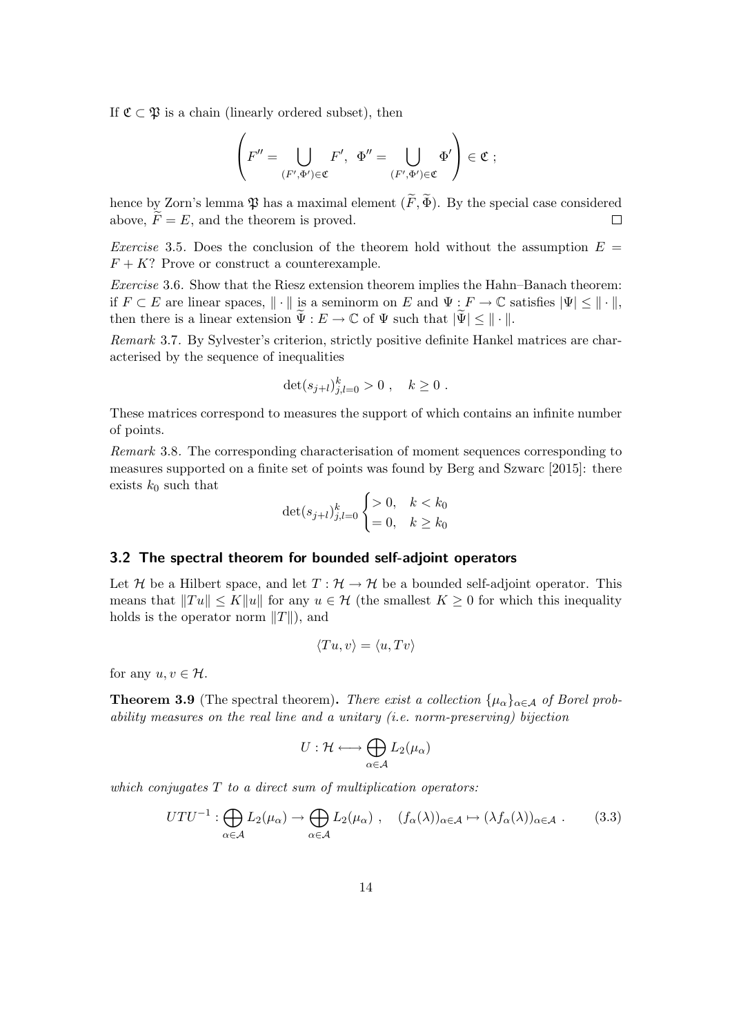If $\mathfrak{C} \subset \mathfrak{P}$ is a chain (linearly ordered subset), then

$$\left( F'' = \bigcup_{(F',\Phi')\in\mathfrak{C}} F', \;\; \Phi'' = \bigcup_{(F',\Phi')\in\mathfrak{C}} \Phi' \right) \in \mathfrak{C} \; ;$$

hence by Zorn's lemma $\mathfrak{P}$ has a maximal element $(\widetilde{F}, \widetilde{\Phi})$. By the special case considered above, $\widetilde{F} = E$, and the theorem is proved. ∎

*Exercise* 3.5. Does the conclusion of the theorem hold without the assumption $E = F + K$? Prove or construct a counterexample.

*Exercise* 3.6. Show that the Riesz extension theorem implies the Hahn–Banach theorem: if $F \subset E$ are linear spaces, $\| \cdot \|$ is a seminorm on $E$ and $\Psi : F \to \mathbb{C}$ satisfies $|\Psi| \leq \| \cdot \|$, then there is a linear extension $\widetilde{\Psi} : E \to \mathbb{C}$ of $\Psi$ such that $|\widetilde{\Psi}| \leq \| \cdot \|$.

*Remark* 3.7. By Sylvester's criterion, strictly positive definite Hankel matrices are characterised by the sequence of inequalities

$$\det(s_{j+l})_{j,l=0}^{k} > 0 \; , \quad k \geq 0 \; .$$

These matrices correspond to measures the support of which contains an infinite number of points.

*Remark* 3.8. The corresponding characterisation of moment sequences corresponding to measures supported on a finite set of points was found by Berg and Szwarc [2015]: there exists $k_0$ such that

$$\det(s_{j+l})_{j,l=0}^{k} \begin{cases} > 0, & k < k_0 \\ = 0, & k \geq k_0 \end{cases}$$

## 3.2 The spectral theorem for bounded self-adjoint operators

Let $\mathcal{H}$ be a Hilbert space, and let $T : \mathcal{H} \to \mathcal{H}$ be a bounded self-adjoint operator. This means that $\|Tu\| \leq K\|u\|$ for any $u \in \mathcal{H}$ (the smallest $K \geq 0$ for which this inequality holds is the operator norm $\|T\|$), and

$$\langle Tu, v \rangle = \langle u, Tv \rangle$$

for any $u, v \in \mathcal{H}$.

**Theorem 3.9** (The spectral theorem). *There exist a collection $\{\mu_\alpha\}_{\alpha\in\mathcal{A}}$ of Borel probability measures on the real line and a unitary (i.e. norm-preserving) bijection*

$$U : \mathcal{H} \longleftrightarrow \bigoplus_{\alpha\in\mathcal{A}} L_2(\mu_\alpha)$$

*which conjugates $T$ to a direct sum of multiplication operators:*

$$UTU^{-1} : \bigoplus_{\alpha\in\mathcal{A}} L_2(\mu_\alpha) \to \bigoplus_{\alpha\in\mathcal{A}} L_2(\mu_\alpha) \; , \quad (f_\alpha(\lambda))_{\alpha\in\mathcal{A}} \mapsto (\lambda f_\alpha(\lambda))_{\alpha\in\mathcal{A}} \; . \tag{3.3}$$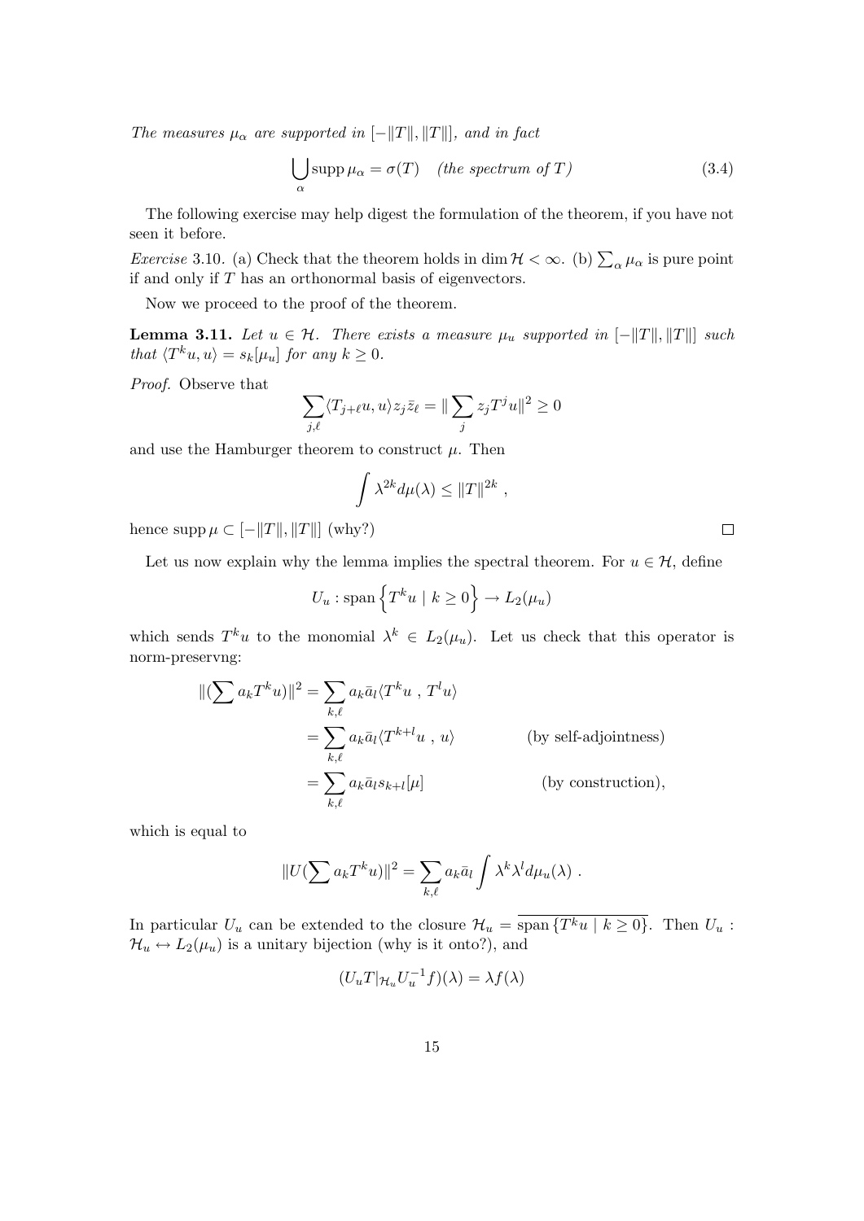*The measures $\mu_\alpha$ are supported in $[-\|T\|, \|T\|]$, and in fact*

$$\bigcup_\alpha \operatorname{supp} \mu_\alpha = \sigma(T) \quad \textit{(the spectrum of } T\textit{)} \tag{3.4}$$

The following exercise may help digest the formulation of the theorem, if you have not seen it before.

*Exercise* 3.10. (a) Check that the theorem holds in $\dim \mathcal{H} < \infty$. (b) $\sum_\alpha \mu_\alpha$ is pure point if and only if $T$ has an orthonormal basis of eigenvectors.

Now we proceed to the proof of the theorem.

**Lemma 3.11.** *Let $u \in \mathcal{H}$. There exists a measure $\mu_u$ supported in $[-\|T\|, \|T\|]$ such that $\langle T^k u, u\rangle = s_k[\mu_u]$ for any $k \geq 0$.*

*Proof.* Observe that

$$\sum_{j,\ell} \langle T_{j+\ell} u, u\rangle z_j \bar{z}_\ell = \| \sum_j z_j T^j u\|^2 \geq 0$$

and use the Hamburger theorem to construct $\mu$. Then

$$\int \lambda^{2k} d\mu(\lambda) \leq \|T\|^{2k} ,$$

hence $\operatorname{supp} \mu \subset [-\|T\|, \|T\|]$ (why?) ∎

Let us now explain why the lemma implies the spectral theorem. For $u \in \mathcal{H}$, define

$$U_u : \operatorname{span} \left\{ T^k u \mid k \geq 0 \right\} \to L_2(\mu_u)$$

which sends $T^k u$ to the monomial $\lambda^k \in L_2(\mu_u)$. Let us check that this operator is norm-preservng:

$$\begin{aligned}
\|(\sum a_k T^k u)\|^2 &= \sum_{k,\ell} a_k \bar{a}_l \langle T^k u \ , \ T^l u\rangle \\
&= \sum_{k,\ell} a_k \bar{a}_l \langle T^{k+l} u \ , \ u\rangle \qquad \text{(by self-adjointness)} \\
&= \sum_{k,\ell} a_k \bar{a}_l s_{k+l}[\mu] \qquad \text{(by construction)},
\end{aligned}$$

which is equal to

$$\|U(\sum a_k T^k u)\|^2 = \sum_{k,\ell} a_k \bar{a}_l \int \lambda^k \lambda^l d\mu_u(\lambda) \ .$$

In particular $U_u$ can be extended to the closure $\mathcal{H}_u = \overline{\operatorname{span} \{T^k u \mid k \geq 0\}}$. Then $U_u : \mathcal{H}_u \leftrightarrow L_2(\mu_u)$ is a unitary bijection (why is it onto?), and

$$(U_u T|_{\mathcal{H}_u} U_u^{-1} f)(\lambda) = \lambda f(\lambda)$$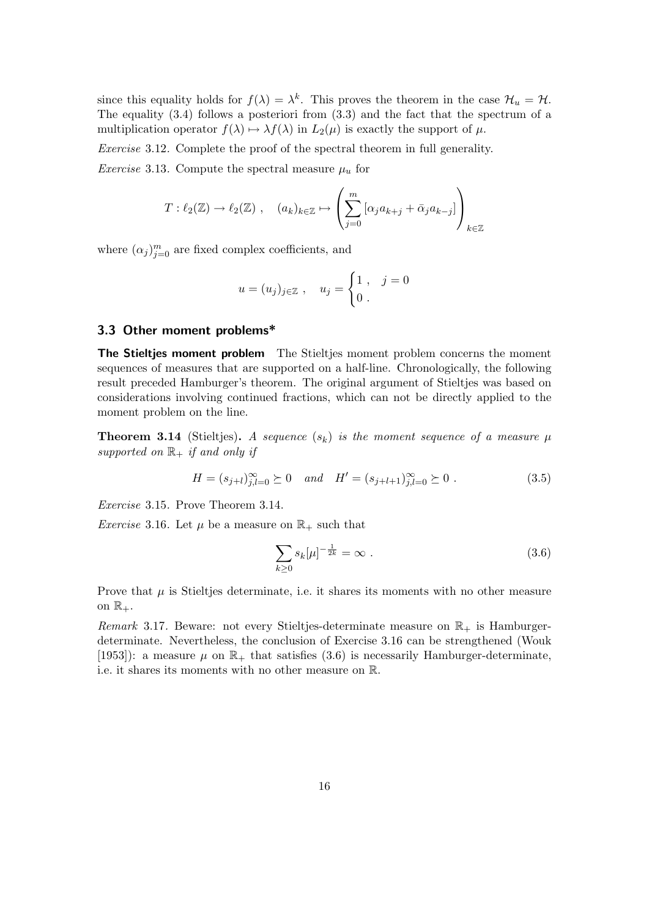since this equality holds for $f(\lambda) = \lambda^k$. This proves the theorem in the case $\mathcal{H}_u = \mathcal{H}$. The equality (3.4) follows a posteriori from (3.3) and the fact that the spectrum of a multiplication operator $f(\lambda) \mapsto \lambda f(\lambda)$ in $L_2(\mu)$ is exactly the support of $\mu$.

*Exercise* 3.12. Complete the proof of the spectral theorem in full generality.

*Exercise* 3.13. Compute the spectral measure $\mu_u$ for

$$T : \ell_2(\mathbb{Z}) \to \ell_2(\mathbb{Z}) \ , \quad (a_k)_{k\in\mathbb{Z}} \mapsto \left( \sum_{j=0}^{m} [\alpha_j a_{k+j} + \bar{\alpha}_j a_{k-j}] \right)_{k\in\mathbb{Z}}$$

where $(\alpha_j)_{j=0}^m$ are fixed complex coefficients, and

$$u = (u_j)_{j\in\mathbb{Z}} \ , \quad u_j = \begin{cases} 1 \ , & j = 0 \\ 0 \ . \end{cases}$$

### 3.3 Other moment problems*

**The Stieltjes moment problem** The Stieltjes moment problem concerns the moment sequences of measures that are supported on a half-line. Chronologically, the following result preceded Hamburger's theorem. The original argument of Stieltjes was based on considerations involving continued fractions, which can not be directly applied to the moment problem on the line.

**Theorem 3.14** (Stieltjes)**.** *A sequence $(s_k)$ is the moment sequence of a measure $\mu$ supported on $\mathbb{R}_+$ if and only if*

$$H = (s_{j+l})_{j,l=0}^{\infty} \succeq 0 \quad \text{and} \quad H' = (s_{j+l+1})_{j,l=0}^{\infty} \succeq 0 \ . \tag{3.5}$$

*Exercise* 3.15. Prove Theorem 3.14.

*Exercise* 3.16. Let $\mu$ be a measure on $\mathbb{R}_+$ such that

$$\sum_{k\geq 0} s_k[\mu]^{-\frac{1}{2k}} = \infty \ . \tag{3.6}$$

Prove that $\mu$ is Stieltjes determinate, i.e. it shares its moments with no other measure on $\mathbb{R}_+$.

*Remark* 3.17. Beware: not every Stieltjes-determinate measure on $\mathbb{R}_+$ is Hamburger-determinate. Nevertheless, the conclusion of Exercise 3.16 can be strengthened (Wouk [1953]): a measure $\mu$ on $\mathbb{R}_+$ that satisfies (3.6) is necessarily Hamburger-determinate, i.e. it shares its moments with no other measure on $\mathbb{R}$.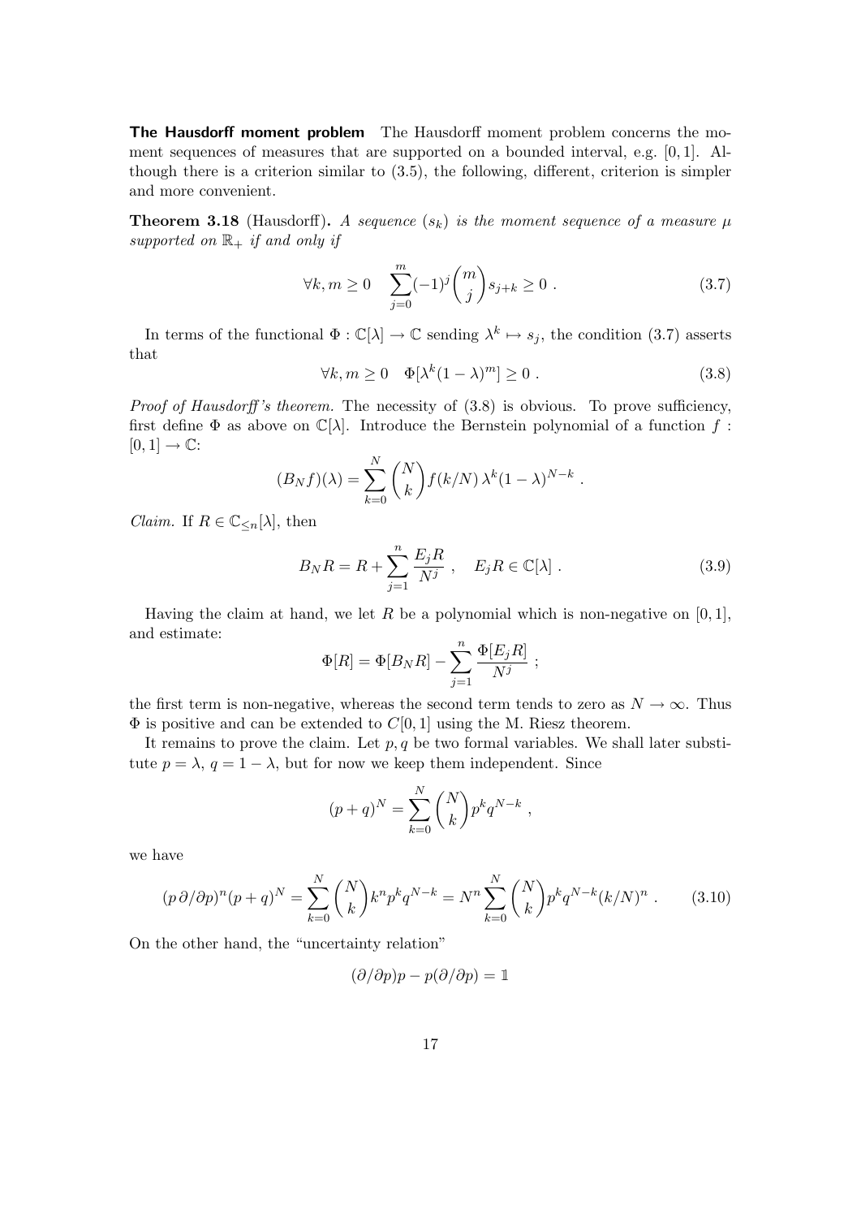**The Hausdorff moment problem** The Hausdorff moment problem concerns the moment sequences of measures that are supported on a bounded interval, e.g. $[0,1]$. Although there is a criterion similar to (3.5), the following, different, criterion is simpler and more convenient.

**Theorem 3.18** (Hausdorff)**.** *A sequence $(s_k)$ is the moment sequence of a measure $\mu$ supported on $\mathbb{R}_+$ if and only if*

$$\forall k, m \geq 0 \quad \sum_{j=0}^{m} (-1)^j \binom{m}{j} s_{j+k} \geq 0 \ . \tag{3.7}$$

In terms of the functional $\Phi : \mathbb{C}[\lambda] \to \mathbb{C}$ sending $\lambda^k \mapsto s_j$, the condition (3.7) asserts that

$$\forall k, m \geq 0 \quad \Phi[\lambda^k (1-\lambda)^m] \geq 0 \ . \tag{3.8}$$

*Proof of Hausdorff's theorem.* The necessity of (3.8) is obvious. To prove sufficiency, first define $\Phi$ as above on $\mathbb{C}[\lambda]$. Introduce the Bernstein polynomial of a function $f : [0,1] \to \mathbb{C}$:

$$(B_N f)(\lambda) = \sum_{k=0}^{N} \binom{N}{k} f(k/N) \, \lambda^k (1-\lambda)^{N-k} \ .$$

*Claim.* If $R \in \mathbb{C}_{\leq n}[\lambda]$, then

$$B_N R = R + \sum_{j=1}^{n} \frac{E_j R}{N^j} \ , \quad E_j R \in \mathbb{C}[\lambda] \ . \tag{3.9}$$

Having the claim at hand, we let $R$ be a polynomial which is non-negative on $[0,1]$, and estimate:

$$\Phi[R] = \Phi[B_N R] - \sum_{j=1}^{n} \frac{\Phi[E_j R]}{N^j} \ ;$$

the first term is non-negative, whereas the second term tends to zero as $N \to \infty$. Thus $\Phi$ is positive and can be extended to $C[0,1]$ using the M. Riesz theorem.

It remains to prove the claim. Let $p, q$ be two formal variables. We shall later substitute $p = \lambda$, $q = 1 - \lambda$, but for now we keep them independent. Since

$$(p+q)^N = \sum_{k=0}^{N} \binom{N}{k} p^k q^{N-k} \ ,$$

we have

$$(p \, \partial/\partial p)^n (p+q)^N = \sum_{k=0}^{N} \binom{N}{k} k^n p^k q^{N-k} = N^n \sum_{k=0}^{N} \binom{N}{k} p^k q^{N-k} (k/N)^n \ . \tag{3.10}$$

On the other hand, the "uncertainty relation"

$$(\partial/\partial p) p - p (\partial/\partial p) = \mathbb{1}$$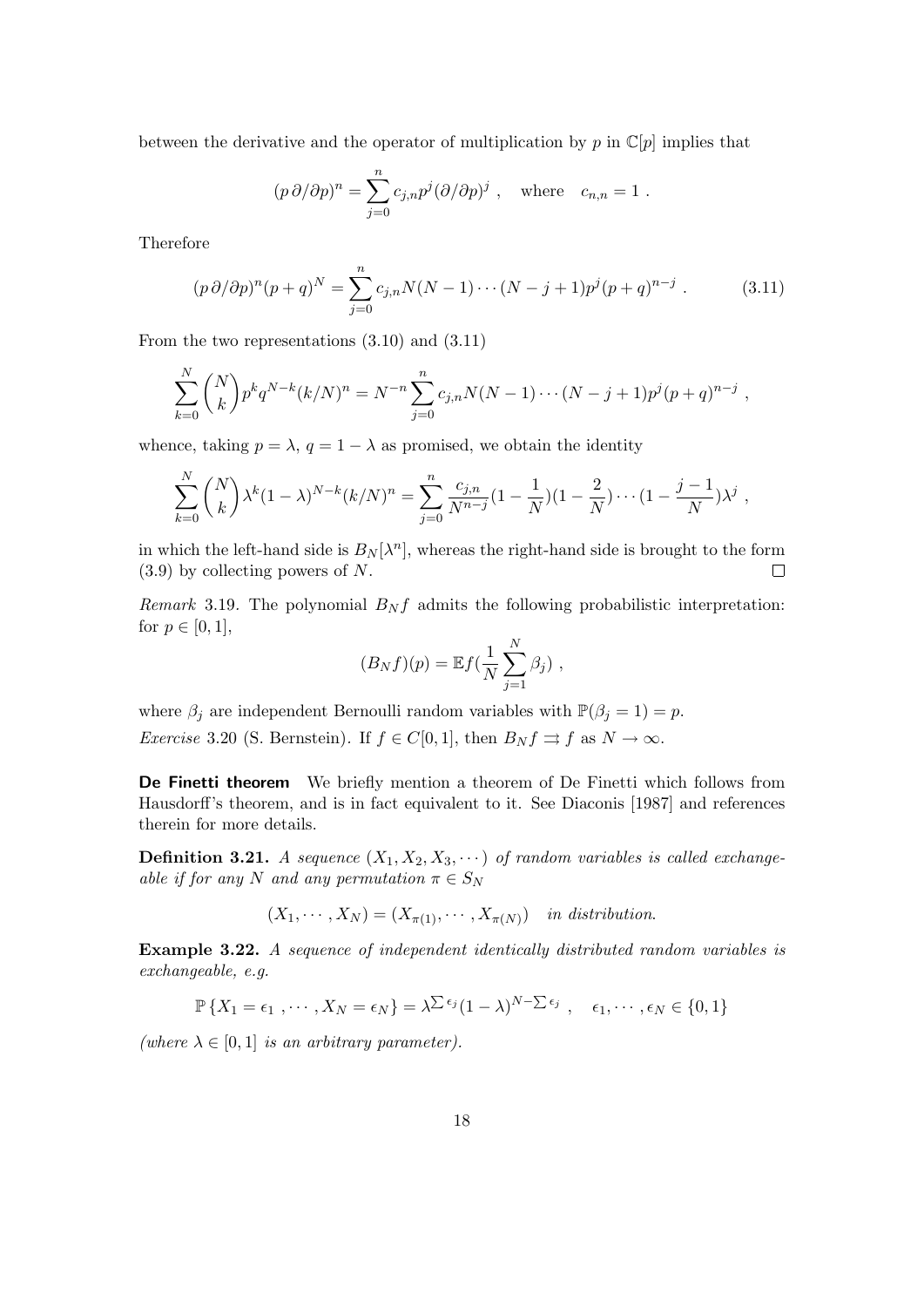between the derivative and the operator of multiplication by $p$ in $\mathbb{C}[p]$ implies that

$$(p\,\partial/\partial p)^n = \sum_{j=0}^{n} c_{j,n} p^j (\partial/\partial p)^j \ , \quad \text{where} \quad c_{n,n} = 1 \ .$$

Therefore

$$(p\,\partial/\partial p)^n (p+q)^N = \sum_{j=0}^{n} c_{j,n} N(N-1)\cdots(N-j+1) p^j (p+q)^{n-j} \ . \tag{3.11}$$

From the two representations (3.10) and (3.11)

$$\sum_{k=0}^{N} \binom{N}{k} p^k q^{N-k} (k/N)^n = N^{-n} \sum_{j=0}^{n} c_{j,n} N(N-1)\cdots(N-j+1) p^j (p+q)^{n-j} \ ,$$

whence, taking $p = \lambda$, $q = 1 - \lambda$ as promised, we obtain the identity

$$\sum_{k=0}^{N} \binom{N}{k} \lambda^k (1-\lambda)^{N-k} (k/N)^n = \sum_{j=0}^{n} \frac{c_{j,n}}{N^{n-j}} (1 - \frac{1}{N})(1 - \frac{2}{N}) \cdots (1 - \frac{j-1}{N}) \lambda^j \ ,$$

in which the left-hand side is $B_N[\lambda^n]$, whereas the right-hand side is brought to the form (3.9) by collecting powers of $N$. □

*Remark* 3.19. The polynomial $B_N f$ admits the following probabilistic interpretation: for $p \in [0, 1]$,

$$(B_N f)(p) = \mathbb{E} f(\frac{1}{N} \sum_{j=1}^{N} \beta_j) \ ,$$

where $\beta_j$ are independent Bernoulli random variables with $\mathbb{P}(\beta_j = 1) = p$.

*Exercise* 3.20 (S. Bernstein). If $f \in C[0, 1]$, then $B_N f \rightrightarrows f$ as $N \to \infty$.

**De Finetti theorem** We briefly mention a theorem of De Finetti which follows from Hausdorff's theorem, and is in fact equivalent to it. See Diaconis [1987] and references therein for more details.

**Definition 3.21.** *A sequence $(X_1, X_2, X_3, \cdots)$ of random variables is called exchangeable if for any $N$ and any permutation $\pi \in S_N$*

$$(X_1, \cdots, X_N) = (X_{\pi(1)}, \cdots, X_{\pi(N)}) \quad \textit{in distribution.}$$

**Example 3.22.** *A sequence of independent identically distributed random variables is exchangeable, e.g.*

$$\mathbb{P}\left\{X_1 = \epsilon_1 \ , \cdots, X_N = \epsilon_N\right\} = \lambda^{\sum \epsilon_j} (1-\lambda)^{N - \sum \epsilon_j} \ , \quad \epsilon_1, \cdots, \epsilon_N \in \{0, 1\}$$

*(where $\lambda \in [0, 1]$ is an arbitrary parameter).*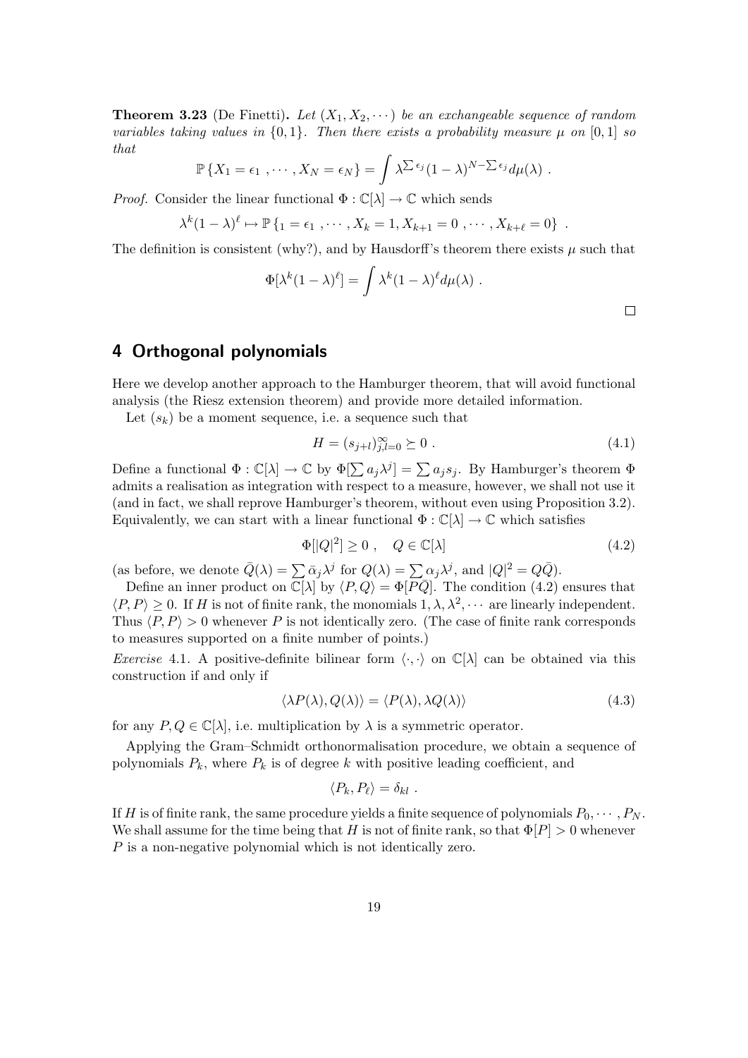**Theorem 3.23** (De Finetti)**.** *Let $(X_1, X_2, \cdots)$ be an exchangeable sequence of random variables taking values in $\{0,1\}$. Then there exists a probability measure $\mu$ on $[0,1]$ so that*

$$\mathbb{P}\{X_1 = \epsilon_1 , \cdots , X_N = \epsilon_N\} = \int \lambda^{\sum \epsilon_j}(1-\lambda)^{N - \sum \epsilon_j} d\mu(\lambda) .$$

*Proof.* Consider the linear functional $\Phi : \mathbb{C}[\lambda] \to \mathbb{C}$ which sends

$$\lambda^k (1-\lambda)^\ell \mapsto \mathbb{P}\{_1 = \epsilon_1 , \cdots , X_k = 1, X_{k+1} = 0 , \cdots , X_{k+\ell} = 0\} .$$

The definition is consistent (why?), and by Hausdorff's theorem there exists $\mu$ such that

$$\Phi[\lambda^k (1-\lambda)^\ell] = \int \lambda^k (1-\lambda)^\ell d\mu(\lambda) .$$

□

## 4 Orthogonal polynomials

Here we develop another approach to the Hamburger theorem, that will avoid functional analysis (the Riesz extension theorem) and provide more detailed information.

Let $(s_k)$ be a moment sequence, i.e. a sequence such that

$$H = (s_{j+l})_{j,l=0}^\infty \succeq 0 . \tag{4.1}$$

Define a functional $\Phi : \mathbb{C}[\lambda] \to \mathbb{C}$ by $\Phi[\sum a_j \lambda^j] = \sum a_j s_j$. By Hamburger's theorem $\Phi$ admits a realisation as integration with respect to a measure, however, we shall not use it (and in fact, we shall reprove Hamburger's theorem, without even using Proposition 3.2). Equivalently, we can start with a linear functional $\Phi : \mathbb{C}[\lambda] \to \mathbb{C}$ which satisfies

$$\Phi[|Q|^2] \geq 0 , \quad Q \in \mathbb{C}[\lambda] \tag{4.2}$$

(as before, we denote $\bar{Q}(\lambda) = \sum \bar{\alpha}_j \lambda^j$ for $Q(\lambda) = \sum \alpha_j \lambda^j$, and $|Q|^2 = Q\bar{Q}$).

Define an inner product on $\mathbb{C}[\lambda]$ by $\langle P, Q \rangle = \Phi[P\bar{Q}]$. The condition (4.2) ensures that $\langle P, P \rangle \geq 0$. If $H$ is not of finite rank, the monomials $1, \lambda, \lambda^2, \cdots$ are linearly independent. Thus $\langle P, P \rangle > 0$ whenever $P$ is not identically zero. (The case of finite rank corresponds to measures supported on a finite number of points.)

*Exercise* 4.1. A positive-definite bilinear form $\langle \cdot, \cdot \rangle$ on $\mathbb{C}[\lambda]$ can be obtained via this construction if and only if

$$\langle \lambda P(\lambda), Q(\lambda) \rangle = \langle P(\lambda), \lambda Q(\lambda) \rangle \tag{4.3}$$

for any $P, Q \in \mathbb{C}[\lambda]$, i.e. multiplication by $\lambda$ is a symmetric operator.

Applying the Gram–Schmidt orthonormalisation procedure, we obtain a sequence of polynomials $P_k$, where $P_k$ is of degree $k$ with positive leading coefficient, and

$$\langle P_k, P_\ell \rangle = \delta_{kl} .$$

If $H$ is of finite rank, the same procedure yields a finite sequence of polynomials $P_0, \cdots, P_N$. We shall assume for the time being that $H$ is not of finite rank, so that $\Phi[P] > 0$ whenever $P$ is a non-negative polynomial which is not identically zero.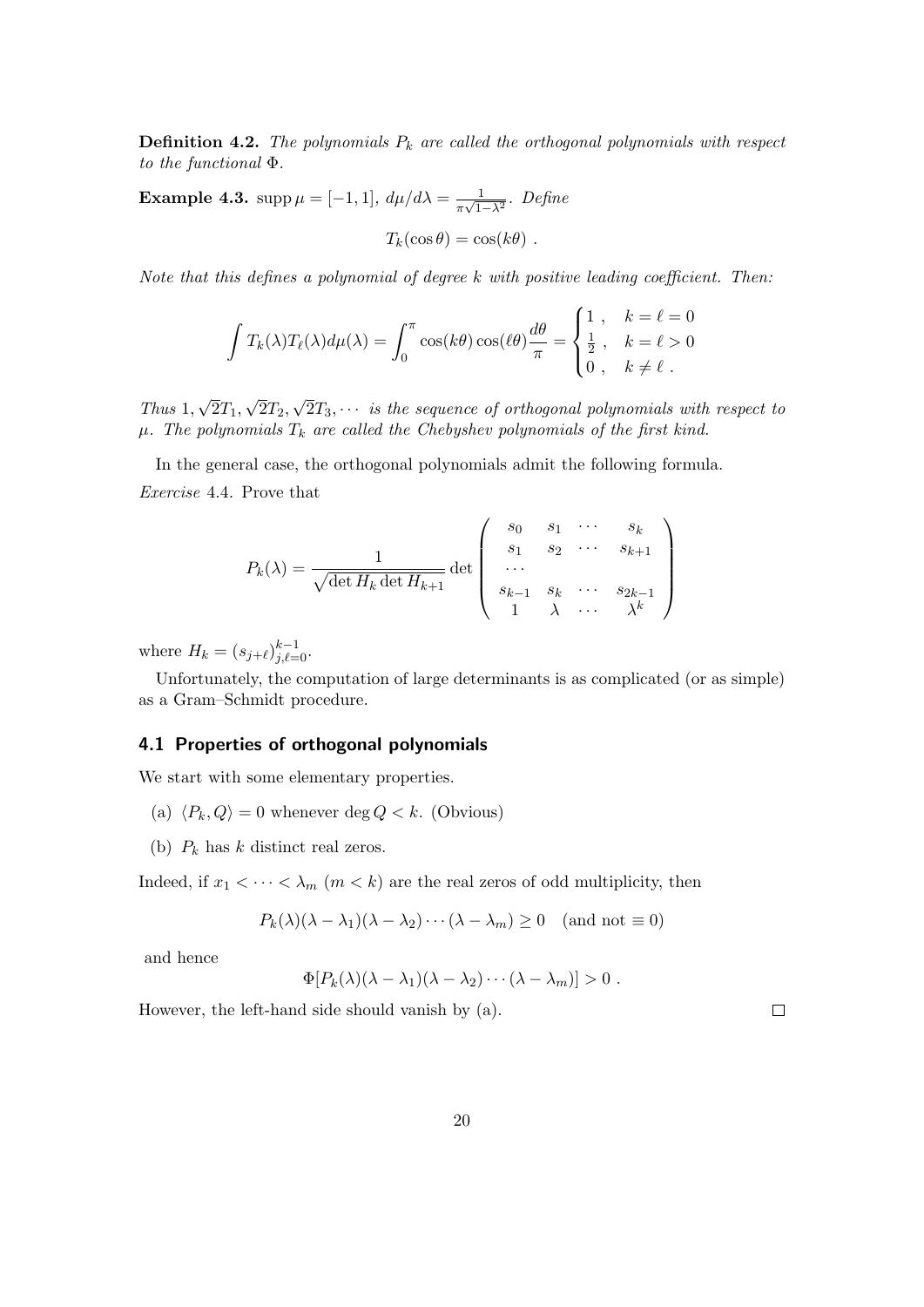**Definition 4.2.** *The polynomials $P_k$ are called the orthogonal polynomials with respect to the functional $\Phi$.*

**Example 4.3.** $\operatorname{supp}\mu = [-1, 1]$, $d\mu/d\lambda = \frac{1}{\pi\sqrt{1-\lambda^2}}$. *Define*

$$T_k(\cos\theta) = \cos(k\theta) \ .$$

*Note that this defines a polynomial of degree $k$ with positive leading coefficient. Then:*

$$\int T_k(\lambda)T_\ell(\lambda)d\mu(\lambda) = \int_0^\pi \cos(k\theta)\cos(\ell\theta)\frac{d\theta}{\pi} = \begin{cases} 1 \ , & k = \ell = 0 \\ \frac{1}{2} \ , & k = \ell > 0 \\ 0 \ , & k \neq \ell \ . \end{cases}$$

*Thus $1, \sqrt{2}T_1, \sqrt{2}T_2, \sqrt{2}T_3, \cdots$ is the sequence of orthogonal polynomials with respect to $\mu$. The polynomials $T_k$ are called the Chebyshev polynomials of the first kind.*

In the general case, the orthogonal polynomials admit the following formula.

*Exercise* 4.4. Prove that

$$P_k(\lambda) = \frac{1}{\sqrt{\det H_k \det H_{k+1}}} \det \begin{pmatrix} s_0 & s_1 & \cdots & s_k \\ s_1 & s_2 & \cdots & s_{k+1} \\ \cdots & & & \\ s_{k-1} & s_k & \cdots & s_{2k-1} \\ 1 & \lambda & \cdots & \lambda^k \end{pmatrix}$$

where $H_k = (s_{j+\ell})_{j,\ell=0}^{k-1}$.

Unfortunately, the computation of large determinants is as complicated (or as simple) as a Gram–Schmidt procedure.

## 4.1 Properties of orthogonal polynomials

We start with some elementary properties.

(a) $\langle P_k, Q \rangle = 0$ whenever $\deg Q < k$. (Obvious)

(b) $P_k$ has $k$ distinct real zeros.

Indeed, if $x_1 < \cdots < \lambda_m$ ($m < k$) are the real zeros of odd multiplicity, then

$$P_k(\lambda)(\lambda - \lambda_1)(\lambda - \lambda_2)\cdots(\lambda - \lambda_m) \geq 0 \quad (\text{and not} \equiv 0)$$

and hence

$$\Phi[P_k(\lambda)(\lambda - \lambda_1)(\lambda - \lambda_2)\cdots(\lambda - \lambda_m)] > 0 \ .$$

However, the left-hand side should vanish by (a). □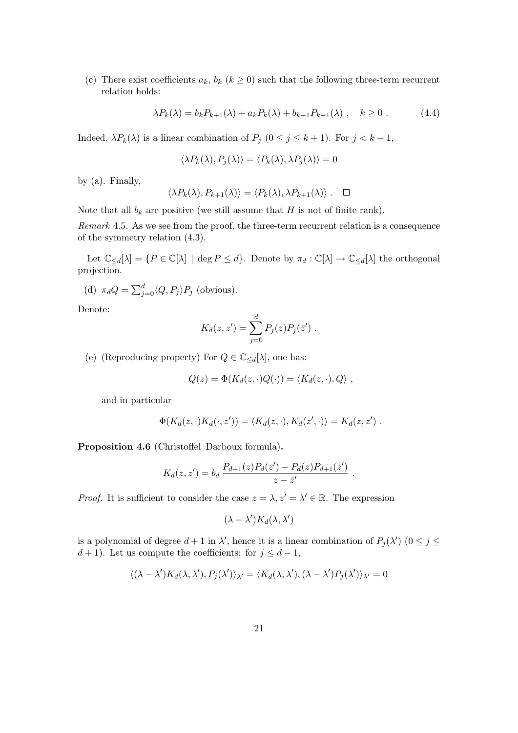(c) There exist coefficients $a_k$, $b_k$ ($k \geq 0$) such that the following three-term recurrent relation holds:

$$\lambda P_k(\lambda) = b_k P_{k+1}(\lambda) + a_k P_k(\lambda) + b_{k-1} P_{k-1}(\lambda) \ , \quad k \geq 0 \ . \tag{4.4}$$

Indeed, $\lambda P_k(\lambda)$ is a linear combination of $P_j$ ($0 \leq j \leq k+1$). For $j < k-1$,

$$\langle \lambda P_k(\lambda), P_j(\lambda) \rangle = \langle P_k(\lambda), \lambda P_j(\lambda) \rangle = 0$$

by (a). Finally,

$$\langle \lambda P_k(\lambda), P_{k+1}(\lambda) \rangle = \langle P_k(\lambda), \lambda P_{k+1}(\lambda) \rangle \ . \quad \square$$

Note that all $b_k$ are positive (we still assume that $H$ is not of finite rank).

*Remark* 4.5. As we see from the proof, the three-term recurrent relation is a consequence of the symmetry relation (4.3).

Let $\mathbb{C}_{\leq d}[\lambda] = \{P \in \mathbb{C}[\lambda] \mid \deg P \leq d\}$. Denote by $\pi_d : \mathbb{C}[\lambda] \to \mathbb{C}_{\leq d}[\lambda]$ the orthogonal projection.

(d) $\pi_d Q = \sum_{j=0}^{d} \langle Q, P_j \rangle P_j$ (obvious).

Denote:

$$K_d(z, z') = \sum_{j=0}^{d} P_j(z) P_j(\bar{z}') \ .$$

(e) (Reproducing property) For $Q \in \mathbb{C}_{\leq d}[\lambda]$, one has:

$$Q(z) = \Phi(K_d(z, \cdot) Q(\cdot)) = \langle K_d(z, \cdot), Q \rangle \ ,$$

and in particular

$$\Phi(K_d(z, \cdot) K_d(\cdot, z')) = \langle K_d(z, \cdot), K_d(z', \cdot) \rangle = K_d(z, z') \ .$$

**Proposition 4.6** (Christoffel–Darboux formula)**.**

$$K_d(z, z') = b_d \, \frac{P_{d+1}(z) P_d(\bar{z}') - P_d(z) P_{d+1}(\bar{z}')}{z - \bar{z}'} \ .$$

*Proof.* It is sufficient to consider the case $z = \lambda, z' = \lambda' \in \mathbb{R}$. The expression

$$(\lambda - \lambda') K_d(\lambda, \lambda')$$

is a polynomial of degree $d+1$ in $\lambda'$, hence it is a linear combination of $P_j(\lambda')$ ($0 \leq j \leq d+1$). Let us compute the coefficients: for $j \leq d-1$,

$$\langle (\lambda - \lambda') K_d(\lambda, \lambda'), P_j(\lambda') \rangle_{\lambda'} = \langle K_d(\lambda, \lambda'), (\lambda - \lambda') P_j(\lambda') \rangle_{\lambda'} = 0$$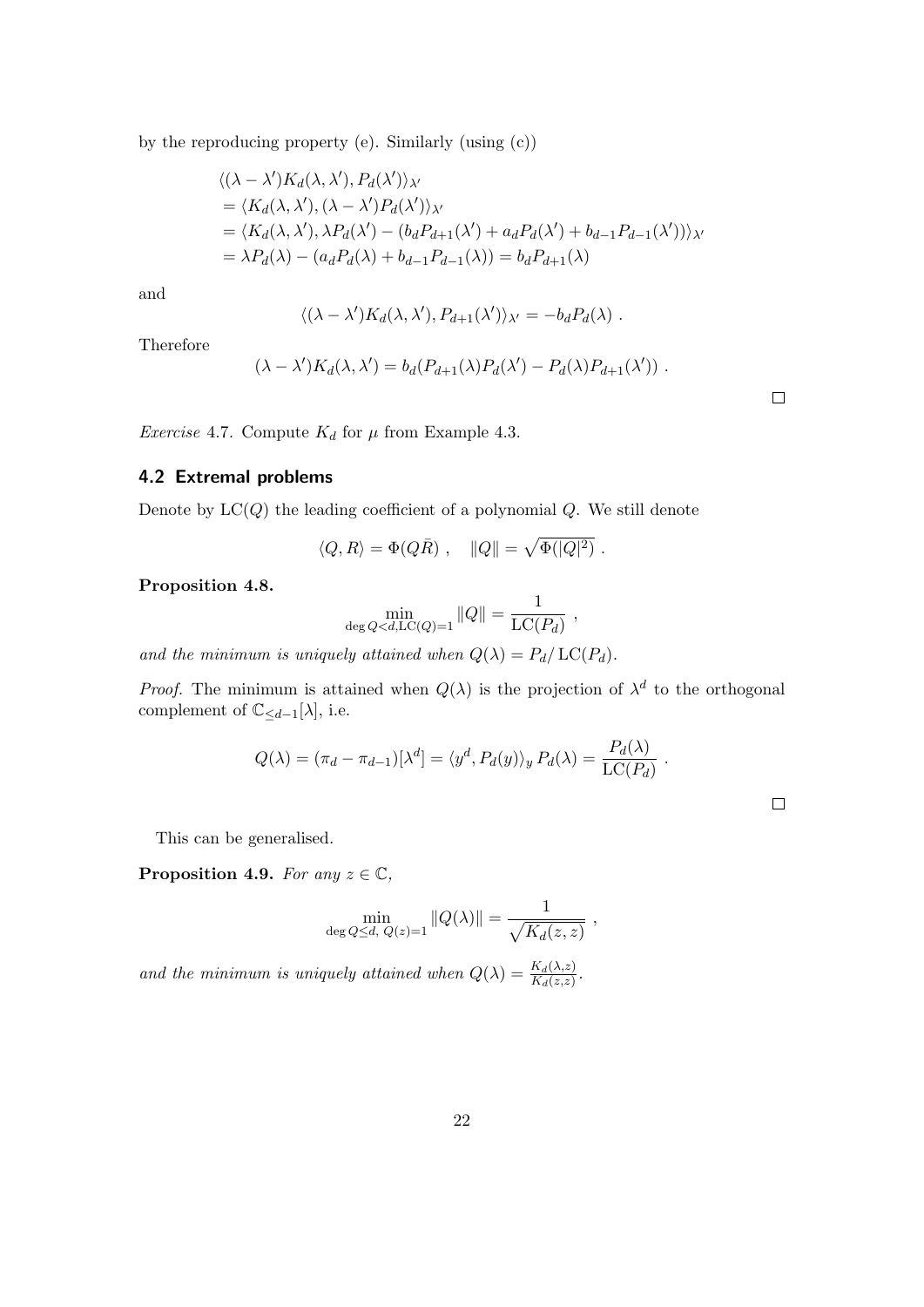by the reproducing property (e). Similarly (using (c))

$$
\begin{aligned}
&\langle (\lambda - \lambda')K_d(\lambda, \lambda'), P_d(\lambda') \rangle_{\lambda'} \\
&= \langle K_d(\lambda, \lambda'), (\lambda - \lambda')P_d(\lambda') \rangle_{\lambda'} \\
&= \langle K_d(\lambda, \lambda'), \lambda P_d(\lambda') - (b_d P_{d+1}(\lambda') + a_d P_d(\lambda') + b_{d-1} P_{d-1}(\lambda')) \rangle_{\lambda'} \\
&= \lambda P_d(\lambda) - (a_d P_d(\lambda) + b_{d-1} P_{d-1}(\lambda)) = b_d P_{d+1}(\lambda)
\end{aligned}
$$

and

$$
\langle (\lambda - \lambda')K_d(\lambda, \lambda'), P_{d+1}(\lambda') \rangle_{\lambda'} = -b_d P_d(\lambda) \ .
$$

Therefore

$$
(\lambda - \lambda')K_d(\lambda, \lambda') = b_d (P_{d+1}(\lambda) P_d(\lambda') - P_d(\lambda) P_{d+1}(\lambda')) \ .
$$

□

*Exercise* 4.7. Compute $K_d$ for $\mu$ from Example 4.3.

## 4.2 Extremal problems

Denote by $\mathrm{LC}(Q)$ the leading coefficient of a polynomial $Q$. We still denote

$$
\langle Q, R \rangle = \Phi(Q\bar{R}) \ , \quad \|Q\| = \sqrt{\Phi(|Q|^2)} \ .
$$

**Proposition 4.8.**

$$
\min_{\deg Q < d, \mathrm{LC}(Q) = 1} \|Q\| = \frac{1}{\mathrm{LC}(P_d)} \ ,
$$

*and the minimum is uniquely attained when* $Q(\lambda) = P_d / \mathrm{LC}(P_d)$.

*Proof.* The minimum is attained when $Q(\lambda)$ is the projection of $\lambda^d$ to the orthogonal complement of $\mathbb{C}_{\leq d-1}[\lambda]$, i.e.

$$
Q(\lambda) = (\pi_d - \pi_{d-1})[\lambda^d] = \langle y^d, P_d(y) \rangle_y \, P_d(\lambda) = \frac{P_d(\lambda)}{\mathrm{LC}(P_d)} \ .
$$

□

This can be generalised.

**Proposition 4.9.** *For any* $z \in \mathbb{C}$,

$$
\min_{\deg Q \leq d, \ Q(z) = 1} \|Q(\lambda)\| = \frac{1}{\sqrt{K_d(z, z)}} \ ,
$$

*and the minimum is uniquely attained when* $Q(\lambda) = \frac{K_d(\lambda, z)}{K_d(z, z)}$.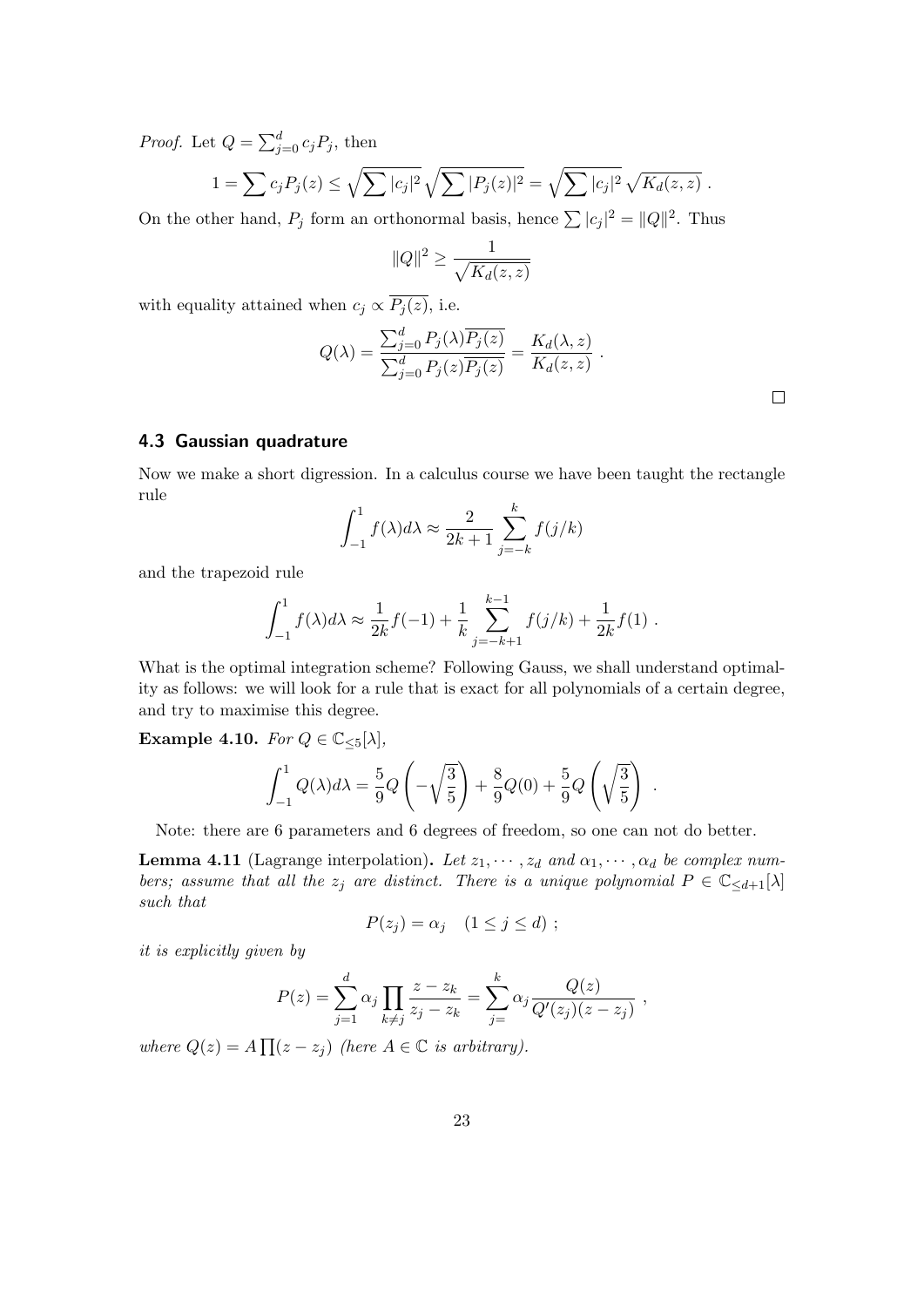*Proof.* Let $Q = \sum_{j=0}^d c_j P_j$, then

$$1 = \sum c_j P_j(z) \leq \sqrt{\sum |c_j|^2} \sqrt{\sum |P_j(z)|^2} = \sqrt{\sum |c_j|^2} \sqrt{K_d(z,z)} \ .$$

On the other hand, $P_j$ form an orthonormal basis, hence $\sum |c_j|^2 = \|Q\|^2$. Thus

$$\|Q\|^2 \geq \frac{1}{\sqrt{K_d(z,z)}}$$

with equality attained when $c_j \propto \overline{P_j(z)}$, i.e.

$$Q(\lambda) = \frac{\sum_{j=0}^d P_j(\lambda)\overline{P_j(z)}}{\sum_{j=0}^d P_j(z)\overline{P_j(z)}} = \frac{K_d(\lambda, z)}{K_d(z,z)} \ .$$

□

### 4.3 Gaussian quadrature

Now we make a short digression. In a calculus course we have been taught the rectangle rule

$$\int_{-1}^1 f(\lambda) d\lambda \approx \frac{2}{2k+1} \sum_{j=-k}^k f(j/k)$$

and the trapezoid rule

$$\int_{-1}^1 f(\lambda) d\lambda \approx \frac{1}{2k} f(-1) + \frac{1}{k} \sum_{j=-k+1}^{k-1} f(j/k) + \frac{1}{2k} f(1) \ .$$

What is the optimal integration scheme? Following Gauss, we shall understand optimality as follows: we will look for a rule that is exact for all polynomials of a certain degree, and try to maximise this degree.

**Example 4.10.** *For* $Q \in \mathbb{C}_{\leq 5}[\lambda]$,

$$\int_{-1}^1 Q(\lambda) d\lambda = \frac{5}{9} Q\left(-\sqrt{\frac{3}{5}}\right) + \frac{8}{9} Q(0) + \frac{5}{9} Q\left(\sqrt{\frac{3}{5}}\right) \ .$$

Note: there are 6 parameters and 6 degrees of freedom, so one can not do better.

**Lemma 4.11** (Lagrange interpolation)**.** *Let $z_1, \cdots, z_d$ and $\alpha_1, \cdots, \alpha_d$ be complex numbers; assume that all the $z_j$ are distinct. There is a unique polynomial $P \in \mathbb{C}_{\leq d+1}[\lambda]$ such that*

$$P(z_j) = \alpha_j \quad (1 \leq j \leq d) \ ;$$

*it is explicitly given by*

$$P(z) = \sum_{j=1}^d \alpha_j \prod_{k \neq j} \frac{z - z_k}{z_j - z_k} = \sum_{j=}^k \alpha_j \frac{Q(z)}{Q'(z_j)(z - z_j)} \ ,$$

*where $Q(z) = A \prod (z - z_j)$ (here $A \in \mathbb{C}$ is arbitrary).*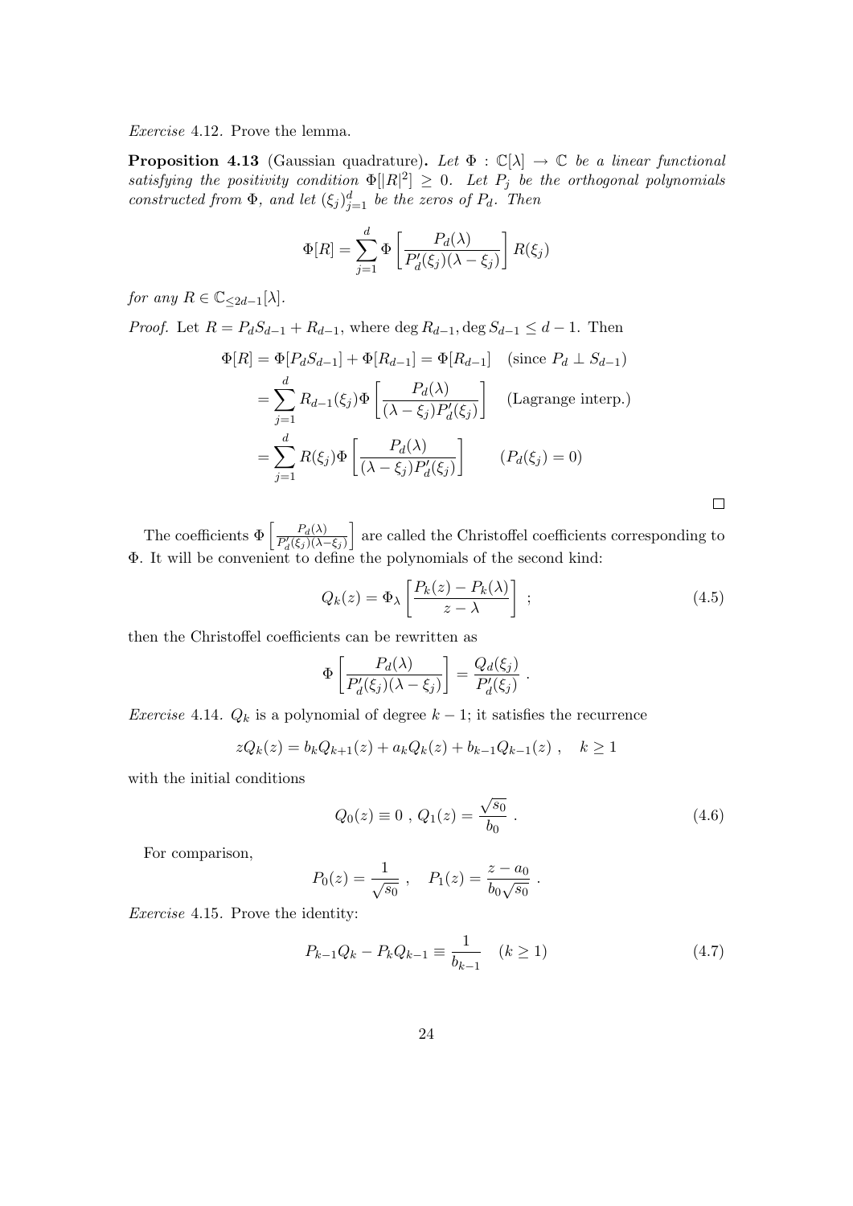*Exercise* 4.12. Prove the lemma.

**Proposition 4.13** (Gaussian quadrature)**.** *Let $\Phi : \mathbb{C}[\lambda] \to \mathbb{C}$ be a linear functional satisfying the positivity condition $\Phi[|R|^2] \geq 0$. Let $P_j$ be the orthogonal polynomials constructed from $\Phi$, and let $(\xi_j)_{j=1}^d$ be the zeros of $P_d$. Then*

$$\Phi[R] = \sum_{j=1}^d \Phi\left[\frac{P_d(\lambda)}{P_d'(\xi_j)(\lambda - \xi_j)}\right] R(\xi_j)$$

*for any $R \in \mathbb{C}_{\leq 2d-1}[\lambda]$.*

*Proof.* Let $R = P_d S_{d-1} + R_{d-1}$, where $\deg R_{d-1}, \deg S_{d-1} \leq d-1$. Then

$$\begin{aligned}
\Phi[R] &= \Phi[P_d S_{d-1}] + \Phi[R_{d-1}] = \Phi[R_{d-1}] \quad (\text{since } P_d \perp S_{d-1}) \\
&= \sum_{j=1}^d R_{d-1}(\xi_j) \Phi\left[\frac{P_d(\lambda)}{(\lambda - \xi_j) P_d'(\xi_j)}\right] \quad (\text{Lagrange interp.}) \\
&= \sum_{j=1}^d R(\xi_j) \Phi\left[\frac{P_d(\lambda)}{(\lambda - \xi_j) P_d'(\xi_j)}\right] \qquad (P_d(\xi_j) = 0)
\end{aligned}$$

□

The coefficients $\Phi\left[\frac{P_d(\lambda)}{P_d'(\xi_j)(\lambda - \xi_j)}\right]$ are called the Christoffel coefficients corresponding to $\Phi$. It will be convenient to define the polynomials of the second kind:

$$Q_k(z) = \Phi_\lambda\left[\frac{P_k(z) - P_k(\lambda)}{z - \lambda}\right] \; ; \tag{4.5}$$

then the Christoffel coefficients can be rewritten as

$$\Phi\left[\frac{P_d(\lambda)}{P_d'(\xi_j)(\lambda - \xi_j)}\right] = \frac{Q_d(\xi_j)}{P_d'(\xi_j)} \; .$$

*Exercise* 4.14. $Q_k$ is a polynomial of degree $k-1$; it satisfies the recurrence

$$z Q_k(z) = b_k Q_{k+1}(z) + a_k Q_k(z) + b_{k-1} Q_{k-1}(z) \; , \quad k \geq 1$$

with the initial conditions

$$Q_0(z) \equiv 0 \; , \; Q_1(z) = \frac{\sqrt{s_0}}{b_0} \; . \tag{4.6}$$

For comparison,

$$P_0(z) = \frac{1}{\sqrt{s_0}} \; , \quad P_1(z) = \frac{z - a_0}{b_0 \sqrt{s_0}} \; .$$

*Exercise* 4.15. Prove the identity:

$$P_{k-1} Q_k - P_k Q_{k-1} \equiv \frac{1}{b_{k-1}} \quad (k \geq 1) \tag{4.7}$$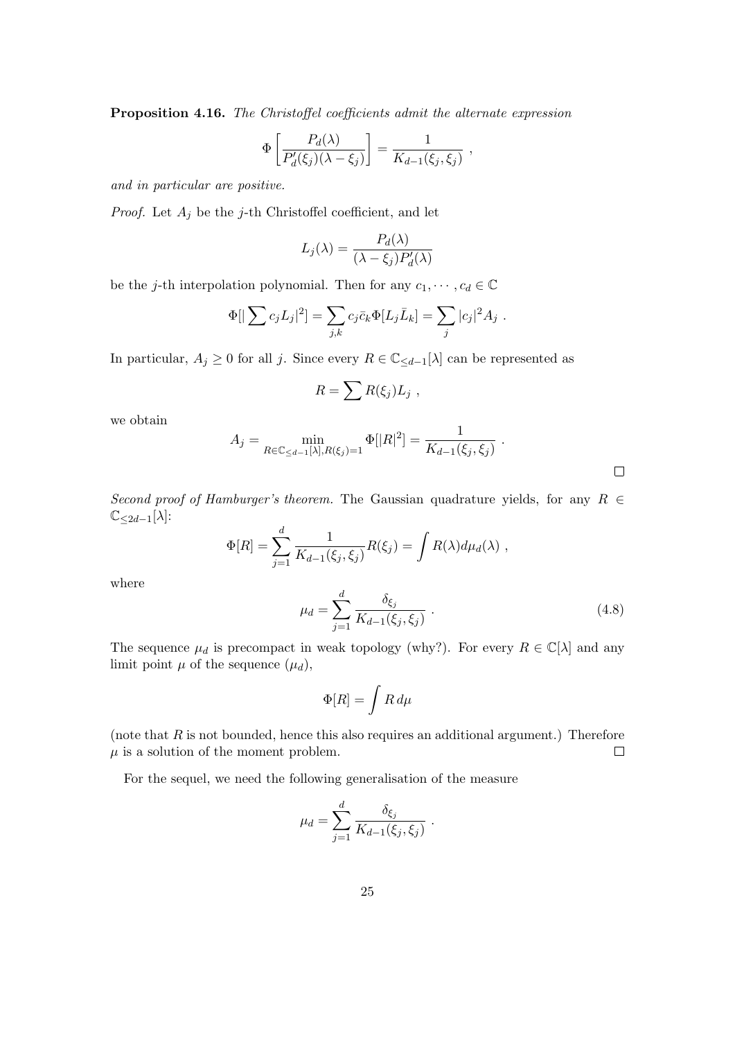**Proposition 4.16.** *The Christoffel coefficients admit the alternate expression*

$$\Phi\left[\frac{P_d(\lambda)}{P_d'(\xi_j)(\lambda-\xi_j)}\right] = \frac{1}{K_{d-1}(\xi_j,\xi_j)} \ ,$$

*and in particular are positive.*

*Proof.* Let $A_j$ be the $j$-th Christoffel coefficient, and let

$$L_j(\lambda) = \frac{P_d(\lambda)}{(\lambda-\xi_j)P_d'(\lambda)}$$

be the $j$-th interpolation polynomial. Then for any $c_1, \cdots, c_d \in \mathbb{C}$

$$\Phi[|\sum c_j L_j|^2] = \sum_{j,k} c_j \bar{c}_k \Phi[L_j \bar{L}_k] = \sum_j |c_j|^2 A_j \ .$$

In particular, $A_j \geq 0$ for all $j$. Since every $R \in \mathbb{C}_{\leq d-1}[\lambda]$ can be represented as

$$R = \sum R(\xi_j) L_j \ ,$$

we obtain

$$A_j = \min_{R \in \mathbb{C}_{\leq d-1}[\lambda], R(\xi_j)=1} \Phi[|R|^2] = \frac{1}{K_{d-1}(\xi_j,\xi_j)} \ .$$

$\square$

*Second proof of Hamburger's theorem.* The Gaussian quadrature yields, for any $R \in \mathbb{C}_{\leq 2d-1}[\lambda]$:

$$\Phi[R] = \sum_{j=1}^d \frac{1}{K_{d-1}(\xi_j,\xi_j)} R(\xi_j) = \int R(\lambda) d\mu_d(\lambda) \ ,$$

where

$$\mu_d = \sum_{j=1}^d \frac{\delta_{\xi_j}}{K_{d-1}(\xi_j,\xi_j)} \ . \tag{4.8}$$

The sequence $\mu_d$ is precompact in weak topology (why?). For every $R \in \mathbb{C}[\lambda]$ and any limit point $\mu$ of the sequence $(\mu_d)$,

$$\Phi[R] = \int R \, d\mu$$

(note that $R$ is not bounded, hence this also requires an additional argument.) Therefore $\mu$ is a solution of the moment problem. $\square$

For the sequel, we need the following generalisation of the measure

$$\mu_d = \sum_{j=1}^d \frac{\delta_{\xi_j}}{K_{d-1}(\xi_j,\xi_j)} \ .$$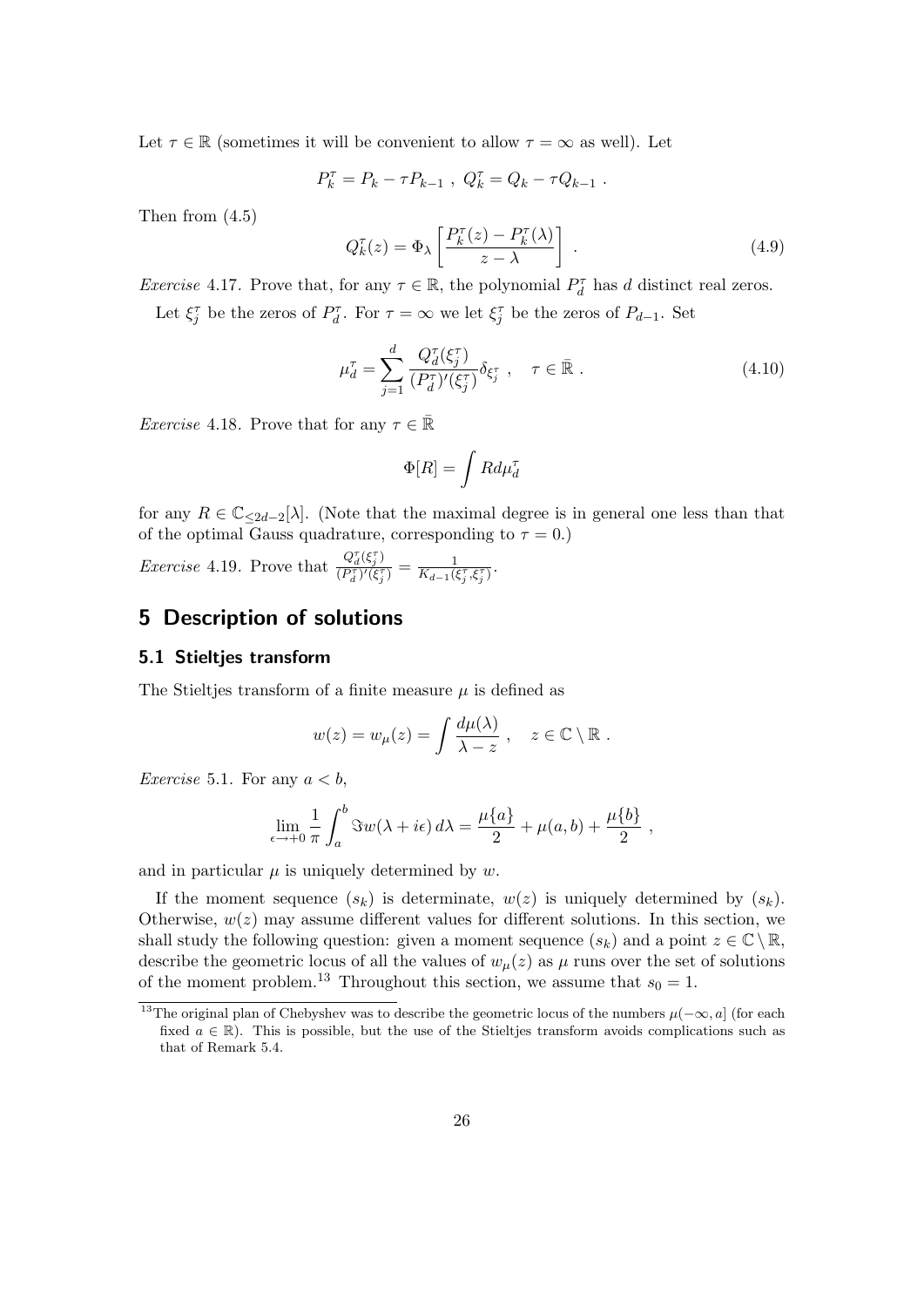Let $\tau \in \mathbb{R}$ (sometimes it will be convenient to allow $\tau = \infty$ as well). Let

$$P_k^\tau = P_k - \tau P_{k-1} \ , \ Q_k^\tau = Q_k - \tau Q_{k-1} \ .$$

Then from (4.5)

$$Q_k^\tau(z) = \Phi_\lambda \left[ \frac{P_k^\tau(z) - P_k^\tau(\lambda)}{z - \lambda} \right] \ . \tag{4.9}$$

*Exercise* 4.17. Prove that, for any $\tau \in \mathbb{R}$, the polynomial $P_d^\tau$ has $d$ distinct real zeros.

Let $\xi_j^\tau$ be the zeros of $P_d^\tau$. For $\tau = \infty$ we let $\xi_j^\tau$ be the zeros of $P_{d-1}$. Set

$$\mu_d^\tau = \sum_{j=1}^{d} \frac{Q_d^\tau(\xi_j^\tau)}{(P_d^\tau)'(\xi_j^\tau)} \delta_{\xi_j^\tau} \ , \quad \tau \in \bar{\mathbb{R}} \ . \tag{4.10}$$

*Exercise* 4.18. Prove that for any $\tau \in \bar{\mathbb{R}}$

$$\Phi[R] = \int R d\mu_d^\tau$$

for any $R \in \mathbb{C}_{\leq 2d-2}[\lambda]$. (Note that the maximal degree is in general one less than that of the optimal Gauss quadrature, corresponding to $\tau = 0$.)

*Exercise* 4.19. Prove that $\frac{Q_d^\tau(\xi_j^\tau)}{(P_d^\tau)'(\xi_j^\tau)} = \frac{1}{K_{d-1}(\xi_j^\tau, \xi_j^\tau)}$.

# 5 Description of solutions

## 5.1 Stieltjes transform

The Stieltjes transform of a finite measure $\mu$ is defined as

$$w(z) = w_\mu(z) = \int \frac{d\mu(\lambda)}{\lambda - z} \ , \quad z \in \mathbb{C} \setminus \mathbb{R} \ .$$

*Exercise* 5.1. For any $a < b$,

$$\lim_{\epsilon \to +0} \frac{1}{\pi} \int_a^b \Im w(\lambda + i\epsilon) \, d\lambda = \frac{\mu\{a\}}{2} + \mu(a, b) + \frac{\mu\{b\}}{2} \ ,$$

and in particular $\mu$ is uniquely determined by $w$.

If the moment sequence $(s_k)$ is determinate, $w(z)$ is uniquely determined by $(s_k)$. Otherwise, $w(z)$ may assume different values for different solutions. In this section, we shall study the following question: given a moment sequence $(s_k)$ and a point $z \in \mathbb{C} \setminus \mathbb{R}$, describe the geometric locus of all the values of $w_\mu(z)$ as $\mu$ runs over the set of solutions of the moment problem.[13] Throughout this section, we assume that $s_0 = 1$.

[13] The original plan of Chebyshev was to describe the geometric locus of the numbers $\mu(-\infty, a]$ (for each fixed $a \in \mathbb{R}$). This is possible, but the use of the Stieltjes transform avoids complications such as that of Remark 5.4.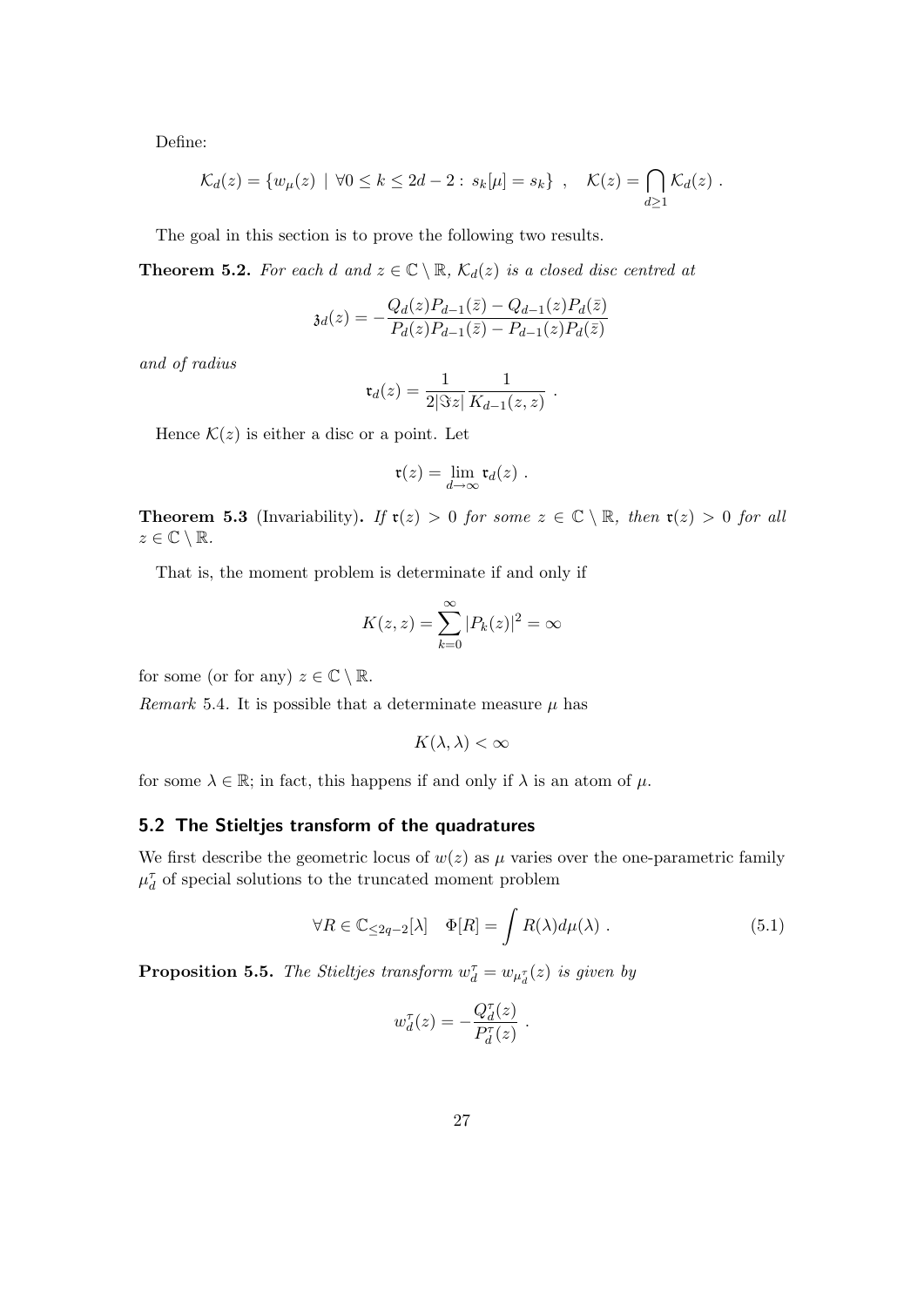Define:

$$\mathcal{K}_d(z) = \{w_\mu(z) \mid \forall 0 \le k \le 2d-2 : s_k[\mu] = s_k\} , \quad \mathcal{K}(z) = \bigcap_{d \ge 1} \mathcal{K}_d(z) .$$

The goal in this section is to prove the following two results.

**Theorem 5.2.** *For each $d$ and $z \in \mathbb{C} \setminus \mathbb{R}$, $\mathcal{K}_d(z)$ is a closed disc centred at*

$$\mathfrak{z}_d(z) = -\frac{Q_d(z)P_{d-1}(\bar{z}) - Q_{d-1}(z)P_d(\bar{z})}{P_d(z)P_{d-1}(\bar{z}) - P_{d-1}(z)P_d(\bar{z})}$$

*and of radius*

$$\mathfrak{r}_d(z) = \frac{1}{2|\Im z|} \frac{1}{K_{d-1}(z,z)} .$$

Hence $\mathcal{K}(z)$ is either a disc or a point. Let

$$\mathfrak{r}(z) = \lim_{d \to \infty} \mathfrak{r}_d(z) .$$

**Theorem 5.3** (Invariability)**.** *If $\mathfrak{r}(z) > 0$ for some $z \in \mathbb{C} \setminus \mathbb{R}$, then $\mathfrak{r}(z) > 0$ for all $z \in \mathbb{C} \setminus \mathbb{R}$.*

That is, the moment problem is determinate if and only if

$$K(z,z) = \sum_{k=0}^{\infty} |P_k(z)|^2 = \infty$$

for some (or for any) $z \in \mathbb{C} \setminus \mathbb{R}$.

*Remark* 5.4. It is possible that a determinate measure $\mu$ has

$$K(\lambda, \lambda) < \infty$$

for some $\lambda \in \mathbb{R}$; in fact, this happens if and only if $\lambda$ is an atom of $\mu$.

### 5.2 The Stieltjes transform of the quadratures

We first describe the geometric locus of $w(z)$ as $\mu$ varies over the one-parametric family $\mu_d^\tau$ of special solutions to the truncated moment problem

$$\forall R \in \mathbb{C}_{\le 2q-2}[\lambda] \quad \Phi[R] = \int R(\lambda) d\mu(\lambda) . \tag{5.1}$$

**Proposition 5.5.** *The Stieltjes transform $w_d^\tau = w_{\mu_d^\tau}(z)$ is given by*

$$w_d^\tau(z) = -\frac{Q_d^\tau(z)}{P_d^\tau(z)} .$$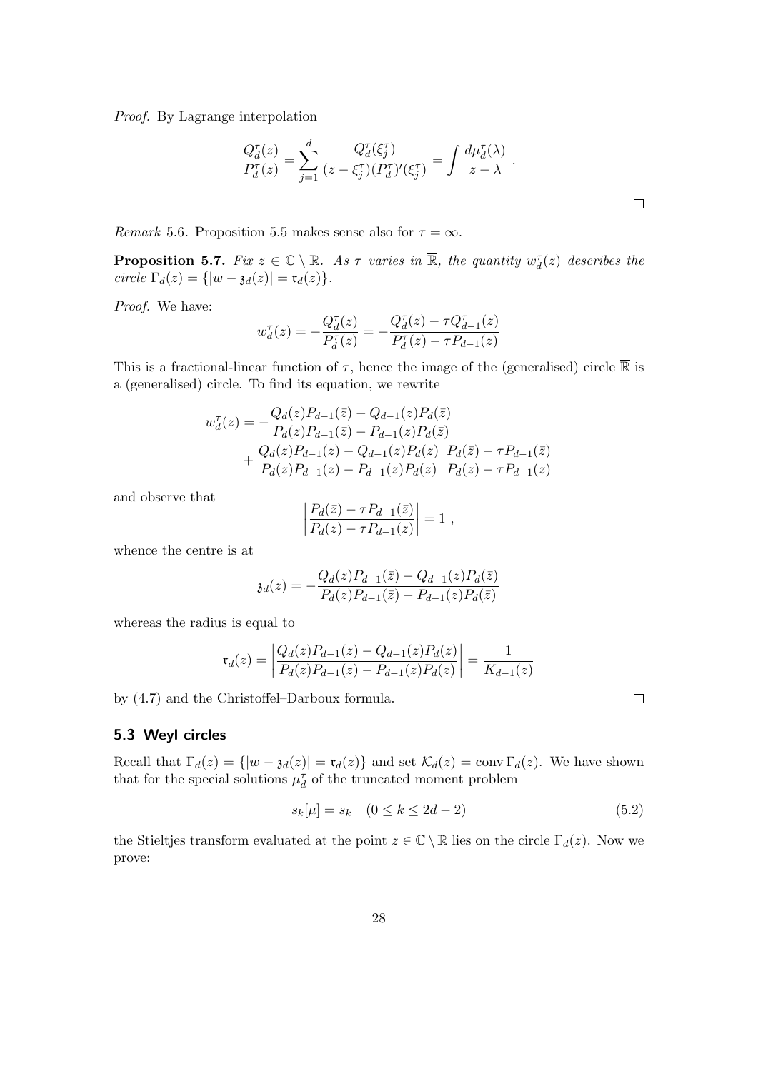*Proof.* By Lagrange interpolation

$$\frac{Q_d^\tau(z)}{P_d^\tau(z)} = \sum_{j=1}^d \frac{Q_d^\tau(\xi_j^\tau)}{(z-\xi_j^\tau)(P_d^\tau)'(\xi_j^\tau)} = \int \frac{d\mu_d^\tau(\lambda)}{z-\lambda} \ .$$

□

*Remark* 5.6. Proposition 5.5 makes sense also for $\tau = \infty$.

**Proposition 5.7.** *Fix $z \in \mathbb{C} \setminus \mathbb{R}$. As $\tau$ varies in $\overline{\mathbb{R}}$, the quantity $w_d^\tau(z)$ describes the circle $\Gamma_d(z) = \{|w - \mathfrak{z}_d(z)| = \mathfrak{r}_d(z)\}$.*

*Proof.* We have:

$$w_d^\tau(z) = -\frac{Q_d^\tau(z)}{P_d^\tau(z)} = -\frac{Q_d^\tau(z) - \tau Q_{d-1}^\tau(z)}{P_d^\tau(z) - \tau P_{d-1}(z)}$$

This is a fractional-linear function of $\tau$, hence the image of the (generalised) circle $\overline{\mathbb{R}}$ is a (generalised) circle. To find its equation, we rewrite

$$\begin{aligned} w_d^\tau(z) = &-\frac{Q_d(z)P_{d-1}(\bar z) - Q_{d-1}(z)P_d(\bar z)}{P_d(z)P_{d-1}(\bar z) - P_{d-1}(z)P_d(\bar z)} \\ &+ \frac{Q_d(z)P_{d-1}(z) - Q_{d-1}(z)P_d(z)}{P_d(z)P_{d-1}(z) - P_{d-1}(z)P_d(z)} \ \frac{P_d(\bar z) - \tau P_{d-1}(\bar z)}{P_d(z) - \tau P_{d-1}(z)} \end{aligned}$$

and observe that

$$\left| \frac{P_d(\bar z) - \tau P_{d-1}(\bar z)}{P_d(z) - \tau P_{d-1}(z)} \right| = 1 \ ,$$

whence the centre is at

$$\mathfrak{z}_d(z) = -\frac{Q_d(z)P_{d-1}(\bar z) - Q_{d-1}(z)P_d(\bar z)}{P_d(z)P_{d-1}(\bar z) - P_{d-1}(z)P_d(\bar z)}$$

whereas the radius is equal to

$$\mathfrak{r}_d(z) = \left| \frac{Q_d(z)P_{d-1}(z) - Q_{d-1}(z)P_d(z)}{P_d(z)P_{d-1}(z) - P_{d-1}(z)P_d(z)} \right| = \frac{1}{K_{d-1}(z)}$$

by (4.7) and the Christoffel–Darboux formula. □

## 5.3 Weyl circles

Recall that $\Gamma_d(z) = \{|w - \mathfrak{z}_d(z)| = \mathfrak{r}_d(z)\}$ and set $\mathcal{K}_d(z) = \operatorname{conv} \Gamma_d(z)$. We have shown that for the special solutions $\mu_d^\tau$ of the truncated moment problem

$$s_k[\mu] = s_k \quad (0 \le k \le 2d-2) \tag{5.2}$$

the Stieltjes transform evaluated at the point $z \in \mathbb{C} \setminus \mathbb{R}$ lies on the circle $\Gamma_d(z)$. Now we prove: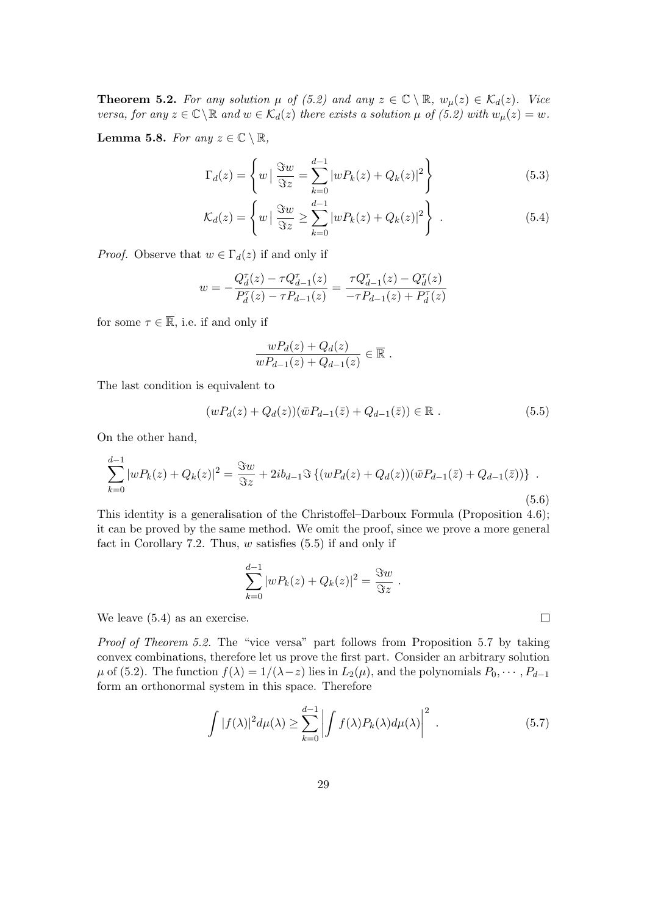**Theorem 5.2.** *For any solution $\mu$ of (5.2) and any $z \in \mathbb{C} \setminus \mathbb{R}$, $w_\mu(z) \in \mathcal{K}_d(z)$. Vice versa, for any $z \in \mathbb{C} \setminus \mathbb{R}$ and $w \in \mathcal{K}_d(z)$ there exists a solution $\mu$ of (5.2) with $w_\mu(z) = w$.*

**Lemma 5.8.** *For any $z \in \mathbb{C} \setminus \mathbb{R}$,*

$$\Gamma_d(z) = \left\{ w \,\Big|\, \frac{\Im w}{\Im z} = \sum_{k=0}^{d-1} |w P_k(z) + Q_k(z)|^2 \right\} \tag{5.3}$$

$$\mathcal{K}_d(z) = \left\{ w \,\Big|\, \frac{\Im w}{\Im z} \geq \sum_{k=0}^{d-1} |w P_k(z) + Q_k(z)|^2 \right\} . \tag{5.4}$$

*Proof.* Observe that $w \in \Gamma_d(z)$ if and only if

$$w = -\frac{Q_d^\tau(z) - \tau Q_{d-1}^\tau(z)}{P_d^\tau(z) - \tau P_{d-1}(z)} = \frac{\tau Q_{d-1}^\tau(z) - Q_d^\tau(z)}{-\tau P_{d-1}(z) + P_d^\tau(z)}$$

for some $\tau \in \overline{\mathbb{R}}$, i.e. if and only if

$$\frac{w P_d(z) + Q_d(z)}{w P_{d-1}(z) + Q_{d-1}(z)} \in \overline{\mathbb{R}} \,.$$

The last condition is equivalent to

$$(w P_d(z) + Q_d(z))(\bar{w} P_{d-1}(\bar{z}) + Q_{d-1}(\bar{z})) \in \mathbb{R} \,. \tag{5.5}$$

On the other hand,

$$\sum_{k=0}^{d-1} |w P_k(z) + Q_k(z)|^2 = \frac{\Im w}{\Im z} + 2 i b_{d-1} \Im \left\{ (w P_d(z) + Q_d(z))(\bar{w} P_{d-1}(\bar{z}) + Q_{d-1}(\bar{z})) \right\} \,. \tag{5.6}$$

This identity is a generalisation of the Christoffel–Darboux Formula (Proposition 4.6); it can be proved by the same method. We omit the proof, since we prove a more general fact in Corollary 7.2. Thus, $w$ satisfies (5.5) if and only if

$$\sum_{k=0}^{d-1} |w P_k(z) + Q_k(z)|^2 = \frac{\Im w}{\Im z} \,.$$

We leave (5.4) as an exercise. $\square$

*Proof of Theorem 5.2.* The "vice versa" part follows from Proposition 5.7 by taking convex combinations, therefore let us prove the first part. Consider an arbitrary solution $\mu$ of (5.2). The function $f(\lambda) = 1/(\lambda - z)$ lies in $L_2(\mu)$, and the polynomials $P_0, \cdots, P_{d-1}$ form an orthonormal system in this space. Therefore

$$\int |f(\lambda)|^2 d\mu(\lambda) \geq \sum_{k=0}^{d-1} \left| \int f(\lambda) P_k(\lambda) d\mu(\lambda) \right|^2 \,. \tag{5.7}$$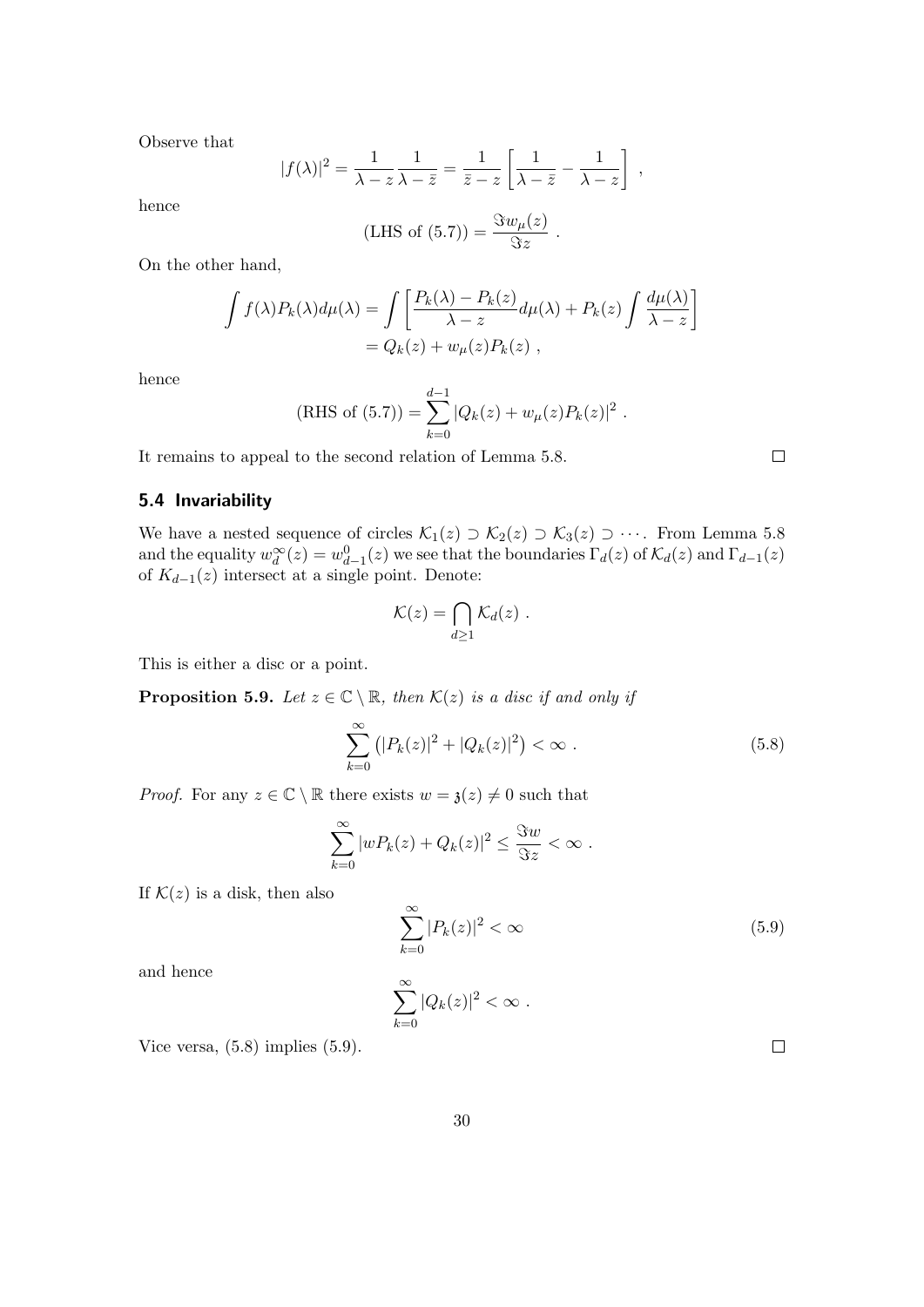Observe that

$$|f(\lambda)|^2 = \frac{1}{\lambda - z}\frac{1}{\lambda - \bar{z}} = \frac{1}{\bar{z} - z}\left[\frac{1}{\lambda - \bar{z}} - \frac{1}{\lambda - z}\right] ,$$

hence

$$(\text{LHS of (5.7)}) = \frac{\Im w_\mu(z)}{\Im z} .$$

On the other hand,

$$\begin{aligned}\int f(\lambda) P_k(\lambda) d\mu(\lambda) &= \int \left[\frac{P_k(\lambda) - P_k(z)}{\lambda - z} d\mu(\lambda) + P_k(z) \int \frac{d\mu(\lambda)}{\lambda - z}\right] \\ &= Q_k(z) + w_\mu(z) P_k(z) ,\end{aligned}$$

hence

$$(\text{RHS of (5.7)}) = \sum_{k=0}^{d-1} |Q_k(z) + w_\mu(z) P_k(z)|^2 .$$

It remains to appeal to the second relation of Lemma 5.8. □

## 5.4 Invariability

We have a nested sequence of circles $\mathcal{K}_1(z) \supset \mathcal{K}_2(z) \supset \mathcal{K}_3(z) \supset \cdots$. From Lemma 5.8 and the equality $w_d^\infty(z) = w_{d-1}^0(z)$ we see that the boundaries $\Gamma_d(z)$ of $\mathcal{K}_d(z)$ and $\Gamma_{d-1}(z)$ of $K_{d-1}(z)$ intersect at a single point. Denote:

$$\mathcal{K}(z) = \bigcap_{d \geq 1} \mathcal{K}_d(z) .$$

This is either a disc or a point.

**Proposition 5.9.** *Let $z \in \mathbb{C} \setminus \mathbb{R}$, then $\mathcal{K}(z)$ is a disc if and only if*

$$\sum_{k=0}^{\infty} \left(|P_k(z)|^2 + |Q_k(z)|^2\right) < \infty . \tag{5.8}$$

*Proof.* For any $z \in \mathbb{C} \setminus \mathbb{R}$ there exists $w = \mathfrak{z}(z) \neq 0$ such that

$$\sum_{k=0}^{\infty} |w P_k(z) + Q_k(z)|^2 \leq \frac{\Im w}{\Im z} < \infty .$$

If $\mathcal{K}(z)$ is a disk, then also

$$\sum_{k=0}^{\infty} |P_k(z)|^2 < \infty \tag{5.9}$$

and hence

$$\sum_{k=0}^{\infty} |Q_k(z)|^2 < \infty .$$

Vice versa, (5.8) implies (5.9). □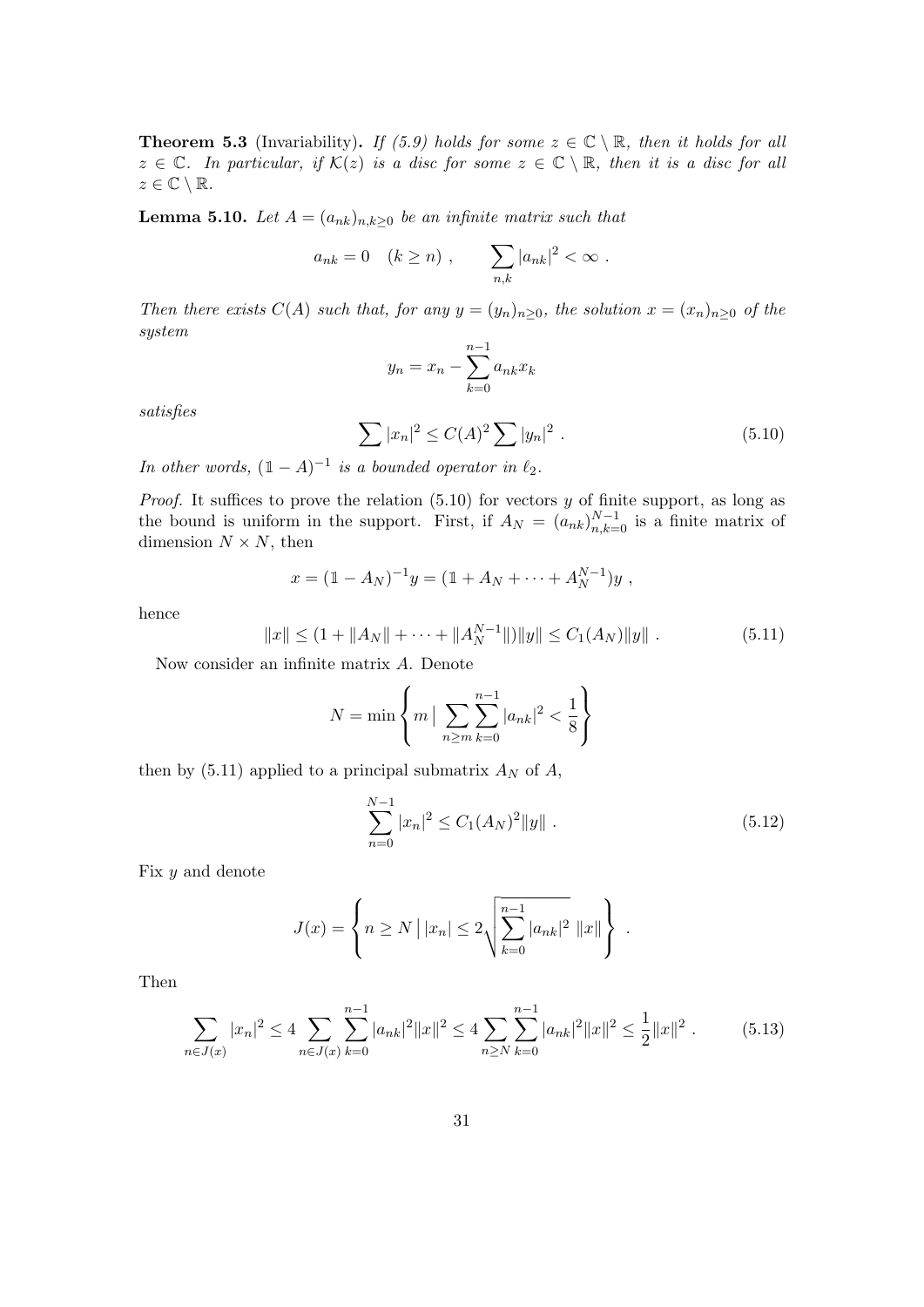**Theorem 5.3** (Invariability)**.** *If (5.9) holds for some $z \in \mathbb{C} \setminus \mathbb{R}$, then it holds for all $z \in \mathbb{C}$. In particular, if $\mathcal{K}(z)$ is a disc for some $z \in \mathbb{C} \setminus \mathbb{R}$, then it is a disc for all $z \in \mathbb{C} \setminus \mathbb{R}$.*

**Lemma 5.10.** *Let $A = (a_{nk})_{n,k \geq 0}$ be an infinite matrix such that*

$$a_{nk} = 0 \quad (k \geq n) \ , \qquad \sum_{n,k} |a_{nk}|^2 < \infty \ .$$

*Then there exists $C(A)$ such that, for any $y = (y_n)_{n \geq 0}$, the solution $x = (x_n)_{n \geq 0}$ of the system*

$$y_n = x_n - \sum_{k=0}^{n-1} a_{nk} x_k$$

*satisfies*

$$\sum |x_n|^2 \leq C(A)^2 \sum |y_n|^2 \ . \tag{5.10}$$

*In other words, $(\mathbb{1} - A)^{-1}$ is a bounded operator in $\ell_2$.*

*Proof.* It suffices to prove the relation (5.10) for vectors $y$ of finite support, as long as the bound is uniform in the support. First, if $A_N = (a_{nk})_{n,k=0}^{N-1}$ is a finite matrix of dimension $N \times N$, then

$$x = (\mathbb{1} - A_N)^{-1} y = (\mathbb{1} + A_N + \cdots + A_N^{N-1}) y \ ,$$

hence

$$\|x\| \leq (1 + \|A_N\| + \cdots + \|A_N^{N-1}\|) \|y\| \leq C_1(A_N) \|y\| \ . \tag{5.11}$$

Now consider an infinite matrix $A$. Denote

$$N = \min \left\{ m \, \Big| \, \sum_{n \geq m} \sum_{k=0}^{n-1} |a_{nk}|^2 < \frac{1}{8} \right\}$$

then by (5.11) applied to a principal submatrix $A_N$ of $A$,

$$\sum_{n=0}^{N-1} |x_n|^2 \leq C_1(A_N)^2 \|y\| \ . \tag{5.12}$$

Fix $y$ and denote

$$J(x) = \left\{ n \geq N \, \Big| \, |x_n| \leq 2 \sqrt{\sum_{k=0}^{n-1} |a_{nk}|^2} \ \|x\| \right\} \ .$$

Then

$$\sum_{n \in J(x)} |x_n|^2 \leq 4 \sum_{n \in J(x)} \sum_{k=0}^{n-1} |a_{nk}|^2 \|x\|^2 \leq 4 \sum_{n \geq N} \sum_{k=0}^{n-1} |a_{nk}|^2 \|x\|^2 \leq \frac{1}{2} \|x\|^2 \ . \tag{5.13}$$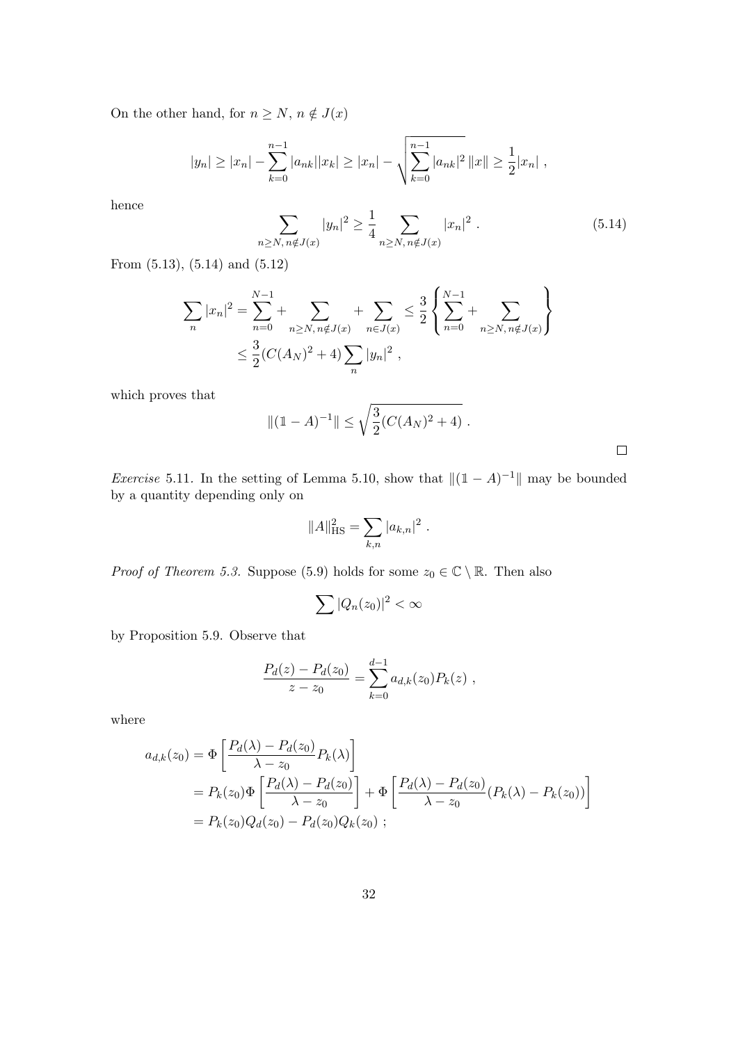On the other hand, for $n \geq N$, $n \notin J(x)$

$$|y_n| \geq |x_n| - \sum_{k=0}^{n-1} |a_{nk}||x_k| \geq |x_n| - \sqrt{\sum_{k=0}^{n-1} |a_{nk}|^2} \, \|x\| \geq \frac{1}{2}|x_n| \ ,$$

hence

$$\sum_{n \geq N, \, n \notin J(x)} |y_n|^2 \geq \frac{1}{4} \sum_{n \geq N, \, n \notin J(x)} |x_n|^2 \ . \tag{5.14}$$

From (5.13), (5.14) and (5.12)

$$\begin{aligned}
\sum_n |x_n|^2 &= \sum_{n=0}^{N-1} + \sum_{n \geq N, \, n \notin J(x)} + \sum_{n \in J(x)} \leq \frac{3}{2} \left\{ \sum_{n=0}^{N-1} + \sum_{n \geq N, \, n \notin J(x)} \right\} \\
&\leq \frac{3}{2}(C(A_N)^2 + 4) \sum_n |y_n|^2 \ ,
\end{aligned}$$

which proves that

$$\|(\mathbb{1} - A)^{-1}\| \leq \sqrt{\frac{3}{2}(C(A_N)^2 + 4)} \ .$$

□

*Exercise* 5.11. In the setting of Lemma 5.10, show that $\|(\mathbb{1} - A)^{-1}\|$ may be bounded by a quantity depending only on

$$\|A\|_{\mathrm{HS}}^2 = \sum_{k,n} |a_{k,n}|^2 \ .$$

*Proof of Theorem 5.3.* Suppose (5.9) holds for some $z_0 \in \mathbb{C} \setminus \mathbb{R}$. Then also

$$\sum |Q_n(z_0)|^2 < \infty$$

by Proposition 5.9. Observe that

$$\frac{P_d(z) - P_d(z_0)}{z - z_0} = \sum_{k=0}^{d-1} a_{d,k}(z_0) P_k(z) \ ,$$

where

$$\begin{aligned}
a_{d,k}(z_0) &= \Phi\left[ \frac{P_d(\lambda) - P_d(z_0)}{\lambda - z_0} P_k(\lambda) \right] \\
&= P_k(z_0) \Phi\left[ \frac{P_d(\lambda) - P_d(z_0)}{\lambda - z_0} \right] + \Phi\left[ \frac{P_d(\lambda) - P_d(z_0)}{\lambda - z_0} (P_k(\lambda) - P_k(z_0)) \right] \\
&= P_k(z_0) Q_d(z_0) - P_d(z_0) Q_k(z_0) \ ;
\end{aligned}$$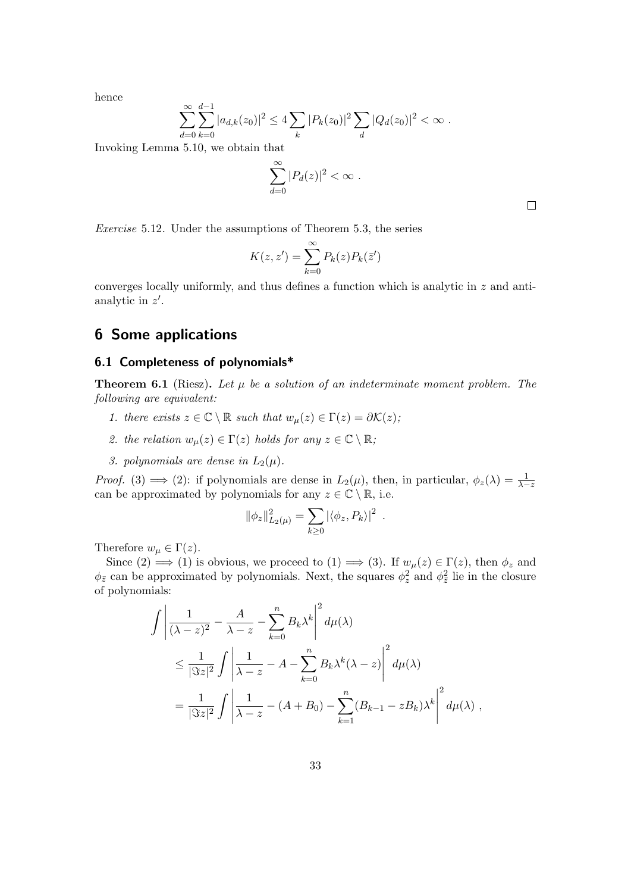hence

$$\sum_{d=0}^{\infty} \sum_{k=0}^{d-1} |a_{d,k}(z_0)|^2 \leq 4 \sum_k |P_k(z_0)|^2 \sum_d |Q_d(z_0)|^2 < \infty \ .$$

Invoking Lemma 5.10, we obtain that

$$\sum_{d=0}^{\infty} |P_d(z)|^2 < \infty \ .$$

□

*Exercise* 5.12. Under the assumptions of Theorem 5.3, the series

$$K(z, z') = \sum_{k=0}^{\infty} P_k(z) P_k(\bar{z}')$$

converges locally uniformly, and thus defines a function which is analytic in $z$ and anti-analytic in $z'$.

# 6 Some applications

## 6.1 Completeness of polynomials*

**Theorem 6.1** (Riesz)**.** *Let $\mu$ be a solution of an indeterminate moment problem. The following are equivalent:*

1. *there exists $z \in \mathbb{C} \setminus \mathbb{R}$ such that $w_\mu(z) \in \Gamma(z) = \partial \mathcal{K}(z)$;*
2. *the relation $w_\mu(z) \in \Gamma(z)$ holds for any $z \in \mathbb{C} \setminus \mathbb{R}$;*
3. *polynomials are dense in $L_2(\mu)$.*

*Proof.* (3) $\Longrightarrow$ (2): if polynomials are dense in $L_2(\mu)$, then, in particular, $\phi_z(\lambda) = \frac{1}{\lambda - z}$ can be approximated by polynomials for any $z \in \mathbb{C} \setminus \mathbb{R}$, i.e.

$$\|\phi_z\|^2_{L_2(\mu)} = \sum_{k \geq 0} |\langle \phi_z, P_k \rangle|^2 \ .$$

Therefore $w_\mu \in \Gamma(z)$.

Since (2) $\Longrightarrow$ (1) is obvious, we proceed to (1) $\Longrightarrow$ (3). If $w_\mu(z) \in \Gamma(z)$, then $\phi_z$ and $\phi_{\bar{z}}$ can be approximated by polynomials. Next, the squares $\phi_z^2$ and $\phi_{\bar{z}}^2$ lie in the closure of polynomials:

$$\begin{aligned}
\int & \left| \frac{1}{(\lambda - z)^2} - \frac{A}{\lambda - z} - \sum_{k=0}^{n} B_k \lambda^k \right|^2 d\mu(\lambda) \\
&\leq \frac{1}{|\Im z|^2} \int \left| \frac{1}{\lambda - z} - A - \sum_{k=0}^{n} B_k \lambda^k (\lambda - z) \right|^2 d\mu(\lambda) \\
&= \frac{1}{|\Im z|^2} \int \left| \frac{1}{\lambda - z} - (A + B_0) - \sum_{k=1}^{n} (B_{k-1} - z B_k) \lambda^k \right|^2 d\mu(\lambda) \ ,
\end{aligned}$$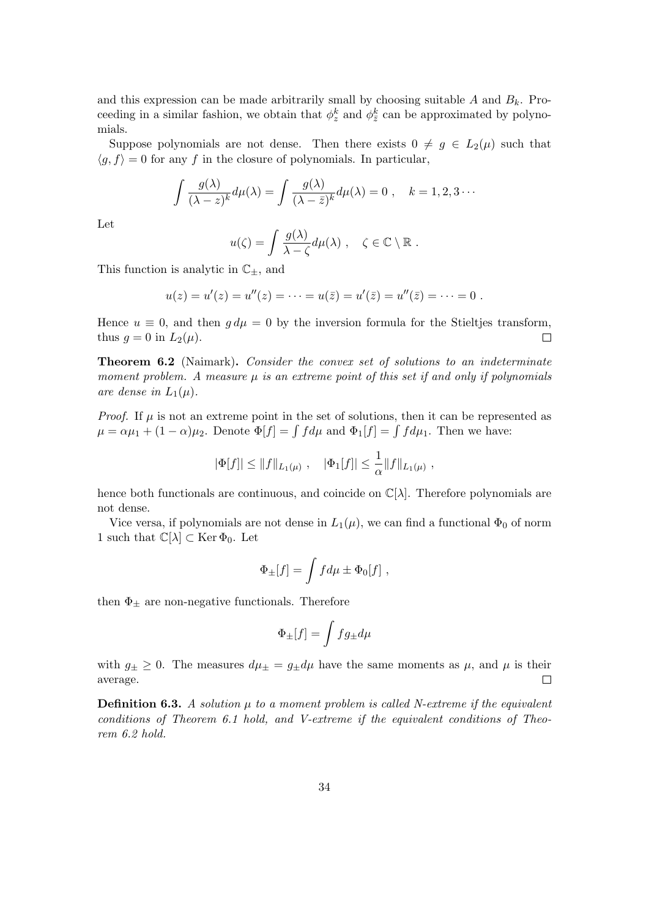and this expression can be made arbitrarily small by choosing suitable $A$ and $B_k$. Proceeding in a similar fashion, we obtain that $\phi_z^k$ and $\phi_{\bar{z}}^k$ can be approximated by polynomials.

Suppose polynomials are not dense. Then there exists $0 \neq g \in L_2(\mu)$ such that $\langle g, f \rangle = 0$ for any $f$ in the closure of polynomials. In particular,

$$\int \frac{g(\lambda)}{(\lambda - z)^k} d\mu(\lambda) = \int \frac{g(\lambda)}{(\lambda - \bar{z})^k} d\mu(\lambda) = 0 \ , \quad k = 1, 2, 3 \cdots$$

Let

$$u(\zeta) = \int \frac{g(\lambda)}{\lambda - \zeta} d\mu(\lambda) \ , \quad \zeta \in \mathbb{C} \setminus \mathbb{R} \ .$$

This function is analytic in $\mathbb{C}_\pm$, and

$$u(z) = u'(z) = u''(z) = \cdots = u(\bar{z}) = u'(\bar{z}) = u''(\bar{z}) = \cdots = 0 \ .$$

Hence $u \equiv 0$, and then $g \, d\mu = 0$ by the inversion formula for the Stieltjes transform, thus $g = 0$ in $L_2(\mu)$. □

**Theorem 6.2** (Naimark)**.** *Consider the convex set of solutions to an indeterminate moment problem. A measure $\mu$ is an extreme point of this set if and only if polynomials are dense in $L_1(\mu)$.*

*Proof.* If $\mu$ is not an extreme point in the set of solutions, then it can be represented as $\mu = \alpha\mu_1 + (1 - \alpha)\mu_2$. Denote $\Phi[f] = \int f d\mu$ and $\Phi_1[f] = \int f d\mu_1$. Then we have:

$$|\Phi[f]| \leq \|f\|_{L_1(\mu)} \ , \quad |\Phi_1[f]| \leq \frac{1}{\alpha} \|f\|_{L_1(\mu)} \ ,$$

hence both functionals are continuous, and coincide on $\mathbb{C}[\lambda]$. Therefore polynomials are not dense.

Vice versa, if polynomials are not dense in $L_1(\mu)$, we can find a functional $\Phi_0$ of norm 1 such that $\mathbb{C}[\lambda] \subset \operatorname{Ker} \Phi_0$. Let

$$\Phi_\pm[f] = \int f d\mu \pm \Phi_0[f] \ ,$$

then $\Phi_\pm$ are non-negative functionals. Therefore

$$\Phi_\pm[f] = \int f g_\pm d\mu$$

with $g_\pm \geq 0$. The measures $d\mu_\pm = g_\pm d\mu$ have the same moments as $\mu$, and $\mu$ is their average. □

**Definition 6.3.** *A solution $\mu$ to a moment problem is called N-extreme if the equivalent conditions of Theorem 6.1 hold, and V-extreme if the equivalent conditions of Theorem 6.2 hold.*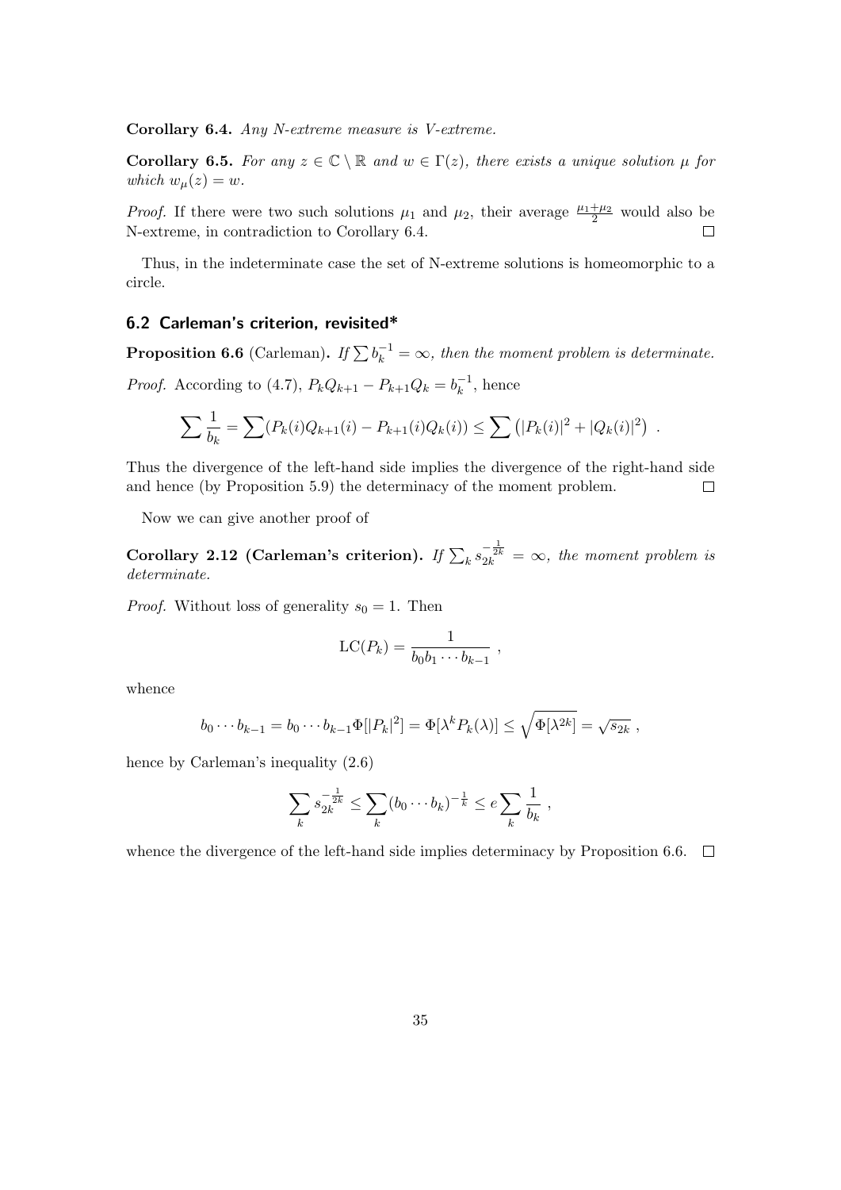**Corollary 6.4.** *Any N-extreme measure is V-extreme.*

**Corollary 6.5.** *For any $z \in \mathbb{C} \setminus \mathbb{R}$ and $w \in \Gamma(z)$, there exists a unique solution $\mu$ for which $w_\mu(z) = w$.*

*Proof.* If there were two such solutions $\mu_1$ and $\mu_2$, their average $\frac{\mu_1+\mu_2}{2}$ would also be N-extreme, in contradiction to Corollary 6.4. $\square$

Thus, in the indeterminate case the set of N-extreme solutions is homeomorphic to a circle.

## 6.2 Carleman's criterion, revisited*

**Proposition 6.6** (Carleman)**.** *If $\sum b_k^{-1} = \infty$, then the moment problem is determinate.*

*Proof.* According to (4.7), $P_k Q_{k+1} - P_{k+1} Q_k = b_k^{-1}$, hence

$$\sum \frac{1}{b_k} = \sum (P_k(i) Q_{k+1}(i) - P_{k+1}(i) Q_k(i)) \leq \sum \left( |P_k(i)|^2 + |Q_k(i)|^2 \right) .$$

Thus the divergence of the left-hand side implies the divergence of the right-hand side and hence (by Proposition 5.9) the determinacy of the moment problem. $\square$

Now we can give another proof of

**Corollary 2.12 (Carleman's criterion).** *If $\sum_k s_{2k}^{-\frac{1}{2k}} = \infty$, the moment problem is determinate.*

*Proof.* Without loss of generality $s_0 = 1$. Then

$$\mathrm{LC}(P_k) = \frac{1}{b_0 b_1 \cdots b_{k-1}} ,$$

whence

$$b_0 \cdots b_{k-1} = b_0 \cdots b_{k-1} \Phi[|P_k|^2] = \Phi[\lambda^k P_k(\lambda)] \leq \sqrt{\Phi[\lambda^{2k}]} = \sqrt{s_{2k}} ,$$

hence by Carleman's inequality (2.6)

$$\sum_k s_{2k}^{-\frac{1}{2k}} \leq \sum_k (b_0 \cdots b_k)^{-\frac{1}{k}} \leq e \sum_k \frac{1}{b_k} ,$$

whence the divergence of the left-hand side implies determinacy by Proposition 6.6. $\square$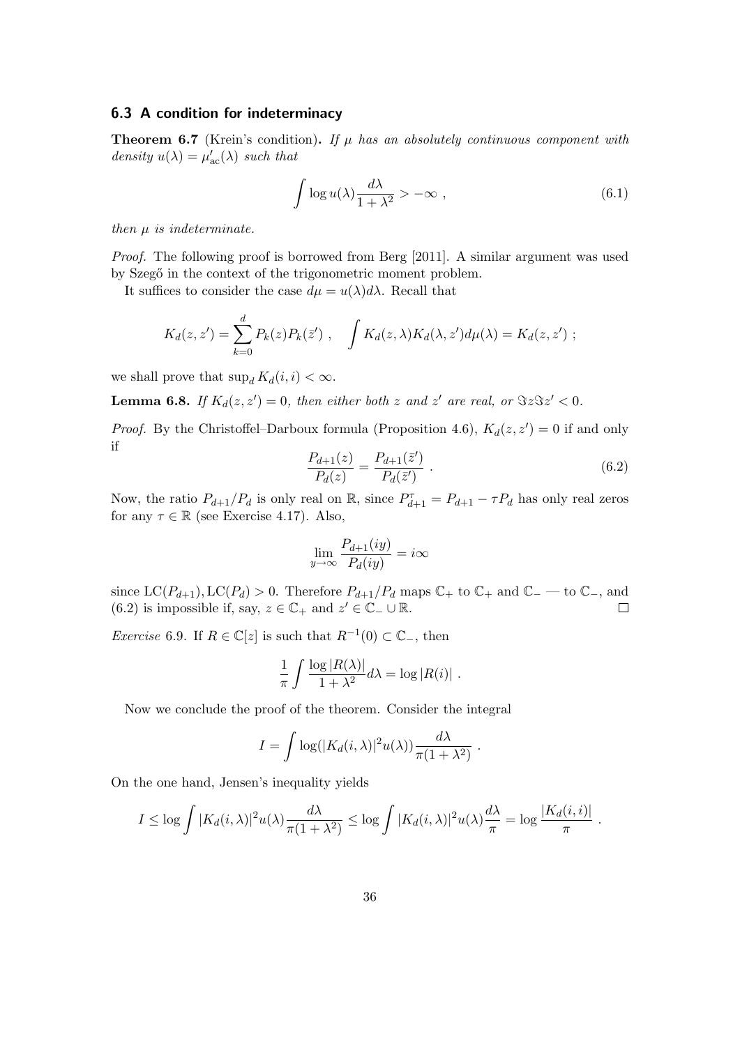### 6.3 A condition for indeterminacy

**Theorem 6.7** (Krein's condition)**.** *If $\mu$ has an absolutely continuous component with density $u(\lambda) = \mu'_{\rm ac}(\lambda)$ such that*

$$\int \log u(\lambda) \frac{d\lambda}{1+\lambda^2} > -\infty \ , \tag{6.1}$$

*then $\mu$ is indeterminate.*

*Proof.* The following proof is borrowed from Berg [2011]. A similar argument was used by Szegő in the context of the trigonometric moment problem.

It suffices to consider the case $d\mu = u(\lambda)d\lambda$. Recall that

$$K_d(z, z') = \sum_{k=0}^d P_k(z) P_k(\bar{z}') \ , \quad \int K_d(z, \lambda) K_d(\lambda, z') d\mu(\lambda) = K_d(z, z') \ ;$$

we shall prove that $\sup_d K_d(i, i) < \infty$.

**Lemma 6.8.** *If $K_d(z, z') = 0$, then either both $z$ and $z'$ are real, or $\Im z \Im z' < 0$.*

*Proof.* By the Christoffel–Darboux formula (Proposition 4.6), $K_d(z, z') = 0$ if and only if

$$\frac{P_{d+1}(z)}{P_d(z)} = \frac{P_{d+1}(\bar{z}')}{P_d(\bar{z}')} \ . \tag{6.2}$$

Now, the ratio $P_{d+1}/P_d$ is only real on $\mathbb{R}$, since $P_{d+1}^\tau = P_{d+1} - \tau P_d$ has only real zeros for any $\tau \in \mathbb{R}$ (see Exercise 4.17). Also,

$$\lim_{y \to \infty} \frac{P_{d+1}(iy)}{P_d(iy)} = i\infty$$

since $\mathrm{LC}(P_{d+1}), \mathrm{LC}(P_d) > 0$. Therefore $P_{d+1}/P_d$ maps $\mathbb{C}_+$ to $\mathbb{C}_+$ and $\mathbb{C}_-$ — to $\mathbb{C}_-$, and (6.2) is impossible if, say, $z \in \mathbb{C}_+$ and $z' \in \mathbb{C}_- \cup \mathbb{R}$. ◻

*Exercise* 6.9. If $R \in \mathbb{C}[z]$ is such that $R^{-1}(0) \subset \mathbb{C}_-$, then

$$\frac{1}{\pi} \int \frac{\log |R(\lambda)|}{1+\lambda^2} d\lambda = \log |R(i)| \ .$$

Now we conclude the proof of the theorem. Consider the integral

$$I = \int \log(|K_d(i, \lambda)|^2 u(\lambda)) \frac{d\lambda}{\pi(1+\lambda^2)} \ .$$

On the one hand, Jensen's inequality yields

$$I \leq \log \int |K_d(i, \lambda)|^2 u(\lambda) \frac{d\lambda}{\pi(1+\lambda^2)} \leq \log \int |K_d(i, \lambda)|^2 u(\lambda) \frac{d\lambda}{\pi} = \log \frac{|K_d(i, i)|}{\pi} \ .$$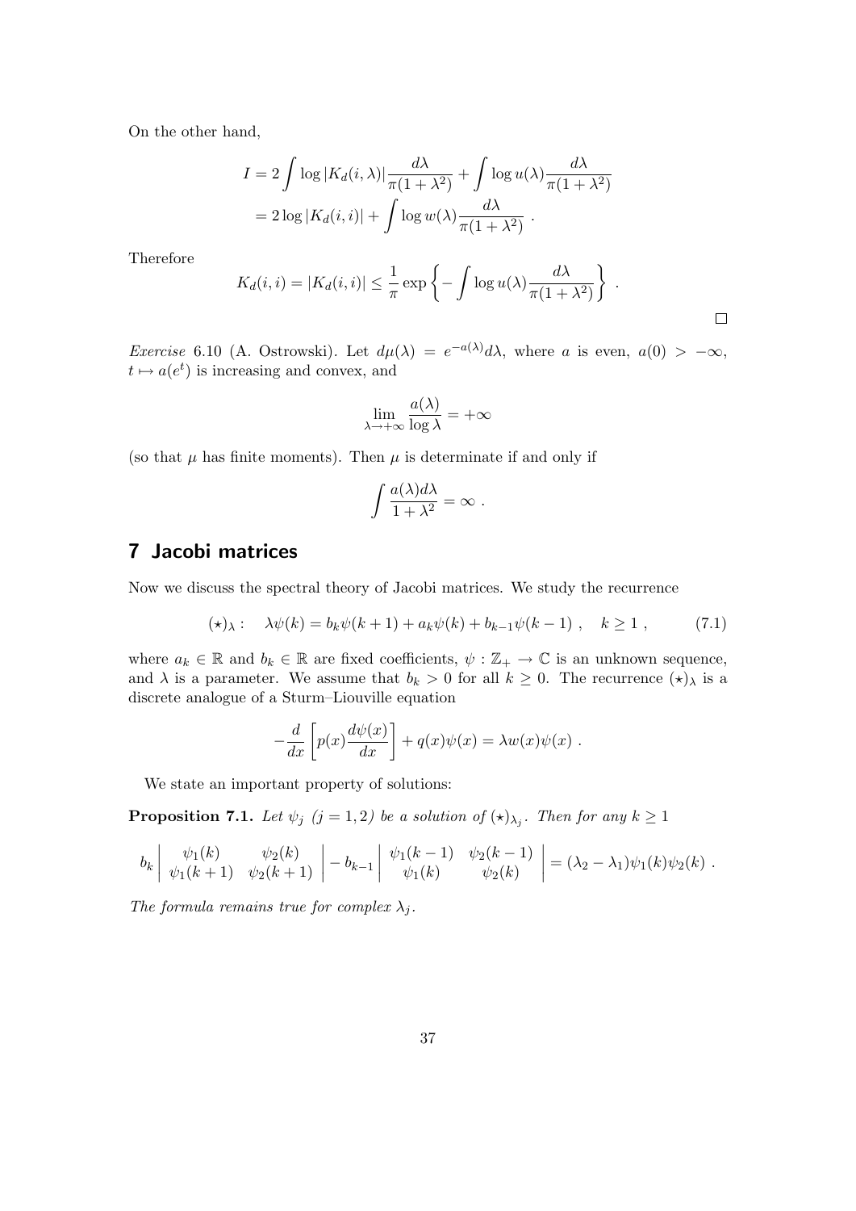On the other hand,

$$
\begin{aligned}
I &= 2 \int \log |K_d(i, \lambda)| \frac{d\lambda}{\pi(1+\lambda^2)} + \int \log u(\lambda) \frac{d\lambda}{\pi(1+\lambda^2)} \\
&= 2 \log |K_d(i,i)| + \int \log w(\lambda) \frac{d\lambda}{\pi(1+\lambda^2)} \ .
\end{aligned}
$$

Therefore

$$
K_d(i,i) = |K_d(i,i)| \leq \frac{1}{\pi} \exp \left\{ - \int \log u(\lambda) \frac{d\lambda}{\pi(1+\lambda^2)} \right\} \ .
$$

□

*Exercise* 6.10 (A. Ostrowski). Let $d\mu(\lambda) = e^{-a(\lambda)} d\lambda$, where $a$ is even, $a(0) > -\infty$, $t \mapsto a(e^t)$ is increasing and convex, and

$$
\lim_{\lambda \to +\infty} \frac{a(\lambda)}{\log \lambda} = +\infty
$$

(so that $\mu$ has finite moments). Then $\mu$ is determinate if and only if

$$
\int \frac{a(\lambda) d\lambda}{1 + \lambda^2} = \infty \ .
$$

## 7 Jacobi matrices

Now we discuss the spectral theory of Jacobi matrices. We study the recurrence

$$
(\star)_\lambda : \quad \lambda \psi(k) = b_k \psi(k+1) + a_k \psi(k) + b_{k-1} \psi(k-1) \ , \quad k \geq 1 \ , \tag{7.1}
$$

where $a_k \in \mathbb{R}$ and $b_k \in \mathbb{R}$ are fixed coefficients, $\psi : \mathbb{Z}_+ \to \mathbb{C}$ is an unknown sequence, and $\lambda$ is a parameter. We assume that $b_k > 0$ for all $k \geq 0$. The recurrence $(\star)_\lambda$ is a discrete analogue of a Sturm–Liouville equation

$$
-\frac{d}{dx} \left[ p(x) \frac{d\psi(x)}{dx} \right] + q(x) \psi(x) = \lambda w(x) \psi(x) \ .
$$

We state an important property of solutions:

**Proposition 7.1.** *Let $\psi_j$ $(j = 1, 2)$ be a solution of $(\star)_{\lambda_j}$. Then for any $k \geq 1$*

$$
b_k \begin{vmatrix} \psi_1(k) & \psi_2(k) \\ \psi_1(k+1) & \psi_2(k+1) \end{vmatrix} - b_{k-1} \begin{vmatrix} \psi_1(k-1) & \psi_2(k-1) \\ \psi_1(k) & \psi_2(k) \end{vmatrix} = (\lambda_2 - \lambda_1) \psi_1(k) \psi_2(k) \ .
$$

*The formula remains true for complex $\lambda_j$.*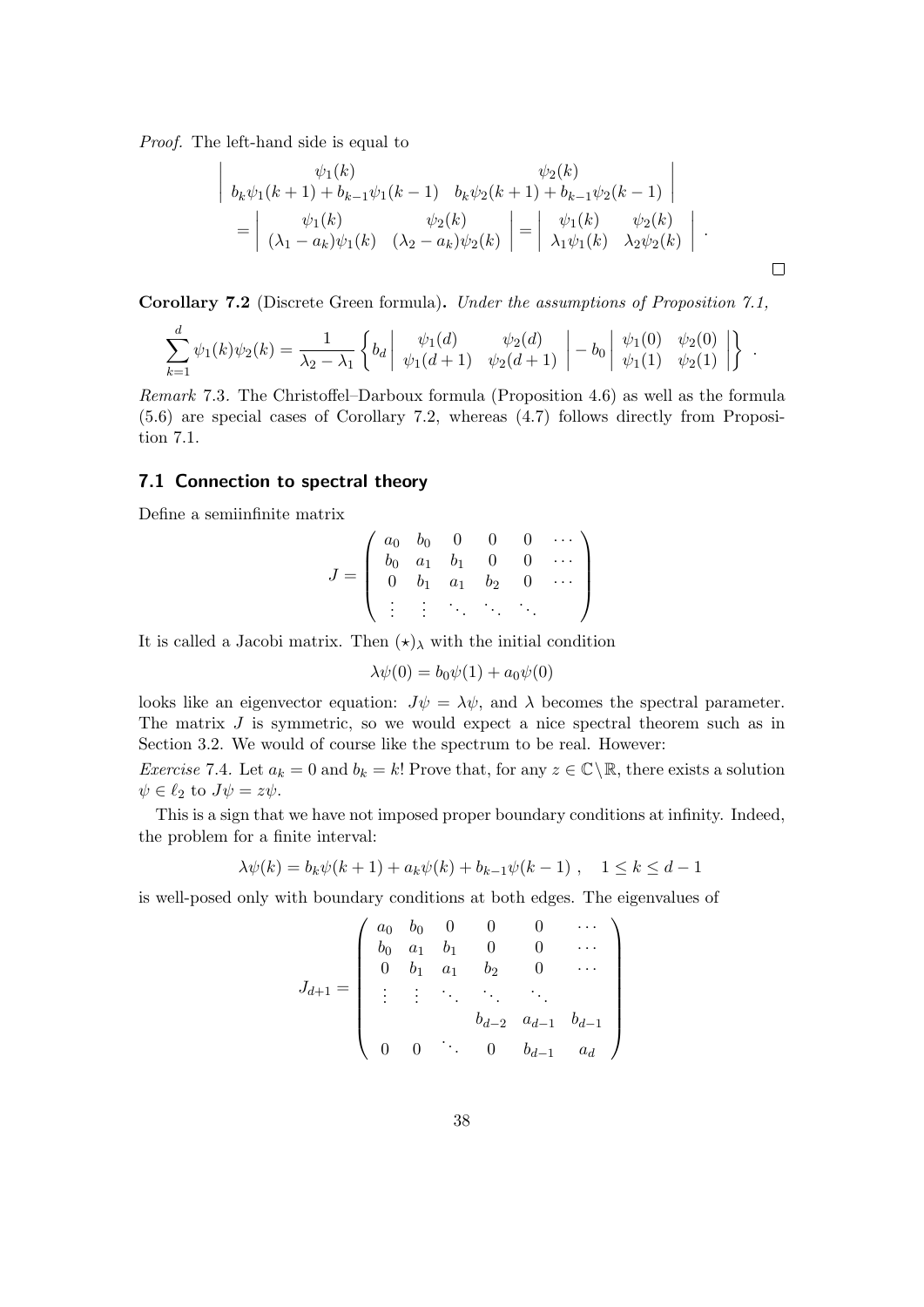*Proof.* The left-hand side is equal to

$$
\begin{vmatrix} \psi_1(k) & \psi_2(k) \\ b_k\psi_1(k+1) + b_{k-1}\psi_1(k-1) & b_k\psi_2(k+1) + b_{k-1}\psi_2(k-1) \end{vmatrix}
$$

$$
= \begin{vmatrix} \psi_1(k) & \psi_2(k) \\ (\lambda_1 - a_k)\psi_1(k) & (\lambda_2 - a_k)\psi_2(k) \end{vmatrix} = \begin{vmatrix} \psi_1(k) & \psi_2(k) \\ \lambda_1\psi_1(k) & \lambda_2\psi_2(k) \end{vmatrix} .
$$

□

**Corollary 7.2** (Discrete Green formula)**.** *Under the assumptions of Proposition 7.1,*

$$
\sum_{k=1}^{d} \psi_1(k)\psi_2(k) = \frac{1}{\lambda_2 - \lambda_1} \left\{ b_d \begin{vmatrix} \psi_1(d) & \psi_2(d) \\ \psi_1(d+1) & \psi_2(d+1) \end{vmatrix} - b_0 \begin{vmatrix} \psi_1(0) & \psi_2(0) \\ \psi_1(1) & \psi_2(1) \end{vmatrix} \right\} .
$$

*Remark* 7.3. The Christoffel–Darboux formula (Proposition 4.6) as well as the formula (5.6) are special cases of Corollary 7.2, whereas (4.7) follows directly from Proposition 7.1.

### 7.1 Connection to spectral theory

Define a semiinfinite matrix

$$
J = \begin{pmatrix} a_0 & b_0 & 0 & 0 & 0 & \cdots \\ b_0 & a_1 & b_1 & 0 & 0 & \cdots \\ 0 & b_1 & a_1 & b_2 & 0 & \cdots \\ \vdots & \vdots & \ddots & \ddots & \ddots & \end{pmatrix}
$$

It is called a Jacobi matrix. Then $(\star)_\lambda$ with the initial condition

$$
\lambda\psi(0) = b_0\psi(1) + a_0\psi(0)
$$

looks like an eigenvector equation: $J\psi = \lambda\psi$, and $\lambda$ becomes the spectral parameter. The matrix $J$ is symmetric, so we would expect a nice spectral theorem such as in Section 3.2. We would of course like the spectrum to be real. However:

*Exercise* 7.4. Let $a_k = 0$ and $b_k = k!$ Prove that, for any $z \in \mathbb{C}\setminus\mathbb{R}$, there exists a solution $\psi \in \ell_2$ to $J\psi = z\psi$.

This is a sign that we have not imposed proper boundary conditions at infinity. Indeed, the problem for a finite interval:

$$
\lambda\psi(k) = b_k\psi(k+1) + a_k\psi(k) + b_{k-1}\psi(k-1) , \quad 1 \le k \le d-1
$$

is well-posed only with boundary conditions at both edges. The eigenvalues of

$$
J_{d+1} = \begin{pmatrix} a_0 & b_0 & 0 & 0 & 0 & \cdots \\ b_0 & a_1 & b_1 & 0 & 0 & \cdots \\ 0 & b_1 & a_1 & b_2 & 0 & \cdots \\ \vdots & \vdots & \ddots & \ddots & \ddots & \\ & & & b_{d-2} & a_{d-1} & b_{d-1} \\ 0 & 0 & \ddots & 0 & b_{d-1} & a_d \end{pmatrix}
$$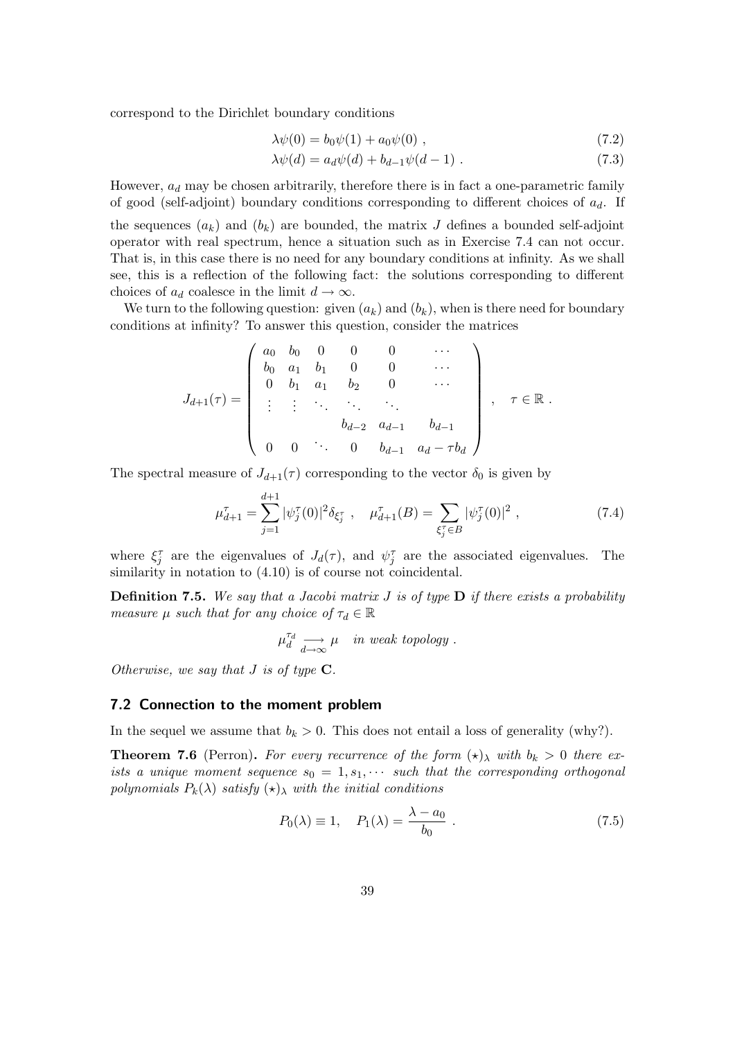correspond to the Dirichlet boundary conditions

$$\lambda\psi(0) = b_0\psi(1) + a_0\psi(0) \ , \tag{7.2}$$

$$\lambda\psi(d) = a_d\psi(d) + b_{d-1}\psi(d-1) \ . \tag{7.3}$$

However, $a_d$ may be chosen arbitrarily, therefore there is in fact a one-parametric family of good (self-adjoint) boundary conditions corresponding to different choices of $a_d$. If the sequences $(a_k)$ and $(b_k)$ are bounded, the matrix $J$ defines a bounded self-adjoint operator with real spectrum, hence a situation such as in Exercise 7.4 can not occur. That is, in this case there is no need for any boundary conditions at infinity. As we shall see, this is a reflection of the following fact: the solutions corresponding to different choices of $a_d$ coalesce in the limit $d \to \infty$.

We turn to the following question: given $(a_k)$ and $(b_k)$, when is there need for boundary conditions at infinity? To answer this question, consider the matrices

$$J_{d+1}(\tau) = \begin{pmatrix} a_0 & b_0 & 0 & 0 & 0 & \cdots \\ b_0 & a_1 & b_1 & 0 & 0 & \cdots \\ 0 & b_1 & a_1 & b_2 & 0 & \cdots \\ \vdots & \vdots & \ddots & \ddots & \ddots & \\ & & & b_{d-2} & a_{d-1} & b_{d-1} \\ 0 & 0 & \ddots & 0 & b_{d-1} & a_d - \tau b_d \end{pmatrix} \ , \quad \tau \in \mathbb{R} \ .$$

The spectral measure of $J_{d+1}(\tau)$ corresponding to the vector $\delta_0$ is given by

$$\mu_{d+1}^{\tau} = \sum_{j=1}^{d+1} |\psi_j^{\tau}(0)|^2 \delta_{\xi_j^{\tau}} \ , \quad \mu_{d+1}^{\tau}(B) = \sum_{\xi_j^{\tau} \in B} |\psi_j^{\tau}(0)|^2 \ , \tag{7.4}$$

where $\xi_j^{\tau}$ are the eigenvalues of $J_d(\tau)$, and $\psi_j^{\tau}$ are the associated eigenvalues. The similarity in notation to (4.10) is of course not coincidental.

**Definition 7.5.** *We say that a Jacobi matrix $J$ is of type* **D** *if there exists a probability measure $\mu$ such that for any choice of $\tau_d \in \mathbb{R}$*

$$\mu_d^{\tau_d} \underset{d\to\infty}{\longrightarrow} \mu \quad \text{in weak topology} \ .$$

*Otherwise, we say that $J$ is of type* **C**.

## 7.2 Connection to the moment problem

In the sequel we assume that $b_k > 0$. This does not entail a loss of generality (why?).

**Theorem 7.6** (Perron)**.** *For every recurrence of the form $(\star)_\lambda$ with $b_k > 0$ there exists a unique moment sequence $s_0 = 1, s_1, \cdots$ such that the corresponding orthogonal polynomials $P_k(\lambda)$ satisfy $(\star)_\lambda$ with the initial conditions*

$$P_0(\lambda) \equiv 1, \quad P_1(\lambda) = \frac{\lambda - a_0}{b_0} \ . \tag{7.5}$$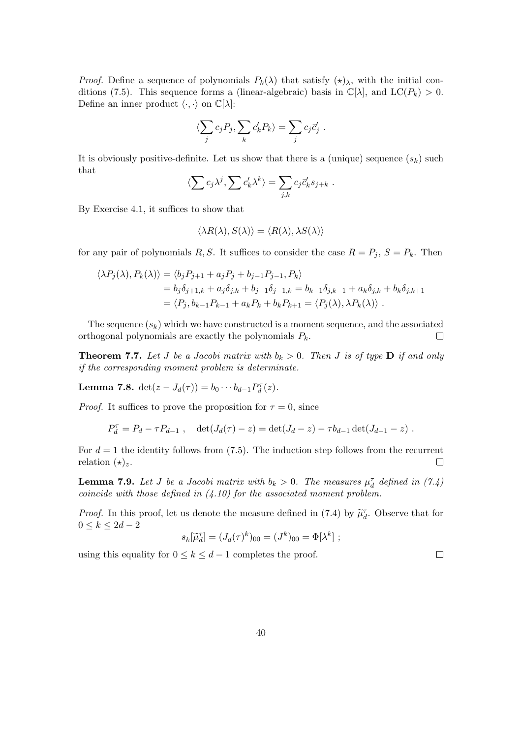*Proof.* Define a sequence of polynomials $P_k(\lambda)$ that satisfy $(\star)_\lambda$, with the initial conditions (7.5). This sequence forms a (linear-algebraic) basis in $\mathbb{C}[\lambda]$, and $\mathrm{LC}(P_k) > 0$. Define an inner product $\langle \cdot, \cdot \rangle$ on $\mathbb{C}[\lambda]$:

$$\langle \sum_j c_j P_j, \sum_k c'_k P_k \rangle = \sum_j c_j \bar{c}'_j \ .$$

It is obviously positive-definite. Let us show that there is a (unique) sequence $(s_k)$ such that

$$\langle \sum c_j \lambda^j, \sum c'_k \lambda^k \rangle = \sum_{j,k} c_j \bar{c}'_k s_{j+k} \ .$$

By Exercise 4.1, it suffices to show that

$$\langle \lambda R(\lambda), S(\lambda) \rangle = \langle R(\lambda), \lambda S(\lambda) \rangle$$

for any pair of polynomials $R, S$. It suffices to consider the case $R = P_j$, $S = P_k$. Then

$$\begin{aligned}
\langle \lambda P_j(\lambda), P_k(\lambda) \rangle &= \langle b_j P_{j+1} + a_j P_j + b_{j-1} P_{j-1}, P_k \rangle \\
&= b_j \delta_{j+1,k} + a_j \delta_{j,k} + b_{j-1} \delta_{j-1,k} = b_{k-1} \delta_{j,k-1} + a_k \delta_{j,k} + b_k \delta_{j,k+1} \\
&= \langle P_j, b_{k-1} P_{k-1} + a_k P_k + b_k P_{k+1} = \langle P_j(\lambda), \lambda P_k(\lambda) \rangle \ .
\end{aligned}$$

The sequence $(s_k)$ which we have constructed is a moment sequence, and the associated orthogonal polynomials are exactly the polynomials $P_k$. $\square$

**Theorem 7.7.** *Let $J$ be a Jacobi matrix with $b_k > 0$. Then $J$ is of type **D** if and only if the corresponding moment problem is determinate.*

**Lemma 7.8.** $\det(z - J_d(\tau)) = b_0 \cdots b_{d-1} P_d^\tau(z)$.

*Proof.* It suffices to prove the proposition for $\tau = 0$, since

$$P_d^\tau = P_d - \tau P_{d-1} \ , \quad \det(J_d(\tau) - z) = \det(J_d - z) - \tau b_{d-1} \det(J_{d-1} - z) \ .$$

For $d = 1$ the identity follows from (7.5). The induction step follows from the recurrent relation $(\star)_z$. $\square$

**Lemma 7.9.** *Let $J$ be a Jacobi matrix with $b_k > 0$. The measures $\mu_d^\tau$ defined in (7.4) coincide with those defined in (4.10) for the associated moment problem.*

*Proof.* In this proof, let us denote the measure defined in (7.4) by $\widetilde{\mu}_d^\tau$. Observe that for $0 \le k \le 2d - 2$

$$s_k[\widetilde{\mu}_d^\tau] = (J_d(\tau)^k)_{00} = (J^k)_{00} = \Phi[\lambda^k] \ ;$$

using this equality for $0 \le k \le d - 1$ completes the proof. $\square$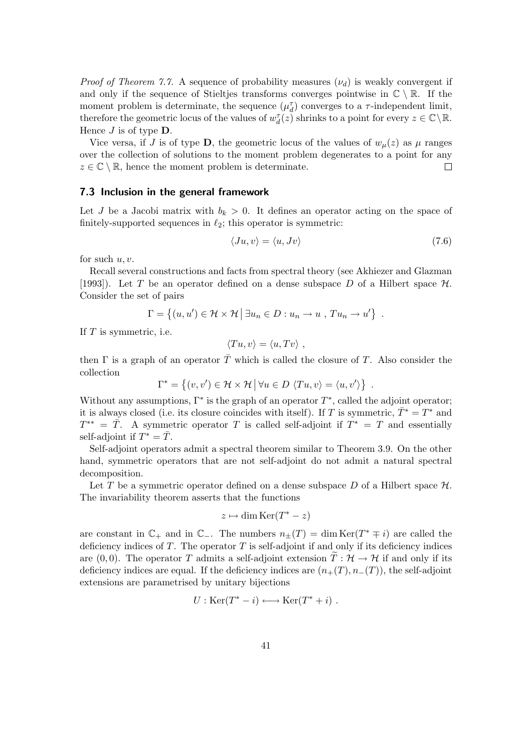*Proof of Theorem 7.7.* A sequence of probability measures $(\nu_d)$ is weakly convergent if and only if the sequence of Stieltjes transforms converges pointwise in $\mathbb{C} \setminus \mathbb{R}$. If the moment problem is determinate, the sequence $(\mu_d^\tau)$ converges to a $\tau$-independent limit, therefore the geometric locus of the values of $w_d^\tau(z)$ shrinks to a point for every $z \in \mathbb{C} \setminus \mathbb{R}$. Hence $J$ is of type **D**.

Vice versa, if $J$ is of type **D**, the geometric locus of the values of $w_\mu(z)$ as $\mu$ ranges over the collection of solutions to the moment problem degenerates to a point for any $z \in \mathbb{C} \setminus \mathbb{R}$, hence the moment problem is determinate. □

### 7.3 Inclusion in the general framework

Let $J$ be a Jacobi matrix with $b_k > 0$. It defines an operator acting on the space of finitely-supported sequences in $\ell_2$; this operator is symmetric:

$$\langle Ju, v \rangle = \langle u, Jv \rangle \tag{7.6}$$

for such $u, v$.

Recall several constructions and facts from spectral theory (see Akhiezer and Glazman [1993]). Let $T$ be an operator defined on a dense subspace $D$ of a Hilbert space $\mathcal{H}$. Consider the set of pairs

$$\Gamma = \left\{ (u, u') \in \mathcal{H} \times \mathcal{H} \,\middle|\, \exists u_n \in D : u_n \to u \ , \ Tu_n \to u' \right\} \ .$$

If $T$ is symmetric, i.e.

$$\langle Tu, v \rangle = \langle u, Tv \rangle \ ,$$

then $\Gamma$ is a graph of an operator $\bar{T}$ which is called the closure of $T$. Also consider the collection

$$\Gamma^* = \left\{ (v, v') \in \mathcal{H} \times \mathcal{H} \,\middle|\, \forall u \in D \ \langle Tu, v \rangle = \langle u, v' \rangle \right\} \ .$$

Without any assumptions, $\Gamma^*$ is the graph of an operator $T^*$, called the adjoint operator; it is always closed (i.e. its closure coincides with itself). If $T$ is symmetric, $\bar{T}^* = T^*$ and $T^{**} = \bar{T}$. A symmetric operator $T$ is called self-adjoint if $T^* = T$ and essentially self-adjoint if $T^* = \bar{T}$.

Self-adjoint operators admit a spectral theorem similar to Theorem 3.9. On the other hand, symmetric operators that are not self-adjoint do not admit a natural spectral decomposition.

Let $T$ be a symmetric operator defined on a dense subspace $D$ of a Hilbert space $\mathcal{H}$. The invariability theorem asserts that the functions

$$z \mapsto \dim \operatorname{Ker}(T^* - z)$$

are constant in $\mathbb{C}_+$ and in $\mathbb{C}_-$. The numbers $n_\pm(T) = \dim \operatorname{Ker}(T^* \mp i)$ are called the deficiency indices of $T$. The operator $T$ is self-adjoint if and only if its deficiency indices are $(0, 0)$. The operator $T$ admits a self-adjoint extension $\widetilde{T} : \mathcal{H} \to \mathcal{H}$ if and only if its deficiency indices are equal. If the deficiency indices are $(n_+(T), n_-(T))$, the self-adjoint extensions are parametrised by unitary bijections

$$U : \operatorname{Ker}(T^* - i) \longleftrightarrow \operatorname{Ker}(T^* + i) \ .$$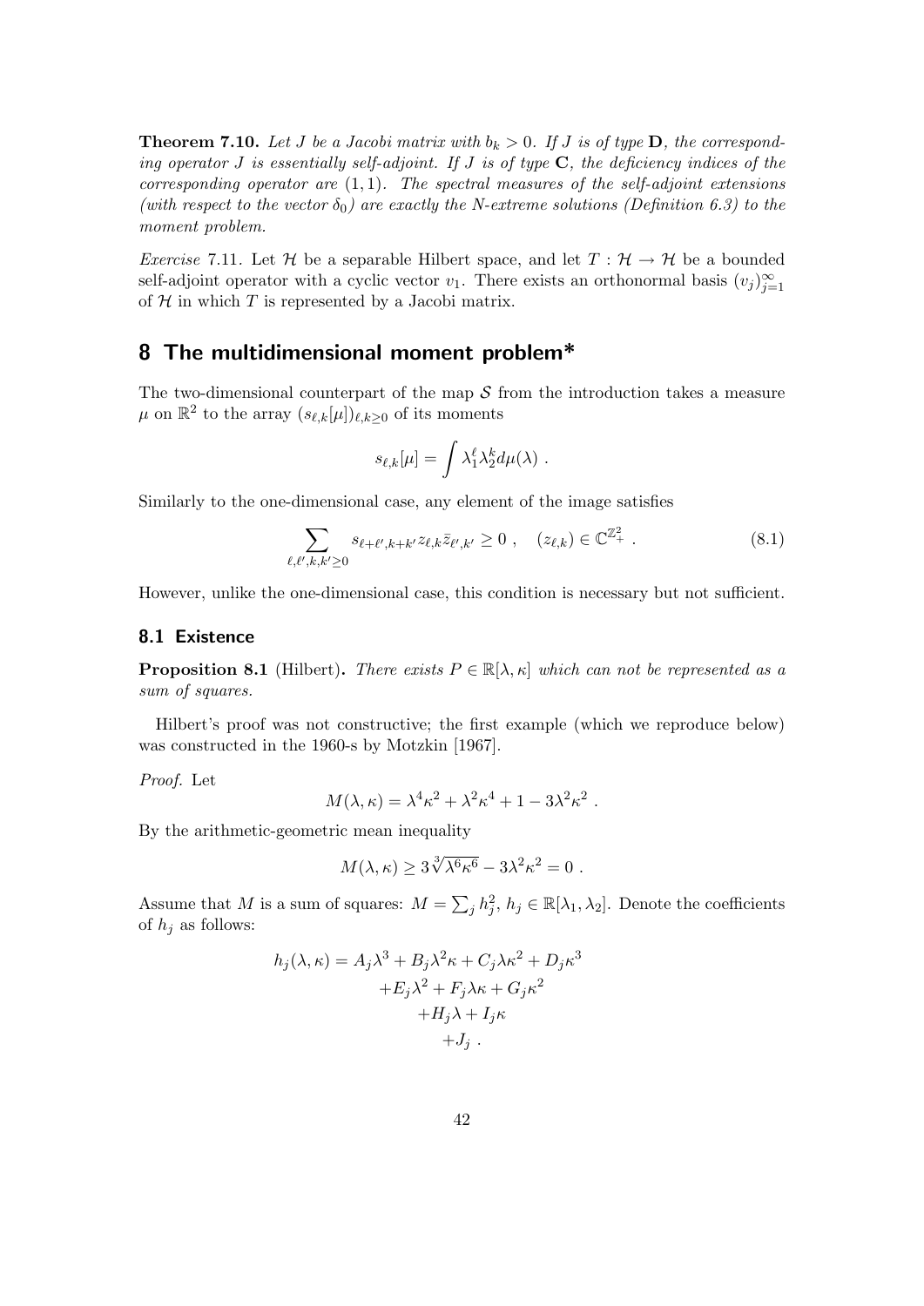**Theorem 7.10.** *Let $J$ be a Jacobi matrix with $b_k > 0$. If $J$ is of type* **D**, *the corresponding operator $J$ is essentially self-adjoint. If $J$ is of type* **C**, *the deficiency indices of the corresponding operator are $(1, 1)$. The spectral measures of the self-adjoint extensions (with respect to the vector $\delta_0$) are exactly the N-extreme solutions (Definition 6.3) to the moment problem.*

*Exercise* 7.11. Let $\mathcal{H}$ be a separable Hilbert space, and let $T : \mathcal{H} \to \mathcal{H}$ be a bounded self-adjoint operator with a cyclic vector $v_1$. There exists an orthonormal basis $(v_j)_{j=1}^{\infty}$ of $\mathcal{H}$ in which $T$ is represented by a Jacobi matrix.

## 8 The multidimensional moment problem*

The two-dimensional counterpart of the map $\mathcal{S}$ from the introduction takes a measure $\mu$ on $\mathbb{R}^2$ to the array $(s_{\ell,k}[\mu])_{\ell,k\geq 0}$ of its moments

$$s_{\ell,k}[\mu] = \int \lambda_1^{\ell} \lambda_2^{k} d\mu(\lambda) \ .$$

Similarly to the one-dimensional case, any element of the image satisfies

$$\sum_{\ell,\ell',k,k'\geq 0} s_{\ell+\ell',k+k'} z_{\ell,k} \bar{z}_{\ell',k'} \geq 0 \ , \quad (z_{\ell,k}) \in \mathbb{C}^{\mathbb{Z}_+^2} \ . \tag{8.1}$$

However, unlike the one-dimensional case, this condition is necessary but not sufficient.

### 8.1 Existence

**Proposition 8.1** (Hilbert). *There exists $P \in \mathbb{R}[\lambda, \kappa]$ which can not be represented as a sum of squares.*

Hilbert's proof was not constructive; the first example (which we reproduce below) was constructed in the 1960-s by Motzkin [1967].

*Proof.* Let

$$M(\lambda, \kappa) = \lambda^4 \kappa^2 + \lambda^2 \kappa^4 + 1 - 3\lambda^2 \kappa^2 \ .$$

By the arithmetic-geometric mean inequality

$$M(\lambda, \kappa) \geq 3\sqrt[3]{\lambda^6 \kappa^6} - 3\lambda^2 \kappa^2 = 0 \ .$$

Assume that $M$ is a sum of squares: $M = \sum_j h_j^2$, $h_j \in \mathbb{R}[\lambda_1, \lambda_2]$. Denote the coefficients of $h_j$ as follows:

$$\begin{aligned} h_j(\lambda, \kappa) = A_j \lambda^3 + B_j \lambda^2 \kappa + C_j \lambda \kappa^2 + D_j \kappa^3 \\ + E_j \lambda^2 + F_j \lambda \kappa + G_j \kappa^2 \\ + H_j \lambda + I_j \kappa \\ + J_j \ . \end{aligned}$$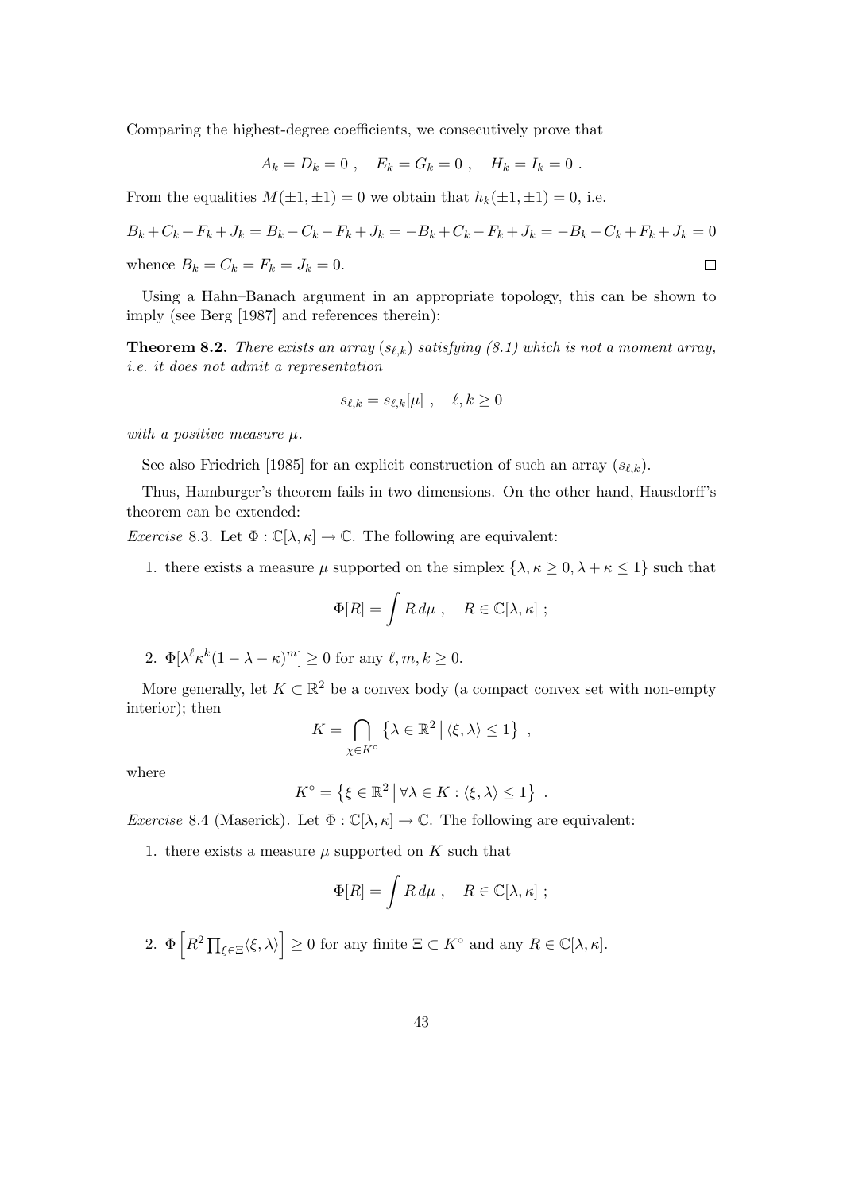Comparing the highest-degree coefficients, we consecutively prove that

$$A_k = D_k = 0 \ , \quad E_k = G_k = 0 \ , \quad H_k = I_k = 0 \ .$$

From the equalities $M(\pm 1, \pm 1) = 0$ we obtain that $h_k(\pm 1, \pm 1) = 0$, i.e.

$$B_k + C_k + F_k + J_k = B_k - C_k - F_k + J_k = -B_k + C_k - F_k + J_k = -B_k - C_k + F_k + J_k = 0$$

whence $B_k = C_k = F_k = J_k = 0$. ☐

Using a Hahn–Banach argument in an appropriate topology, this can be shown to imply (see Berg [1987] and references therein):

**Theorem 8.2.** *There exists an array $(s_{\ell,k})$ satisfying (8.1) which is not a moment array, i.e. it does not admit a representation*

$$s_{\ell,k} = s_{\ell,k}[\mu] \ , \quad \ell, k \geq 0$$

*with a positive measure $\mu$.*

See also Friedrich [1985] for an explicit construction of such an array $(s_{\ell,k})$.

Thus, Hamburger's theorem fails in two dimensions. On the other hand, Hausdorff's theorem can be extended:

*Exercise* 8.3. Let $\Phi : \mathbb{C}[\lambda, \kappa] \to \mathbb{C}$. The following are equivalent:

1. there exists a measure $\mu$ supported on the simplex $\{\lambda, \kappa \geq 0, \lambda + \kappa \leq 1\}$ such that

$$\Phi[R] = \int R \, d\mu \ , \quad R \in \mathbb{C}[\lambda, \kappa] \ ;$$

2. $\Phi[\lambda^\ell \kappa^k (1 - \lambda - \kappa)^m] \geq 0$ for any $\ell, m, k \geq 0$.

More generally, let $K \subset \mathbb{R}^2$ be a convex body (a compact convex set with non-empty interior); then

$$K = \bigcap_{\chi \in K^\circ} \left\{ \lambda \in \mathbb{R}^2 \,\middle|\, \langle \xi, \lambda \rangle \leq 1 \right\} \ ,$$

where

$$K^\circ = \left\{ \xi \in \mathbb{R}^2 \,\middle|\, \forall \lambda \in K : \langle \xi, \lambda \rangle \leq 1 \right\} \ .$$

*Exercise* 8.4 (Maserick). Let $\Phi : \mathbb{C}[\lambda, \kappa] \to \mathbb{C}$. The following are equivalent:

1. there exists a measure $\mu$ supported on $K$ such that

$$\Phi[R] = \int R \, d\mu \ , \quad R \in \mathbb{C}[\lambda, \kappa] \ ;$$

2. $\Phi\left[ R^2 \prod_{\xi \in \Xi} \langle \xi, \lambda \rangle \right] \geq 0$ for any finite $\Xi \subset K^\circ$ and any $R \in \mathbb{C}[\lambda, \kappa]$.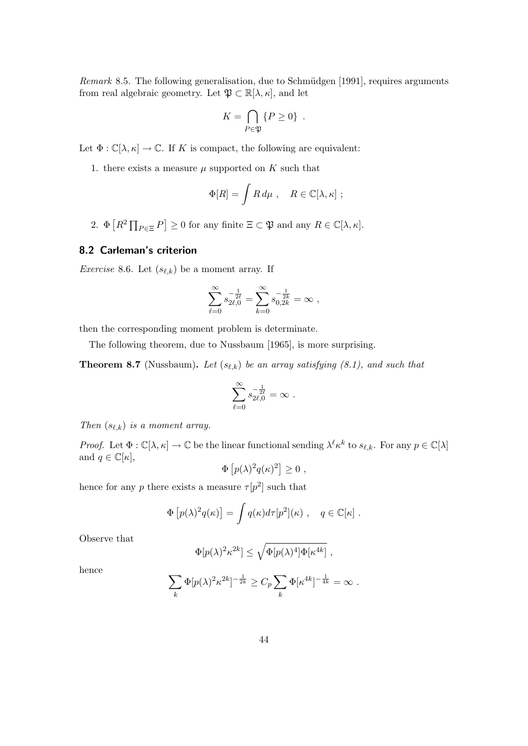*Remark* 8.5. The following generalisation, due to Schmüdgen [1991], requires arguments from real algebraic geometry. Let $\mathfrak{P} \subset \mathbb{R}[\lambda, \kappa]$, and let

$$K = \bigcap_{P \in \mathfrak{P}} \{P \geq 0\} \ .$$

Let $\Phi : \mathbb{C}[\lambda, \kappa] \to \mathbb{C}$. If $K$ is compact, the following are equivalent:

1. there exists a measure $\mu$ supported on $K$ such that

$$\Phi[R] = \int R \, d\mu \ , \quad R \in \mathbb{C}[\lambda, \kappa] \ ;$$

2. $\Phi\left[R^2 \prod_{P \in \Xi} P\right] \geq 0$ for any finite $\Xi \subset \mathfrak{P}$ and any $R \in \mathbb{C}[\lambda, \kappa]$.

## 8.2 Carleman's criterion

*Exercise* 8.6. Let $(s_{\ell,k})$ be a moment array. If

$$\sum_{\ell=0}^{\infty} s_{2\ell,0}^{-\frac{1}{2\ell}} = \sum_{k=0}^{\infty} s_{0,2k}^{-\frac{1}{2k}} = \infty \ ,$$

then the corresponding moment problem is determinate.

The following theorem, due to Nussbaum [1965], is more surprising.

**Theorem 8.7** (Nussbaum)**.** *Let $(s_{\ell,k})$ be an array satisfying (8.1), and such that*

$$\sum_{\ell=0}^{\infty} s_{2\ell,0}^{-\frac{1}{2\ell}} = \infty \ .$$

*Then $(s_{\ell,k})$ is a moment array.*

*Proof.* Let $\Phi : \mathbb{C}[\lambda, \kappa] \to \mathbb{C}$ be the linear functional sending $\lambda^\ell \kappa^k$ to $s_{\ell,k}$. For any $p \in \mathbb{C}[\lambda]$ and $q \in \mathbb{C}[\kappa]$,

$$\Phi\left[p(\lambda)^2 q(\kappa)^2\right] \geq 0 \ ,$$

hence for any $p$ there exists a measure $\tau[p^2]$ such that

$$\Phi\left[p(\lambda)^2 q(\kappa)\right] = \int q(\kappa) d\tau[p^2](\kappa) \ , \quad q \in \mathbb{C}[\kappa] \ .$$

Observe that

$$\Phi[p(\lambda)^2 \kappa^{2k}] \leq \sqrt{\Phi[p(\lambda)^4] \Phi[\kappa^{4k}]} \ ,$$

hence

$$\sum_k \Phi[p(\lambda)^2 \kappa^{2k}]^{-\frac{1}{2k}} \geq C_p \sum_k \Phi[\kappa^{4k}]^{-\frac{1}{4k}} = \infty \ .$$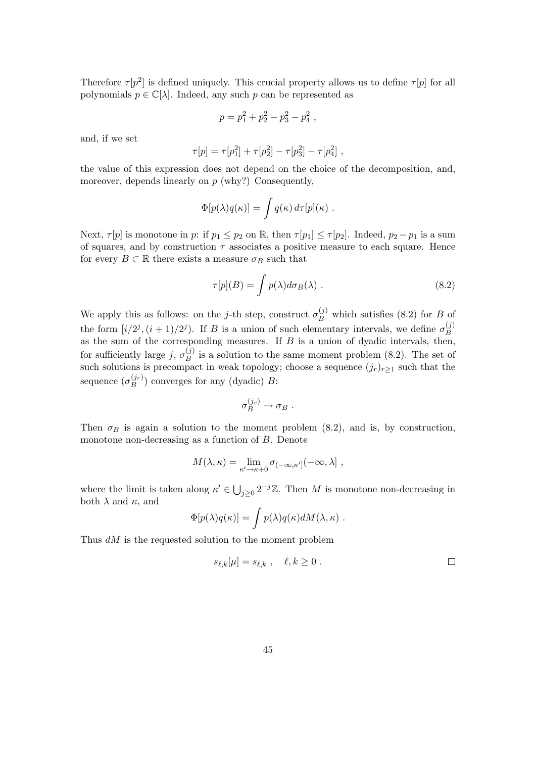Therefore $\tau[p^2]$ is defined uniquely. This crucial property allows us to define $\tau[p]$ for all polynomials $p \in \mathbb{C}[\lambda]$. Indeed, any such $p$ can be represented as

$$p = p_1^2 + p_2^2 - p_3^2 - p_4^2 \ ,$$

and, if we set

$$\tau[p] = \tau[p_1^2] + \tau[p_2^2] - \tau[p_3^2] - \tau[p_4^2] \ ,$$

the value of this expression does not depend on the choice of the decomposition, and, moreover, depends linearly on $p$ (why?) Consequently,

$$\Phi[p(\lambda)q(\kappa)] = \int q(\kappa)\, d\tau[p](\kappa) \ .$$

Next, $\tau[p]$ is monotone in $p$: if $p_1 \leq p_2$ on $\mathbb{R}$, then $\tau[p_1] \leq \tau[p_2]$. Indeed, $p_2 - p_1$ is a sum of squares, and by construction $\tau$ associates a positive measure to each square. Hence for every $B \subset \mathbb{R}$ there exists a measure $\sigma_B$ such that

$$\tau[p](B) = \int p(\lambda) d\sigma_B(\lambda) \ . \tag{8.2}$$

We apply this as follows: on the $j$-th step, construct $\sigma_B^{(j)}$ which satisfies (8.2) for $B$ of the form $[i/2^j, (i+1)/2^j)$. If $B$ is a union of such elementary intervals, we define $\sigma_B^{(j)}$ as the sum of the corresponding measures. If $B$ is a union of dyadic intervals, then, for sufficiently large $j$, $\sigma_B^{(j)}$ is a solution to the same moment problem (8.2). The set of such solutions is precompact in weak topology; choose a sequence $(j_r)_{r\geq 1}$ such that the sequence $(\sigma_B^{(j_r)})$ converges for any (dyadic) $B$:

$$\sigma_B^{(j_r)} \to \sigma_B \ .$$

Then $\sigma_B$ is again a solution to the moment problem (8.2), and is, by construction, monotone non-decreasing as a function of $B$. Denote

$$M(\lambda, \kappa) = \lim_{\kappa' \to \kappa + 0} \sigma_{(-\infty, \kappa']}(-\infty, \lambda] \ ,$$

where the limit is taken along $\kappa' \in \bigcup_{j\geq 0} 2^{-j}\mathbb{Z}$. Then $M$ is monotone non-decreasing in both $\lambda$ and $\kappa$, and

$$\Phi[p(\lambda)q(\kappa)] = \int p(\lambda)q(\kappa) dM(\lambda, \kappa) \ .$$

Thus $dM$ is the requested solution to the moment problem

$$s_{\ell,k}[\mu] = s_{\ell,k} \ , \quad \ell, k \geq 0 \ . \qquad \square$$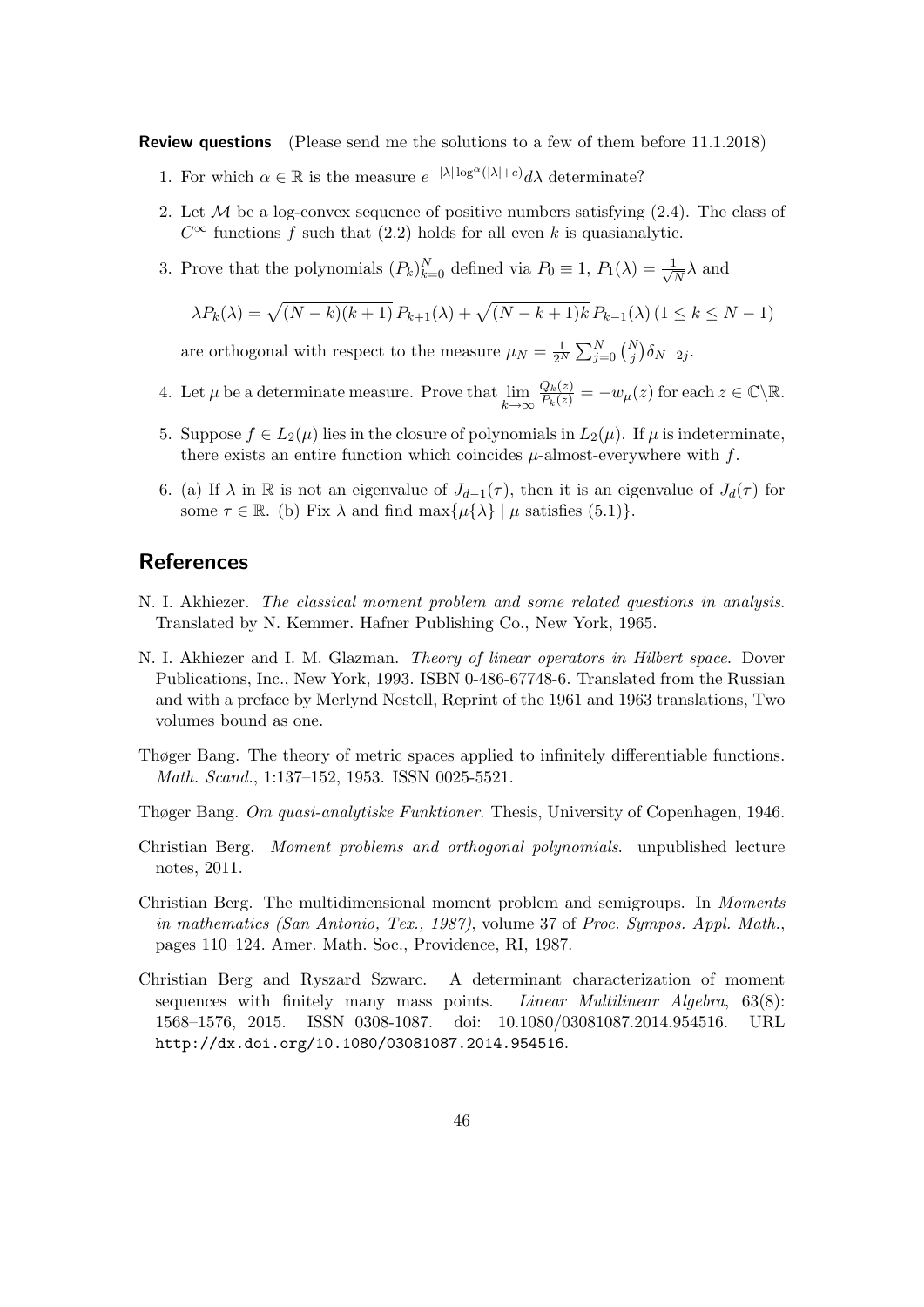**Review questions** (Please send me the solutions to a few of them before 11.1.2018)

1. For which $\alpha \in \mathbb{R}$ is the measure $e^{-|\lambda| \log^{\alpha}(|\lambda|+e)} d\lambda$ determinate?

2. Let $\mathcal{M}$ be a log-convex sequence of positive numbers satisfying (2.4). The class of $C^{\infty}$ functions $f$ such that (2.2) holds for all even $k$ is quasianalytic.

3. Prove that the polynomials $(P_k)_{k=0}^{N}$ defined via $P_0 \equiv 1$, $P_1(\lambda) = \frac{1}{\sqrt{N}} \lambda$ and

$$\lambda P_k(\lambda) = \sqrt{(N-k)(k+1)}\, P_{k+1}(\lambda) + \sqrt{(N-k+1)k}\, P_{k-1}(\lambda)\, (1 \leq k \leq N-1)$$

   are orthogonal with respect to the measure $\mu_N = \frac{1}{2^N} \sum_{j=0}^{N} \binom{N}{j} \delta_{N-2j}$.

4. Let $\mu$ be a determinate measure. Prove that $\lim\limits_{k \to \infty} \frac{Q_k(z)}{P_k(z)} = -w_{\mu}(z)$ for each $z \in \mathbb{C} \backslash \mathbb{R}$.

5. Suppose $f \in L_2(\mu)$ lies in the closure of polynomials in $L_2(\mu)$. If $\mu$ is indeterminate, there exists an entire function which coincides $\mu$-almost-everywhere with $f$.

6. (a) If $\lambda$ in $\mathbb{R}$ is not an eigenvalue of $J_{d-1}(\tau)$, then it is an eigenvalue of $J_d(\tau)$ for some $\tau \in \mathbb{R}$. (b) Fix $\lambda$ and find $\max\{\mu\{\lambda\} \mid \mu \text{ satisfies } (5.1)\}$.

## References

N. I. Akhiezer. *The classical moment problem and some related questions in analysis*. Translated by N. Kemmer. Hafner Publishing Co., New York, 1965.

N. I. Akhiezer and I. M. Glazman. *Theory of linear operators in Hilbert space*. Dover Publications, Inc., New York, 1993. ISBN 0-486-67748-6. Translated from the Russian and with a preface by Merlynd Nestell, Reprint of the 1961 and 1963 translations, Two volumes bound as one.

Thøger Bang. The theory of metric spaces applied to infinitely differentiable functions. *Math. Scand.*, 1:137–152, 1953. ISSN 0025-5521.

Thøger Bang. *Om quasi-analytiske Funktioner*. Thesis, University of Copenhagen, 1946.

Christian Berg. *Moment problems and orthogonal polynomials*. unpublished lecture notes, 2011.

Christian Berg. The multidimensional moment problem and semigroups. In *Moments in mathematics (San Antonio, Tex., 1987)*, volume 37 of *Proc. Sympos. Appl. Math.*, pages 110–124. Amer. Math. Soc., Providence, RI, 1987.

Christian Berg and Ryszard Szwarc. A determinant characterization of moment sequences with finitely many mass points. *Linear Multilinear Algebra*, 63(8): 1568–1576, 2015. ISSN 0308-1087. doi: 10.1080/03081087.2014.954516. URL http://dx.doi.org/10.1080/03081087.2014.954516.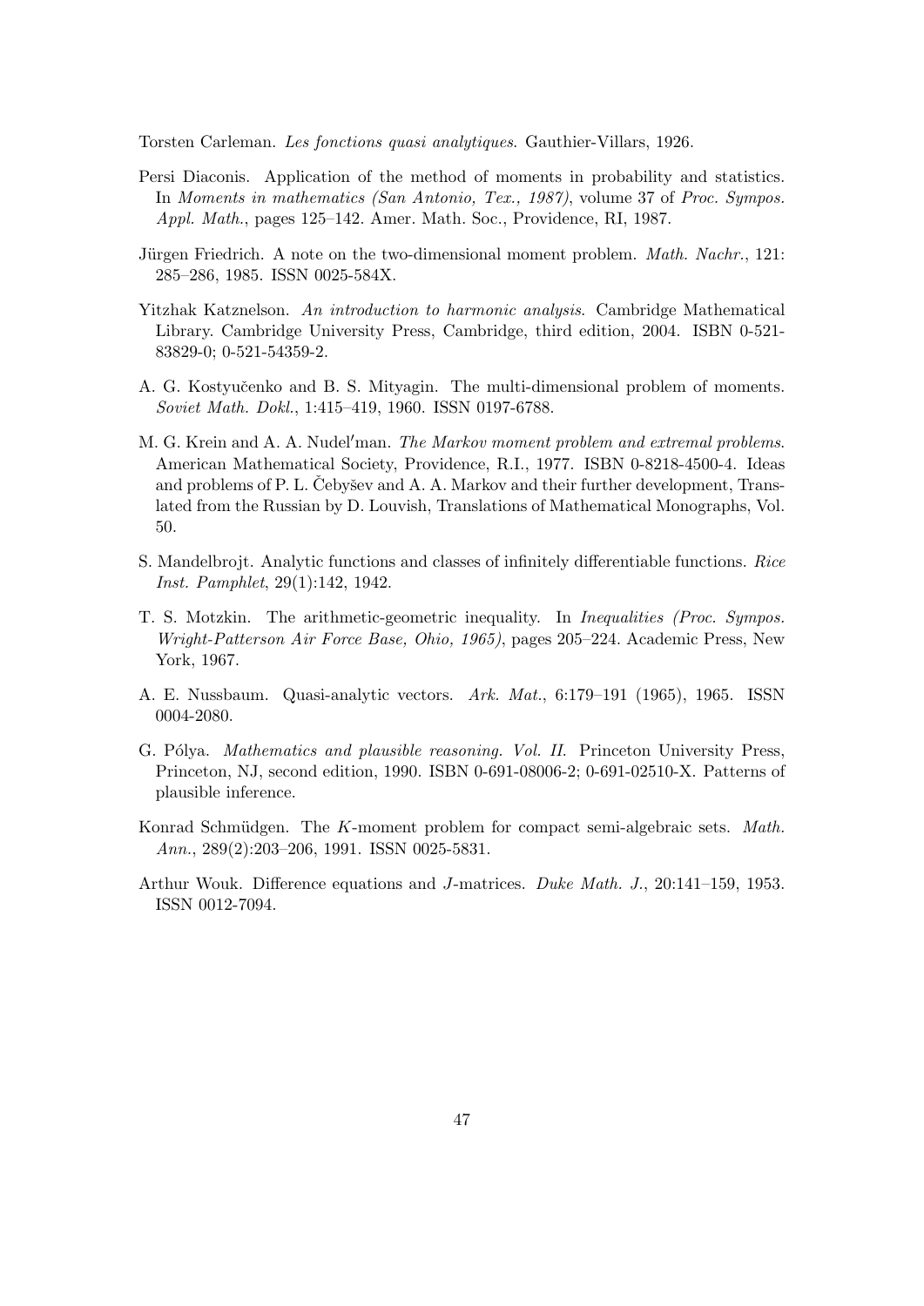Torsten Carleman. *Les fonctions quasi analytiques*. Gauthier-Villars, 1926.

Persi Diaconis. Application of the method of moments in probability and statistics. In *Moments in mathematics (San Antonio, Tex., 1987)*, volume 37 of *Proc. Sympos. Appl. Math.*, pages 125–142. Amer. Math. Soc., Providence, RI, 1987.

Jürgen Friedrich. A note on the two-dimensional moment problem. *Math. Nachr.*, 121: 285–286, 1985. ISSN 0025-584X.

Yitzhak Katznelson. *An introduction to harmonic analysis*. Cambridge Mathematical Library. Cambridge University Press, Cambridge, third edition, 2004. ISBN 0-521-83829-0; 0-521-54359-2.

A. G. Kostyučenko and B. S. Mityagin. The multi-dimensional problem of moments. *Soviet Math. Dokl.*, 1:415–419, 1960. ISSN 0197-6788.

M. G. Krein and A. A. Nudel′man. *The Markov moment problem and extremal problems*. American Mathematical Society, Providence, R.I., 1977. ISBN 0-8218-4500-4. Ideas and problems of P. L. Čebyšev and A. A. Markov and their further development, Translated from the Russian by D. Louvish, Translations of Mathematical Monographs, Vol. 50.

S. Mandelbrojt. Analytic functions and classes of infinitely differentiable functions. *Rice Inst. Pamphlet*, 29(1):142, 1942.

T. S. Motzkin. The arithmetic-geometric inequality. In *Inequalities (Proc. Sympos. Wright-Patterson Air Force Base, Ohio, 1965)*, pages 205–224. Academic Press, New York, 1967.

A. E. Nussbaum. Quasi-analytic vectors. *Ark. Mat.*, 6:179–191 (1965), 1965. ISSN 0004-2080.

G. Pólya. *Mathematics and plausible reasoning. Vol. II.* Princeton University Press, Princeton, NJ, second edition, 1990. ISBN 0-691-08006-2; 0-691-02510-X. Patterns of plausible inference.

Konrad Schmüdgen. The $K$-moment problem for compact semi-algebraic sets. *Math. Ann.*, 289(2):203–206, 1991. ISSN 0025-5831.

Arthur Wouk. Difference equations and $J$-matrices. *Duke Math. J.*, 20:141–159, 1953. ISSN 0012-7094.